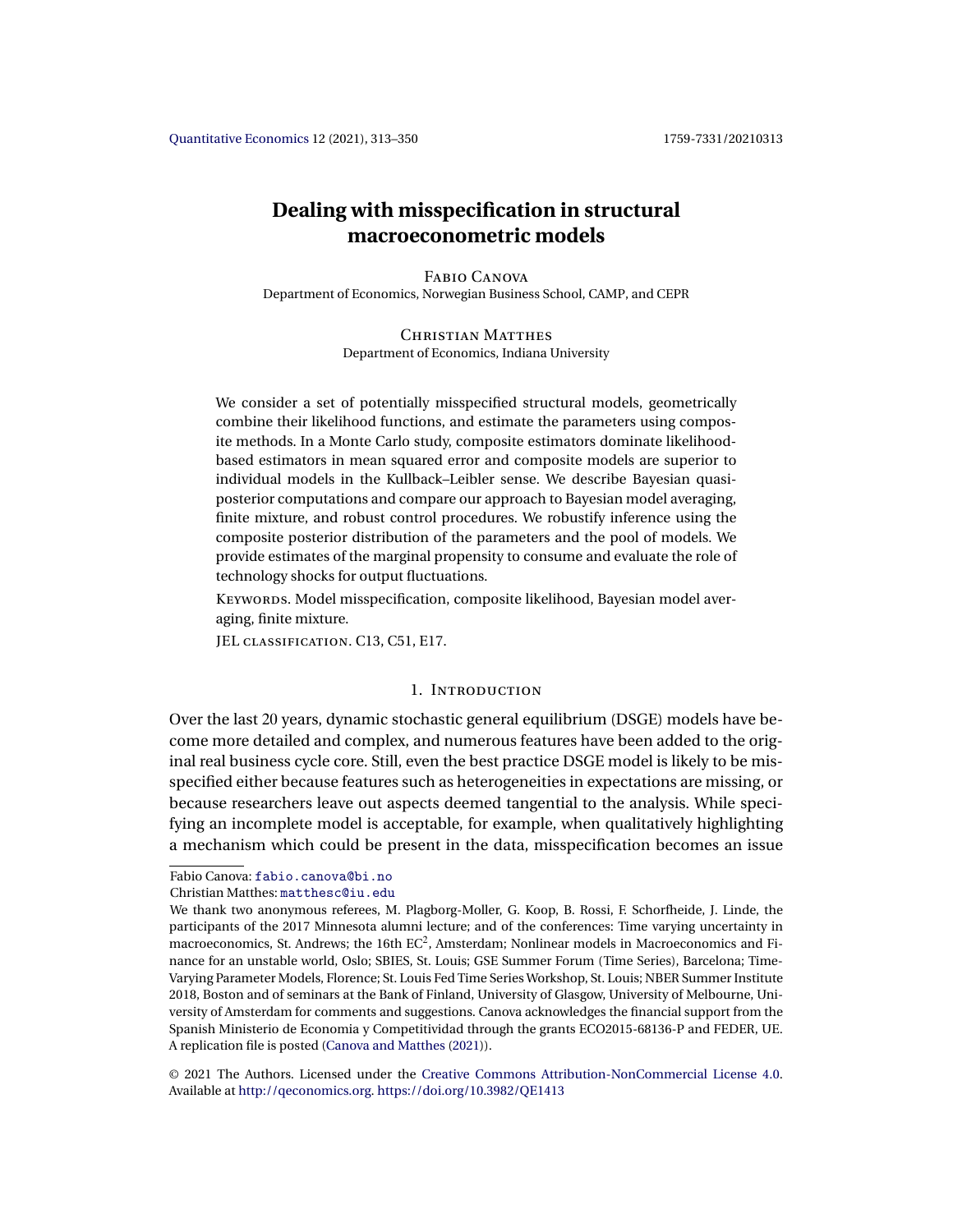# Dealing with misspecification in structural macroeconometric models

Fabio Canova
Department of Economics, Norwegian Business School, CAMP, and CEPR

Christian Matthes
Department of Economics, Indiana University

We consider a set of potentially misspecified structural models, geometrically combine their likelihood functions, and estimate the parameters using composite methods. In a Monte Carlo study, composite estimators dominate likelihood-based estimators in mean squared error and composite models are superior to individual models in the Kullback–Leibler sense. We describe Bayesian quasi-posterior computations and compare our approach to Bayesian model averaging, finite mixture, and robust control procedures. We robustify inference using the composite posterior distribution of the parameters and the pool of models. We provide estimates of the marginal propensity to consume and evaluate the role of technology shocks for output fluctuations.

Keywords. Model misspecification, composite likelihood, Bayesian model averaging, finite mixture.

JEL classification. C13, C51, E17.

## 1. Introduction

Over the last 20 years, dynamic stochastic general equilibrium (DSGE) models have become more detailed and complex, and numerous features have been added to the original real business cycle core. Still, even the best practice DSGE model is likely to be misspecified either because features such as heterogeneities in expectations are missing, or because researchers leave out aspects deemed tangential to the analysis. While specifying an incomplete model is acceptable, for example, when qualitatively highlighting a mechanism which could be present in the data, misspecification becomes an issue

---

Fabio Canova: fabio.canova@bi.no
Christian Matthes: matthesc@iu.edu

We thank two anonymous referees, M. Plagborg-Moller, G. Koop, B. Rossi, F. Schorfheide, J. Linde, the participants of the 2017 Minnesota alumni lecture; and of the conferences: Time varying uncertainty in macroeconomics, St. Andrews; the 16th EC[2], Amsterdam; Nonlinear models in Macroeconomics and Finance for an unstable world, Oslo; SBIES, St. Louis; GSE Summer Forum (Time Series), Barcelona; Time-Varying Parameter Models, Florence; St. Louis Fed Time Series Workshop, St. Louis; NBER Summer Institute 2018, Boston and of seminars at the Bank of Finland, University of Glasgow, University of Melbourne, University of Amsterdam for comments and suggestions. Canova acknowledges the financial support from the Spanish Ministerio de Economia y Competitividad through the grants ECO2015-68136-P and FEDER, UE. A replication file is posted (Canova and Matthes (2021)).

© 2021 The Authors. Licensed under the Creative Commons Attribution-NonCommercial License 4.0. Available at http://qeconomics.org. https://doi.org/10.3982/QE1413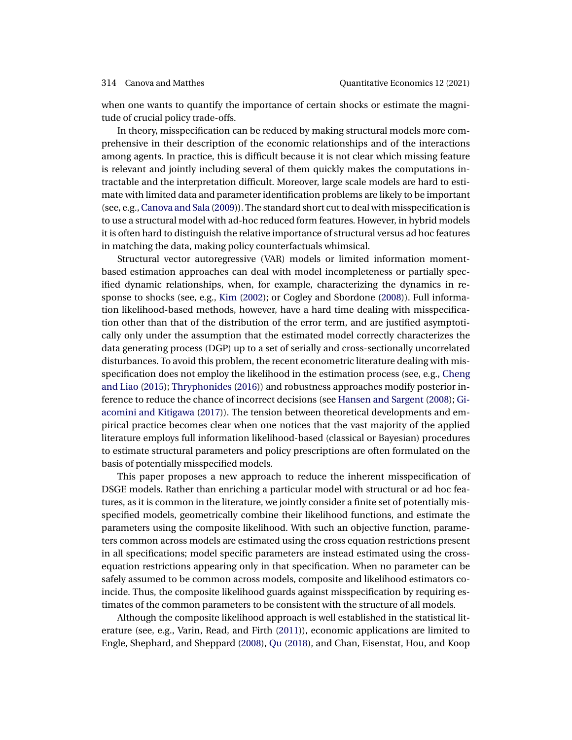when one wants to quantify the importance of certain shocks or estimate the magnitude of crucial policy trade-offs.

In theory, misspecification can be reduced by making structural models more comprehensive in their description of the economic relationships and of the interactions among agents. In practice, this is difficult because it is not clear which missing feature is relevant and jointly including several of them quickly makes the computations intractable and the interpretation difficult. Moreover, large scale models are hard to estimate with limited data and parameter identification problems are likely to be important (see, e.g., Canova and Sala (2009)). The standard short cut to deal with misspecification is to use a structural model with ad-hoc reduced form features. However, in hybrid models it is often hard to distinguish the relative importance of structural versus ad hoc features in matching the data, making policy counterfactuals whimsical.

Structural vector autoregressive (VAR) models or limited information moment-based estimation approaches can deal with model incompleteness or partially specified dynamic relationships, when, for example, characterizing the dynamics in response to shocks (see, e.g., Kim (2002); or Cogley and Sbordone (2008)). Full information likelihood-based methods, however, have a hard time dealing with misspecification other than that of the distribution of the error term, and are justified asymptotically only under the assumption that the estimated model correctly characterizes the data generating process (DGP) up to a set of serially and cross-sectionally uncorrelated disturbances. To avoid this problem, the recent econometric literature dealing with misspecification does not employ the likelihood in the estimation process (see, e.g., Cheng and Liao (2015); Thryphonides (2016)) and robustness approaches modify posterior inference to reduce the chance of incorrect decisions (see Hansen and Sargent (2008); Giacomini and Kitigawa (2017)). The tension between theoretical developments and empirical practice becomes clear when one notices that the vast majority of the applied literature employs full information likelihood-based (classical or Bayesian) procedures to estimate structural parameters and policy prescriptions are often formulated on the basis of potentially misspecified models.

This paper proposes a new approach to reduce the inherent misspecification of DSGE models. Rather than enriching a particular model with structural or ad hoc features, as it is common in the literature, we jointly consider a finite set of potentially misspecified models, geometrically combine their likelihood functions, and estimate the parameters using the composite likelihood. With such an objective function, parameters common across models are estimated using the cross equation restrictions present in all specifications; model specific parameters are instead estimated using the cross-equation restrictions appearing only in that specification. When no parameter can be safely assumed to be common across models, composite and likelihood estimators coincide. Thus, the composite likelihood guards against misspecification by requiring estimates of the common parameters to be consistent with the structure of all models.

Although the composite likelihood approach is well established in the statistical literature (see, e.g., Varin, Read, and Firth (2011)), economic applications are limited to Engle, Shephard, and Sheppard (2008), Qu (2018), and Chan, Eisenstat, Hou, and Koop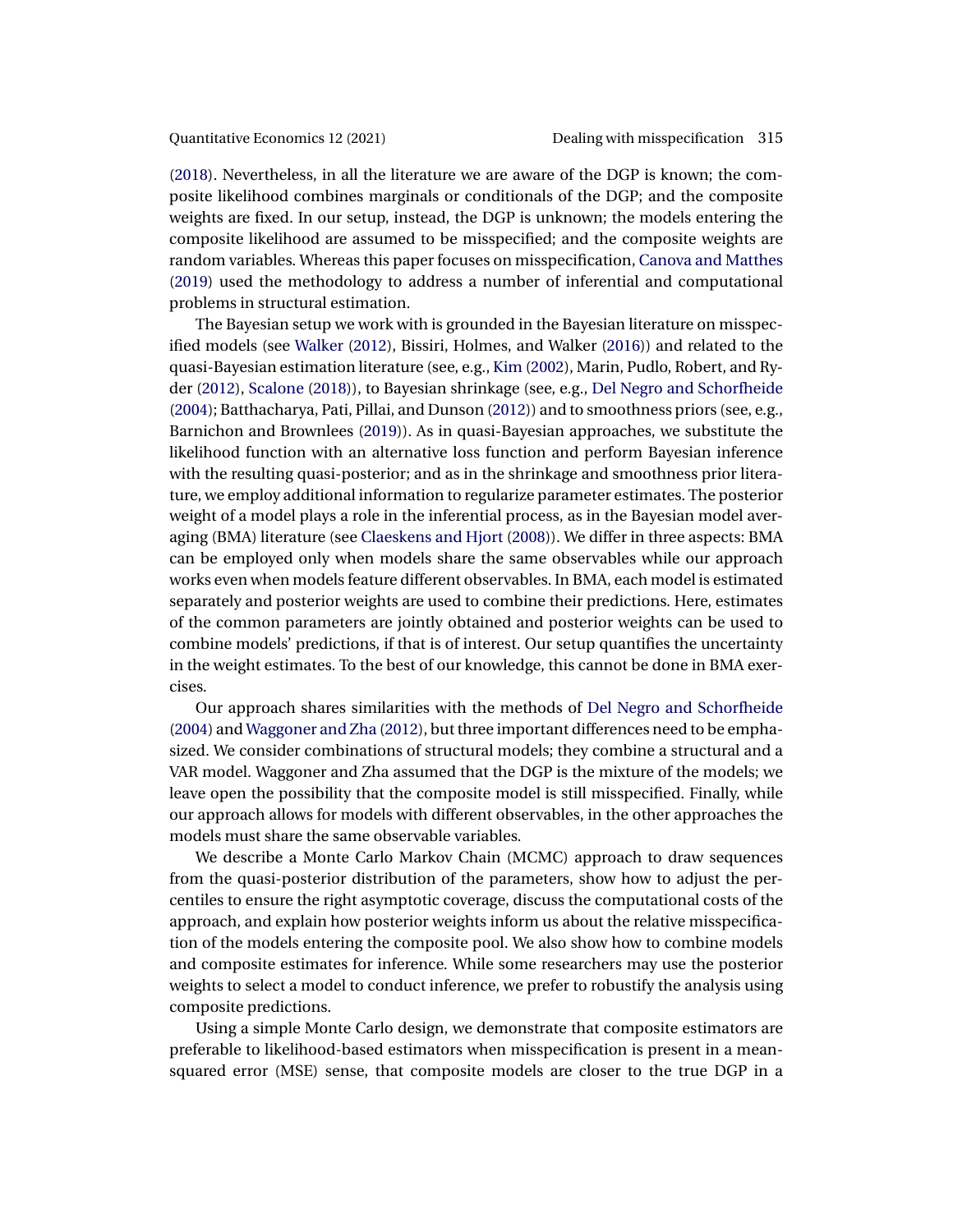(2018). Nevertheless, in all the literature we are aware of the DGP is known; the composite likelihood combines marginals or conditionals of the DGP; and the composite weights are fixed. In our setup, instead, the DGP is unknown; the models entering the composite likelihood are assumed to be misspecified; and the composite weights are random variables. Whereas this paper focuses on misspecification, Canova and Matthes (2019) used the methodology to address a number of inferential and computational problems in structural estimation.

The Bayesian setup we work with is grounded in the Bayesian literature on misspecified models (see Walker (2012), Bissiri, Holmes, and Walker (2016)) and related to the quasi-Bayesian estimation literature (see, e.g., Kim (2002), Marin, Pudlo, Robert, and Ryder (2012), Scalone (2018)), to Bayesian shrinkage (see, e.g., Del Negro and Schorfheide (2004); Batthacharya, Pati, Pillai, and Dunson (2012)) and to smoothness priors (see, e.g., Barnichon and Brownlees (2019)). As in quasi-Bayesian approaches, we substitute the likelihood function with an alternative loss function and perform Bayesian inference with the resulting quasi-posterior; and as in the shrinkage and smoothness prior literature, we employ additional information to regularize parameter estimates. The posterior weight of a model plays a role in the inferential process, as in the Bayesian model averaging (BMA) literature (see Claeskens and Hjort (2008)). We differ in three aspects: BMA can be employed only when models share the same observables while our approach works even when models feature different observables. In BMA, each model is estimated separately and posterior weights are used to combine their predictions. Here, estimates of the common parameters are jointly obtained and posterior weights can be used to combine models' predictions, if that is of interest. Our setup quantifies the uncertainty in the weight estimates. To the best of our knowledge, this cannot be done in BMA exercises.

Our approach shares similarities with the methods of Del Negro and Schorfheide (2004) and Waggoner and Zha (2012), but three important differences need to be emphasized. We consider combinations of structural models; they combine a structural and a VAR model. Waggoner and Zha assumed that the DGP is the mixture of the models; we leave open the possibility that the composite model is still misspecified. Finally, while our approach allows for models with different observables, in the other approaches the models must share the same observable variables.

We describe a Monte Carlo Markov Chain (MCMC) approach to draw sequences from the quasi-posterior distribution of the parameters, show how to adjust the percentiles to ensure the right asymptotic coverage, discuss the computational costs of the approach, and explain how posterior weights inform us about the relative misspecification of the models entering the composite pool. We also show how to combine models and composite estimates for inference. While some researchers may use the posterior weights to select a model to conduct inference, we prefer to robustify the analysis using composite predictions.

Using a simple Monte Carlo design, we demonstrate that composite estimators are preferable to likelihood-based estimators when misspecification is present in a mean-squared error (MSE) sense, that composite models are closer to the true DGP in a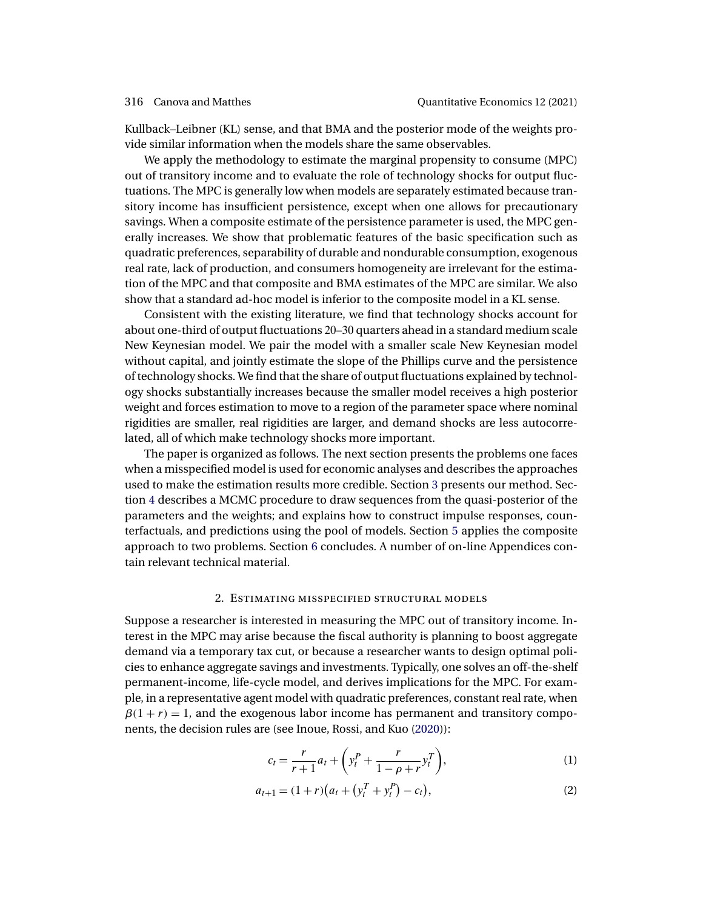Kullback–Leibner (KL) sense, and that BMA and the posterior mode of the weights provide similar information when the models share the same observables.

We apply the methodology to estimate the marginal propensity to consume (MPC) out of transitory income and to evaluate the role of technology shocks for output fluctuations. The MPC is generally low when models are separately estimated because transitory income has insufficient persistence, except when one allows for precautionary savings. When a composite estimate of the persistence parameter is used, the MPC generally increases. We show that problematic features of the basic specification such as quadratic preferences, separability of durable and nondurable consumption, exogenous real rate, lack of production, and consumers homogeneity are irrelevant for the estimation of the MPC and that composite and BMA estimates of the MPC are similar. We also show that a standard ad-hoc model is inferior to the composite model in a KL sense.

Consistent with the existing literature, we find that technology shocks account for about one-third of output fluctuations 20–30 quarters ahead in a standard medium scale New Keynesian model. We pair the model with a smaller scale New Keynesian model without capital, and jointly estimate the slope of the Phillips curve and the persistence of technology shocks. We find that the share of output fluctuations explained by technology shocks substantially increases because the smaller model receives a high posterior weight and forces estimation to move to a region of the parameter space where nominal rigidities are smaller, real rigidities are larger, and demand shocks are less autocorrelated, all of which make technology shocks more important.

The paper is organized as follows. The next section presents the problems one faces when a misspecified model is used for economic analyses and describes the approaches used to make the estimation results more credible. Section 3 presents our method. Section 4 describes a MCMC procedure to draw sequences from the quasi-posterior of the parameters and the weights; and explains how to construct impulse responses, counterfactuals, and predictions using the pool of models. Section 5 applies the composite approach to two problems. Section 6 concludes. A number of on-line Appendices contain relevant technical material.

## 2. Estimating misspecified structural models

Suppose a researcher is interested in measuring the MPC out of transitory income. Interest in the MPC may arise because the fiscal authority is planning to boost aggregate demand via a temporary tax cut, or because a researcher wants to design optimal policies to enhance aggregate savings and investments. Typically, one solves an off-the-shelf permanent-income, life-cycle model, and derives implications for the MPC. For example, in a representative agent model with quadratic preferences, constant real rate, when $\beta(1+r)=1$, and the exogenous labor income has permanent and transitory components, the decision rules are (see Inoue, Rossi, and Kuo (2020)):

$$c_t = \frac{r}{r+1}a_t + \left(y_t^P + \frac{r}{1-\rho+r}y_t^T\right), \tag{1}$$

$$a_{t+1} = (1+r)\left(a_t + \left(y_t^T + y_t^P\right) - c_t\right), \tag{2}$$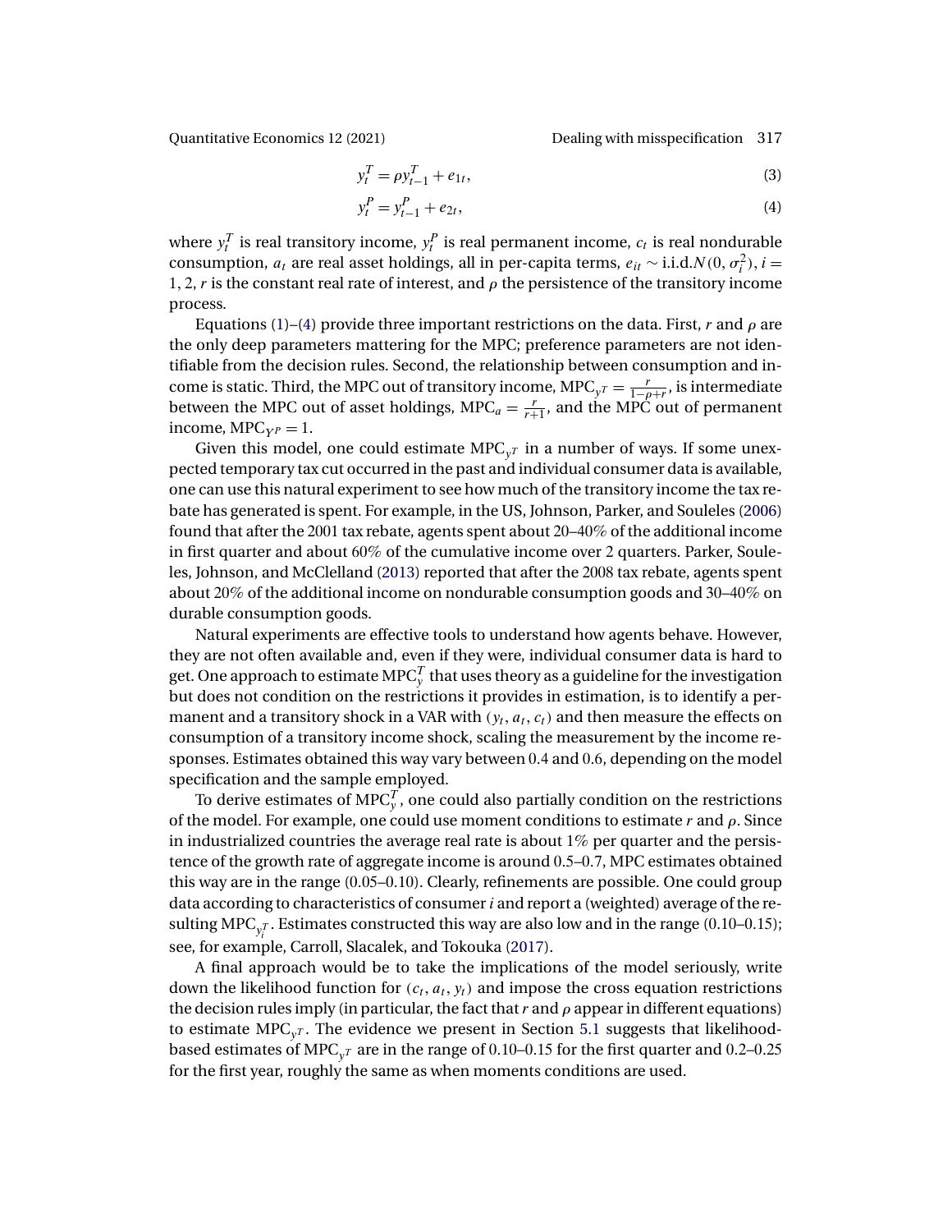$$y_t^T = \rho y_{t-1}^T + e_{1t}, \tag{3}$$

$$y_t^P = y_{t-1}^P + e_{2t}, \tag{4}$$

where $y_t^T$ is real transitory income, $y_t^P$ is real permanent income, $c_t$ is real nondurable consumption, $a_t$ are real asset holdings, all in per-capita terms, $e_{it} \sim \text{i.i.d.}N(0, \sigma_i^2)$, $i = 1, 2$, $r$ is the constant real rate of interest, and $\rho$ the persistence of the transitory income process.

Equations (1)–(4) provide three important restrictions on the data. First, $r$ and $\rho$ are the only deep parameters mattering for the MPC; preference parameters are not identifiable from the decision rules. Second, the relationship between consumption and income is static. Third, the MPC out of transitory income, $\text{MPC}_{y^T} = \frac{r}{1-\rho+r}$, is intermediate between the MPC out of asset holdings, $\text{MPC}_a = \frac{r}{r+1}$, and the MPC out of permanent income, $\text{MPC}_{Y^P} = 1$.

Given this model, one could estimate $\text{MPC}_{y^T}$ in a number of ways. If some unexpected temporary tax cut occurred in the past and individual consumer data is available, one can use this natural experiment to see how much of the transitory income the tax rebate has generated is spent. For example, in the US, Johnson, Parker, and Souleles (2006) found that after the 2001 tax rebate, agents spent about 20–40% of the additional income in first quarter and about 60% of the cumulative income over 2 quarters. Parker, Souleles, Johnson, and McClelland (2013) reported that after the 2008 tax rebate, agents spent about 20% of the additional income on nondurable consumption goods and 30–40% on durable consumption goods.

Natural experiments are effective tools to understand how agents behave. However, they are not often available and, even if they were, individual consumer data is hard to get. One approach to estimate $\text{MPC}_y^T$ that uses theory as a guideline for the investigation but does not condition on the restrictions it provides in estimation, is to identify a permanent and a transitory shock in a VAR with $(y_t, a_t, c_t)$ and then measure the effects on consumption of a transitory income shock, scaling the measurement by the income responses. Estimates obtained this way vary between 0.4 and 0.6, depending on the model specification and the sample employed.

To derive estimates of $\text{MPC}_y^T$, one could also partially condition on the restrictions of the model. For example, one could use moment conditions to estimate $r$ and $\rho$. Since in industrialized countries the average real rate is about 1% per quarter and the persistence of the growth rate of aggregate income is around 0.5–0.7, MPC estimates obtained this way are in the range (0.05–0.10). Clearly, refinements are possible. One could group data according to characteristics of consumer $i$ and report a (weighted) average of the resulting $\text{MPC}_{y_i^T}$. Estimates constructed this way are also low and in the range (0.10–0.15); see, for example, Carroll, Slacalek, and Tokouka (2017).

A final approach would be to take the implications of the model seriously, write down the likelihood function for $(c_t, a_t, y_t)$ and impose the cross equation restrictions the decision rules imply (in particular, the fact that $r$ and $\rho$ appear in different equations) to estimate $\text{MPC}_{y^T}$. The evidence we present in Section 5.1 suggests that likelihood-based estimates of $\text{MPC}_{y^T}$ are in the range of 0.10–0.15 for the first quarter and 0.2–0.25 for the first year, roughly the same as when moments conditions are used.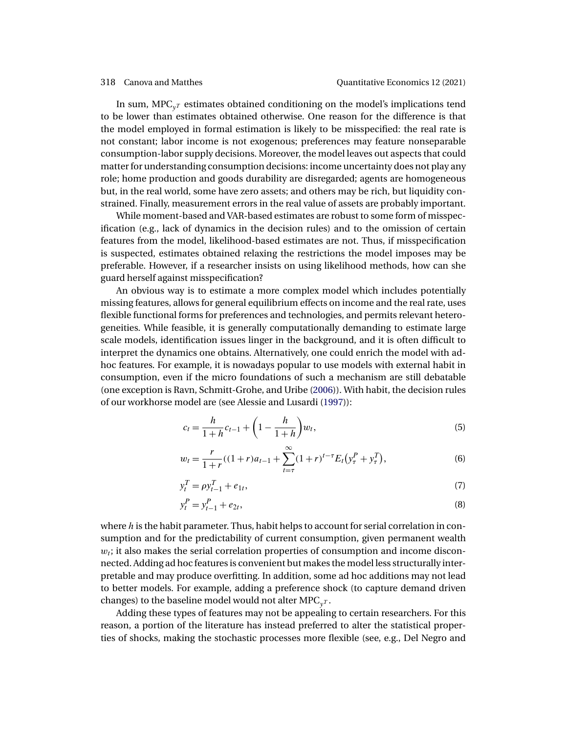In sum, $\text{MPC}_{y^T}$ estimates obtained conditioning on the model's implications tend to be lower than estimates obtained otherwise. One reason for the difference is that the model employed in formal estimation is likely to be misspecified: the real rate is not constant; labor income is not exogenous; preferences may feature nonseparable consumption-labor supply decisions. Moreover, the model leaves out aspects that could matter for understanding consumption decisions: income uncertainty does not play any role; home production and goods durability are disregarded; agents are homogeneous but, in the real world, some have zero assets; and others may be rich, but liquidity constrained. Finally, measurement errors in the real value of assets are probably important.

While moment-based and VAR-based estimates are robust to some form of misspecification (e.g., lack of dynamics in the decision rules) and to the omission of certain features from the model, likelihood-based estimates are not. Thus, if misspecification is suspected, estimates obtained relaxing the restrictions the model imposes may be preferable. However, if a researcher insists on using likelihood methods, how can she guard herself against misspecification?

An obvious way is to estimate a more complex model which includes potentially missing features, allows for general equilibrium effects on income and the real rate, uses flexible functional forms for preferences and technologies, and permits relevant heterogeneities. While feasible, it is generally computationally demanding to estimate large scale models, identification issues linger in the background, and it is often difficult to interpret the dynamics one obtains. Alternatively, one could enrich the model with ad-hoc features. For example, it is nowadays popular to use models with external habit in consumption, even if the micro foundations of such a mechanism are still debatable (one exception is Ravn, Schmitt-Grohe, and Uribe (2006)). With habit, the decision rules of our workhorse model are (see Alessie and Lusardi (1997)):

$$c_t = \frac{h}{1+h}c_{t-1} + \left(1 - \frac{h}{1+h}\right)w_t, \tag{5}$$

$$w_t = \frac{r}{1+r}((1+r)a_{t-1} + \sum_{t=\tau}^{\infty}(1+r)^{t-\tau}E_t\left(y_\tau^P + y_\tau^T\right), \tag{6}$$

$$y_t^T = \rho y_{t-1}^T + e_{1t}, \tag{7}$$

$$y_t^P = y_{t-1}^P + e_{2t}, \tag{8}$$

where $h$ is the habit parameter. Thus, habit helps to account for serial correlation in consumption and for the predictability of current consumption, given permanent wealth $w_t$; it also makes the serial correlation properties of consumption and income disconnected. Adding ad hoc features is convenient but makes the model less structurally interpretable and may produce overfitting. In addition, some ad hoc additions may not lead to better models. For example, adding a preference shock (to capture demand driven changes) to the baseline model would not alter $\text{MPC}_{y^T}$.

Adding these types of features may not be appealing to certain researchers. For this reason, a portion of the literature has instead preferred to alter the statistical properties of shocks, making the stochastic processes more flexible (see, e.g., Del Negro and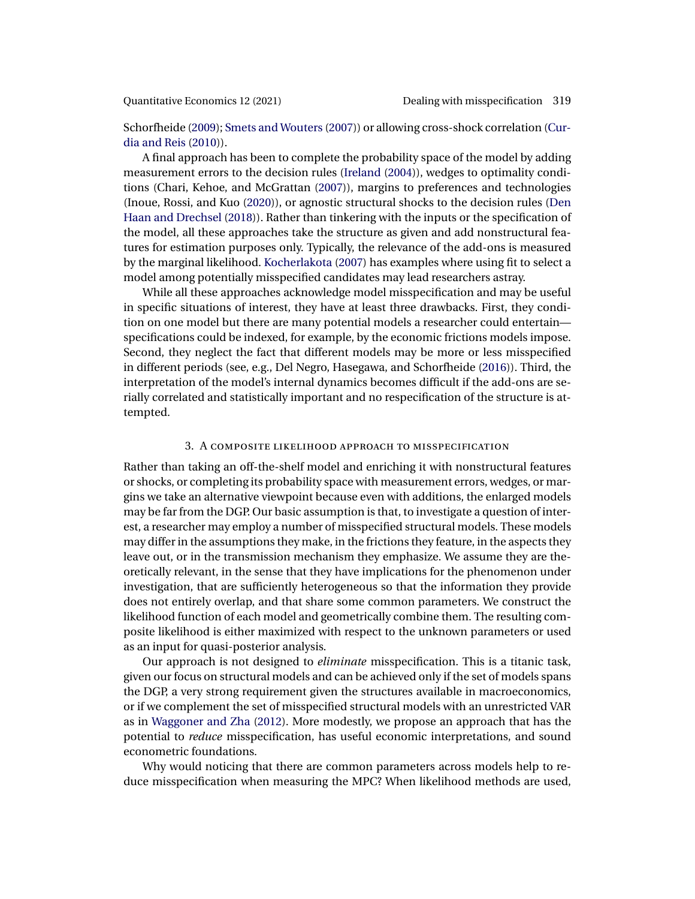Schorfheide (2009); Smets and Wouters (2007)) or allowing cross-shock correlation (Curdia and Reis (2010)).

A final approach has been to complete the probability space of the model by adding measurement errors to the decision rules (Ireland (2004)), wedges to optimality conditions (Chari, Kehoe, and McGrattan (2007)), margins to preferences and technologies (Inoue, Rossi, and Kuo (2020)), or agnostic structural shocks to the decision rules (Den Haan and Drechsel (2018)). Rather than tinkering with the inputs or the specification of the model, all these approaches take the structure as given and add nonstructural features for estimation purposes only. Typically, the relevance of the add-ons is measured by the marginal likelihood. Kocherlakota (2007) has examples where using fit to select a model among potentially misspecified candidates may lead researchers astray.

While all these approaches acknowledge model misspecification and may be useful in specific situations of interest, they have at least three drawbacks. First, they condition on one model but there are many potential models a researcher could entertain—specifications could be indexed, for example, by the economic frictions models impose. Second, they neglect the fact that different models may be more or less misspecified in different periods (see, e.g., Del Negro, Hasegawa, and Schorfheide (2016)). Third, the interpretation of the model's internal dynamics becomes difficult if the add-ons are serially correlated and statistically important and no respecification of the structure is attempted.

## 3. A composite likelihood approach to misspecification

Rather than taking an off-the-shelf model and enriching it with nonstructural features or shocks, or completing its probability space with measurement errors, wedges, or margins we take an alternative viewpoint because even with additions, the enlarged models may be far from the DGP. Our basic assumption is that, to investigate a question of interest, a researcher may employ a number of misspecified structural models. These models may differ in the assumptions they make, in the frictions they feature, in the aspects they leave out, or in the transmission mechanism they emphasize. We assume they are theoretically relevant, in the sense that they have implications for the phenomenon under investigation, that are sufficiently heterogeneous so that the information they provide does not entirely overlap, and that share some common parameters. We construct the likelihood function of each model and geometrically combine them. The resulting composite likelihood is either maximized with respect to the unknown parameters or used as an input for quasi-posterior analysis.

Our approach is not designed to *eliminate* misspecification. This is a titanic task, given our focus on structural models and can be achieved only if the set of models spans the DGP, a very strong requirement given the structures available in macroeconomics, or if we complement the set of misspecified structural models with an unrestricted VAR as in Waggoner and Zha (2012). More modestly, we propose an approach that has the potential to *reduce* misspecification, has useful economic interpretations, and sound econometric foundations.

Why would noticing that there are common parameters across models help to reduce misspecification when measuring the MPC? When likelihood methods are used,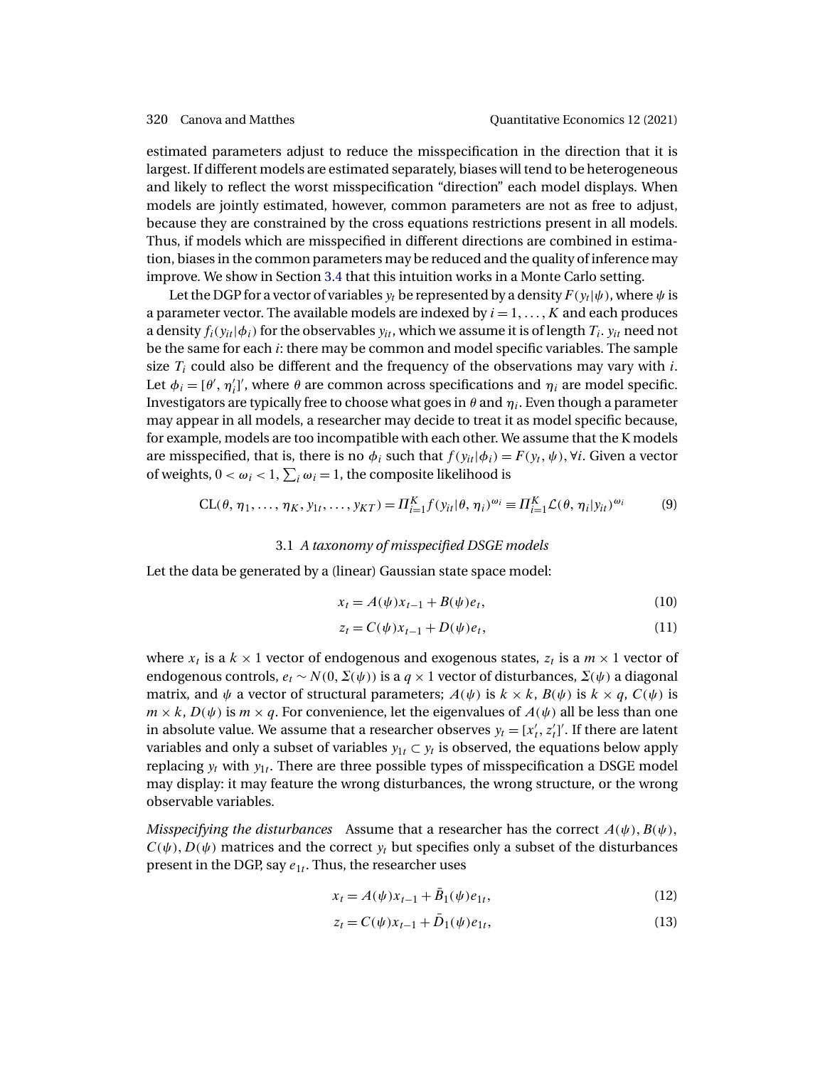estimated parameters adjust to reduce the misspecification in the direction that it is largest. If different models are estimated separately, biases will tend to be heterogeneous and likely to reflect the worst misspecification "direction" each model displays. When models are jointly estimated, however, common parameters are not as free to adjust, because they are constrained by the cross equations restrictions present in all models. Thus, if models which are misspecified in different directions are combined in estimation, biases in the common parameters may be reduced and the quality of inference may improve. We show in Section 3.4 that this intuition works in a Monte Carlo setting.

Let the DGP for a vector of variables $y_t$ be represented by a density $F(y_t|\psi)$, where $\psi$ is a parameter vector. The available models are indexed by $i = 1, \dots, K$ and each produces a density $f_i(y_{it}|\phi_i)$ for the observables $y_{it}$, which we assume it is of length $T_i$. $y_{it}$ need not be the same for each $i$: there may be common and model specific variables. The sample size $T_i$ could also be different and the frequency of the observations may vary with $i$. Let $\phi_i = [\theta', \eta_i']'$, where $\theta$ are common across specifications and $\eta_i$ are model specific. Investigators are typically free to choose what goes in $\theta$ and $\eta_i$. Even though a parameter may appear in all models, a researcher may decide to treat it as model specific because, for example, models are too incompatible with each other. We assume that the K models are misspecified, that is, there is no $\phi_i$ such that $f(y_{it}|\phi_i) = F(y_t, \psi), \forall i$. Given a vector of weights, $0 < \omega_i < 1$, $\sum_i \omega_i = 1$, the composite likelihood is

$$\text{CL}(\theta, \eta_1, \dots, \eta_K, y_{1t}, \dots, y_{KT}) = \Pi_{i=1}^K f(y_{it}|\theta, \eta_i)^{\omega_i} \equiv \Pi_{i=1}^K \mathcal{L}(\theta, \eta_i|y_{it})^{\omega_i} \tag{9}$$

### 3.1 *A taxonomy of misspecified DSGE models*

Let the data be generated by a (linear) Gaussian state space model:

$$x_t = A(\psi)x_{t-1} + B(\psi)e_t, \tag{10}$$

$$z_t = C(\psi)x_{t-1} + D(\psi)e_t, \tag{11}$$

where $x_t$ is a $k \times 1$ vector of endogenous and exogenous states, $z_t$ is a $m \times 1$ vector of endogenous controls, $e_t \sim N(0, \Sigma(\psi))$ is a $q \times 1$ vector of disturbances, $\Sigma(\psi)$ a diagonal matrix, and $\psi$ a vector of structural parameters; $A(\psi)$ is $k \times k$, $B(\psi)$ is $k \times q$, $C(\psi)$ is $m \times k$, $D(\psi)$ is $m \times q$. For convenience, let the eigenvalues of $A(\psi)$ all be less than one in absolute value. We assume that a researcher observes $y_t = [x_t', z_t']'$. If there are latent variables and only a subset of variables $y_{1t} \subset y_t$ is observed, the equations below apply replacing $y_t$ with $y_{1t}$. There are three possible types of misspecification a DSGE model may display: it may feature the wrong disturbances, the wrong structure, or the wrong observable variables.

*Misspecifying the disturbances* Assume that a researcher has the correct $A(\psi)$, $B(\psi)$, $C(\psi)$, $D(\psi)$ matrices and the correct $y_t$ but specifies only a subset of the disturbances present in the DGP, say $e_{1t}$. Thus, the researcher uses

$$x_t = A(\psi)x_{t-1} + \bar{B}_1(\psi)e_{1t}, \tag{12}$$

$$z_t = C(\psi)x_{t-1} + \bar{D}_1(\psi)e_{1t}, \tag{13}$$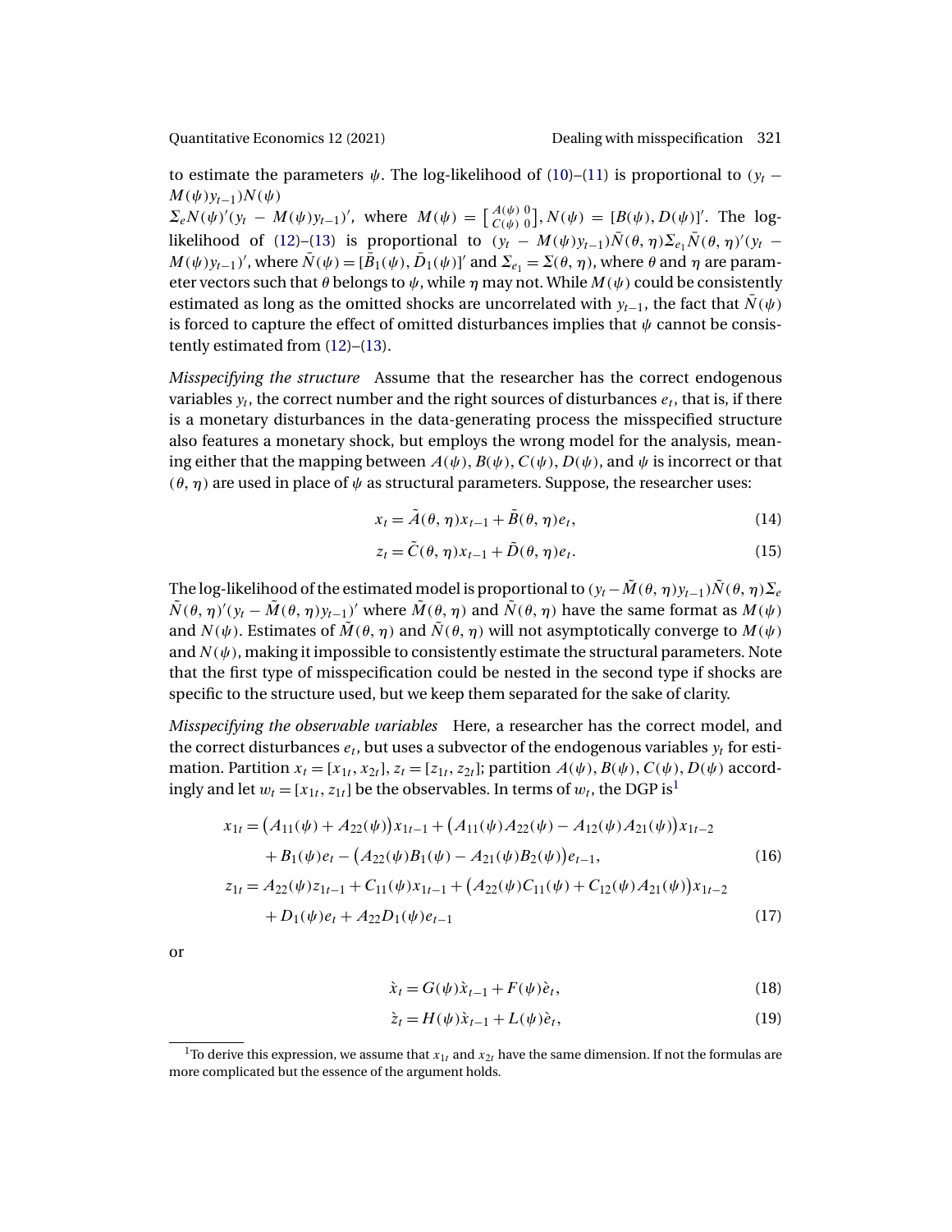to estimate the parameters $\psi$. The log-likelihood of (10)–(11) is proportional to $(y_t - M(\psi)y_{t-1})N(\psi)$ $\Sigma_e N(\psi)'(y_t - M(\psi)y_{t-1})'$, where $M(\psi) = \begin{bmatrix} A(\psi) & 0 \\ C(\psi) & 0 \end{bmatrix}$, $N(\psi) = [B(\psi), D(\psi)]'$. The log-likelihood of (12)–(13) is proportional to $(y_t - M(\psi)y_{t-1})\bar{N}(\theta, \eta)\Sigma_{e_1}\bar{N}(\theta, \eta)'(y_t - M(\psi)y_{t-1})'$, where $\bar{N}(\psi) = [\bar{B}_1(\psi), \bar{D}_1(\psi)]'$ and $\Sigma_{e_1} = \Sigma(\theta, \eta)$, where $\theta$ and $\eta$ are parameter vectors such that $\theta$ belongs to $\psi$, while $\eta$ may not. While $M(\psi)$ could be consistently estimated as long as the omitted shocks are uncorrelated with $y_{t-1}$, the fact that $\bar{N}(\psi)$ is forced to capture the effect of omitted disturbances implies that $\psi$ cannot be consistently estimated from (12)–(13).

*Misspecifying the structure* Assume that the researcher has the correct endogenous variables $y_t$, the correct number and the right sources of disturbances $e_t$, that is, if there is a monetary disturbances in the data-generating process the misspecified structure also features a monetary shock, but employs the wrong model for the analysis, meaning either that the mapping between $A(\psi)$, $B(\psi)$, $C(\psi)$, $D(\psi)$, and $\psi$ is incorrect or that $(\theta, \eta)$ are used in place of $\psi$ as structural parameters. Suppose, the researcher uses:

$$x_t = \tilde{A}(\theta, \eta)x_{t-1} + \tilde{B}(\theta, \eta)e_t, \tag{14}$$

$$z_t = \tilde{C}(\theta, \eta)x_{t-1} + \tilde{D}(\theta, \eta)e_t. \tag{15}$$

The log-likelihood of the estimated model is proportional to $(y_t - \tilde{M}(\theta, \eta)y_{t-1})\tilde{N}(\theta, \eta)\Sigma_e$ $\tilde{N}(\theta, \eta)'(y_t - \tilde{M}(\theta, \eta)y_{t-1})'$ where $\tilde{M}(\theta, \eta)$ and $\tilde{N}(\theta, \eta)$ have the same format as $M(\psi)$ and $N(\psi)$. Estimates of $\tilde{M}(\theta, \eta)$ and $\tilde{N}(\theta, \eta)$ will not asymptotically converge to $M(\psi)$ and $N(\psi)$, making it impossible to consistently estimate the structural parameters. Note that the first type of misspecification could be nested in the second type if shocks are specific to the structure used, but we keep them separated for the sake of clarity.

*Misspecifying the observable variables* Here, a researcher has the correct model, and the correct disturbances $e_t$, but uses a subvector of the endogenous variables $y_t$ for estimation. Partition $x_t = [x_{1t}, x_{2t}]$, $z_t = [z_{1t}, z_{2t}]$; partition $A(\psi)$, $B(\psi)$, $C(\psi)$, $D(\psi)$ accordingly and let $w_t = [x_{1t}, z_{1t}]$ be the observables. In terms of $w_t$, the DGP is[1]

$$\begin{aligned} x_{1t} &= \big(A_{11}(\psi) + A_{22}(\psi)\big)x_{1t-1} + \big(A_{11}(\psi)A_{22}(\psi) - A_{12}(\psi)A_{21}(\psi)\big)x_{1t-2} \\ &\quad + B_1(\psi)e_t - \big(A_{22}(\psi)B_1(\psi) - A_{21}(\psi)B_2(\psi)\big)e_{t-1}, \end{aligned} \tag{16}$$

$$\begin{aligned} z_{1t} &= A_{22}(\psi)z_{1t-1} + C_{11}(\psi)x_{1t-1} + \big(A_{22}(\psi)C_{11}(\psi) + C_{12}(\psi)A_{21}(\psi)\big)x_{1t-2} \\ &\quad + D_1(\psi)e_t + A_{22}D_1(\psi)e_{t-1} \end{aligned} \tag{17}$$

or

$$\grave{x}_t = G(\psi)\grave{x}_{t-1} + F(\psi)\grave{e}_t, \tag{18}$$

$$\grave{z}_t = H(\psi)\grave{x}_{t-1} + L(\psi)\grave{e}_t, \tag{19}$$

[1] To derive this expression, we assume that $x_{1t}$ and $x_{2t}$ have the same dimension. If not the formulas are more complicated but the essence of the argument holds.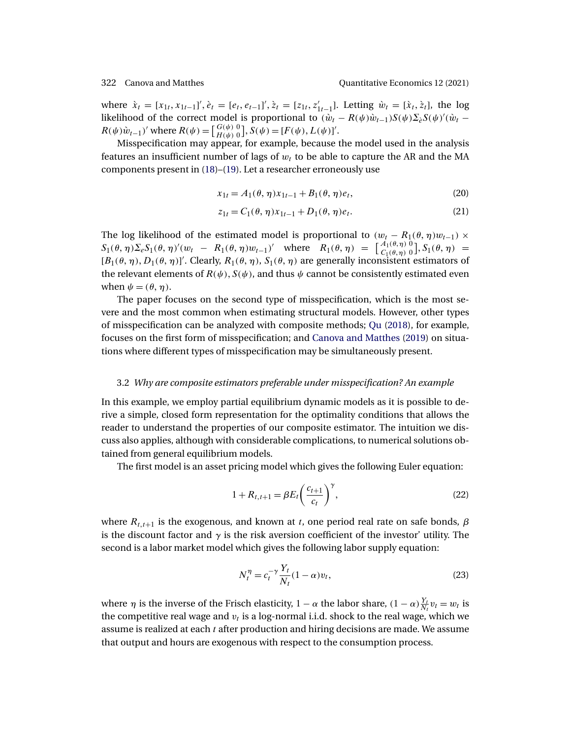where $\grave{x}_t = [x_{1t}, x_{1t-1}]'$, $\grave{e}_t = [e_t, e_{t-1}]'$, $\grave{z}_t = [z_{1t}, z'_{1t-1}]$. Letting $\grave{w}_t = [\grave{x}_t, \grave{z}_t]$, the log likelihood of the correct model is proportional to $(\grave{w}_t - R(\psi)\grave{w}_{t-1})S(\psi)\Sigma_{\grave{e}}S(\psi)'(\grave{w}_t - R(\psi)\grave{w}_{t-1})'$ where $R(\psi) = \left[\begin{smallmatrix} G(\psi) & 0 \\ H(\psi) & 0 \end{smallmatrix}\right]$, $S(\psi) = [F(\psi), L(\psi)]'$.

Misspecification may appear, for example, because the model used in the analysis features an insufficient number of lags of $w_t$ to be able to capture the AR and the MA components present in (18)–(19). Let a researcher erroneously use

$$x_{1t} = A_1(\theta, \eta)x_{1t-1} + B_1(\theta, \eta)e_t, \tag{20}$$

$$z_{1t} = C_1(\theta, \eta)x_{1t-1} + D_1(\theta, \eta)e_t. \tag{21}$$

The log likelihood of the estimated model is proportional to $(w_t - R_1(\theta, \eta)w_{t-1}) \times S_1(\theta, \eta)\Sigma_e S_1(\theta, \eta)'(w_t - R_1(\theta, \eta)w_{t-1})'$ where $R_1(\theta, \eta) = \left[\begin{smallmatrix} A_1(\theta,\eta) & 0 \\ C_1(\theta,\eta) & 0 \end{smallmatrix}\right]$, $S_1(\theta, \eta) = [B_1(\theta, \eta), D_1(\theta, \eta)]'$. Clearly, $R_1(\theta, \eta)$, $S_1(\theta, \eta)$ are generally inconsistent estimators of the relevant elements of $R(\psi)$, $S(\psi)$, and thus $\psi$ cannot be consistently estimated even when $\psi = (\theta, \eta)$.

The paper focuses on the second type of misspecification, which is the most severe and the most common when estimating structural models. However, other types of misspecification can be analyzed with composite methods; Qu (2018), for example, focuses on the first form of misspecification; and Canova and Matthes (2019) on situations where different types of misspecification may be simultaneously present.

### 3.2 *Why are composite estimators preferable under misspecification? An example*

In this example, we employ partial equilibrium dynamic models as it is possible to derive a simple, closed form representation for the optimality conditions that allows the reader to understand the properties of our composite estimator. The intuition we discuss also applies, although with considerable complications, to numerical solutions obtained from general equilibrium models.

The first model is an asset pricing model which gives the following Euler equation:

$$1 + R_{t,t+1} = \beta E_t \left( \frac{c_{t+1}}{c_t} \right)^{\gamma}, \tag{22}$$

where $R_{t,t+1}$ is the exogenous, and known at $t$, one period real rate on safe bonds, $\beta$ is the discount factor and $\gamma$ is the risk aversion coefficient of the investor' utility. The second is a labor market model which gives the following labor supply equation:

$$N_t^{\eta} = c_t^{-\gamma} \frac{Y_t}{N_t}(1 - \alpha)v_t, \tag{23}$$

where $\eta$ is the inverse of the Frisch elasticity, $1 - \alpha$ the labor share, $(1 - \alpha)\frac{Y_t}{N_t}v_t = w_t$ is the competitive real wage and $v_t$ is a log-normal i.i.d. shock to the real wage, which we assume is realized at each $t$ after production and hiring decisions are made. We assume that output and hours are exogenous with respect to the consumption process.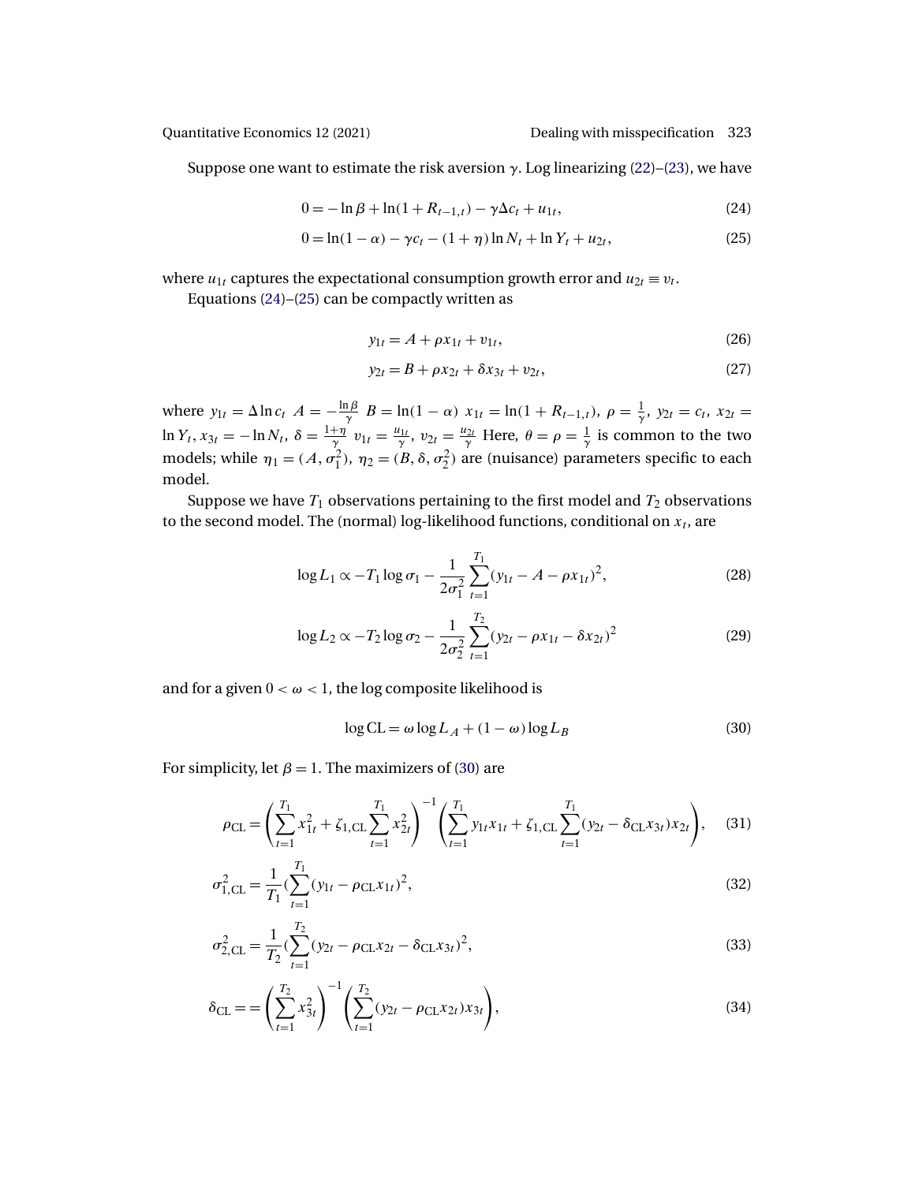Suppose one want to estimate the risk aversion $\gamma$. Log linearizing (22)–(23), we have

$$0 = -\ln\beta + \ln(1 + R_{t-1,t}) - \gamma\Delta c_t + u_{1t}, \tag{24}$$

$$0 = \ln(1-\alpha) - \gamma c_t - (1+\eta)\ln N_t + \ln Y_t + u_{2t}, \tag{25}$$

where $u_{1t}$ captures the expectational consumption growth error and $u_{2t} \equiv v_t$.

Equations (24)–(25) can be compactly written as

$$y_{1t} = A + \rho x_{1t} + v_{1t}, \tag{26}$$

$$y_{2t} = B + \rho x_{2t} + \delta x_{3t} + v_{2t}, \tag{27}$$

where $y_{1t} = \Delta \ln c_t$ $A = -\frac{\ln\beta}{\gamma}$ $B = \ln(1-\alpha)$ $x_{1t} = \ln(1 + R_{t-1,t})$, $\rho = \frac{1}{\gamma}$, $y_{2t} = c_t$, $x_{2t} = \ln Y_t$, $x_{3t} = -\ln N_t$, $\delta = \frac{1+\eta}{\gamma}$ $v_{1t} = \frac{u_{1t}}{\gamma}$, $v_{2t} = \frac{u_{2t}}{\gamma}$ Here, $\theta = \rho = \frac{1}{\gamma}$ is common to the two models; while $\eta_1 = (A, \sigma_1^2)$, $\eta_2 = (B, \delta, \sigma_2^2)$ are (nuisance) parameters specific to each model.

Suppose we have $T_1$ observations pertaining to the first model and $T_2$ observations to the second model. The (normal) log-likelihood functions, conditional on $x_t$, are

$$\log L_1 \propto -T_1 \log\sigma_1 - \frac{1}{2\sigma_1^2}\sum_{t=1}^{T_1}(y_{1t} - A - \rho x_{1t})^2, \tag{28}$$

$$\log L_2 \propto -T_2 \log\sigma_2 - \frac{1}{2\sigma_2^2}\sum_{t=1}^{T_2}(y_{2t} - \rho x_{1t} - \delta x_{2t})^2 \tag{29}$$

and for a given $0 < \omega < 1$, the log composite likelihood is

$$\log \mathrm{CL} = \omega \log L_A + (1-\omega)\log L_B \tag{30}$$

For simplicity, let $\beta = 1$. The maximizers of (30) are

$$\rho_{\mathrm{CL}} = \left(\sum_{t=1}^{T_1} x_{1t}^2 + \zeta_{1,\mathrm{CL}}\sum_{t=1}^{T_1} x_{2t}^2\right)^{-1}\left(\sum_{t=1}^{T_1} y_{1t}x_{1t} + \zeta_{1,\mathrm{CL}}\sum_{t=1}^{T_1}(y_{2t} - \delta_{\mathrm{CL}}x_{3t})x_{2t}\right), \tag{31}$$

$$\sigma_{1,\mathrm{CL}}^2 = \frac{1}{T_1}\left(\sum_{t=1}^{T_1}(y_{1t} - \rho_{\mathrm{CL}}x_{1t})^2\right), \tag{32}$$

$$\sigma_{2,\mathrm{CL}}^2 = \frac{1}{T_2}\left(\sum_{t=1}^{T_2}(y_{2t} - \rho_{\mathrm{CL}}x_{2t} - \delta_{\mathrm{CL}}x_{3t})^2\right), \tag{33}$$

$$\delta_{\mathrm{CL}} = = \left(\sum_{t=1}^{T_2} x_{3t}^2\right)^{-1}\left(\sum_{t=1}^{T_2}(y_{2t} - \rho_{\mathrm{CL}}x_{2t})x_{3t}\right), \tag{34}$$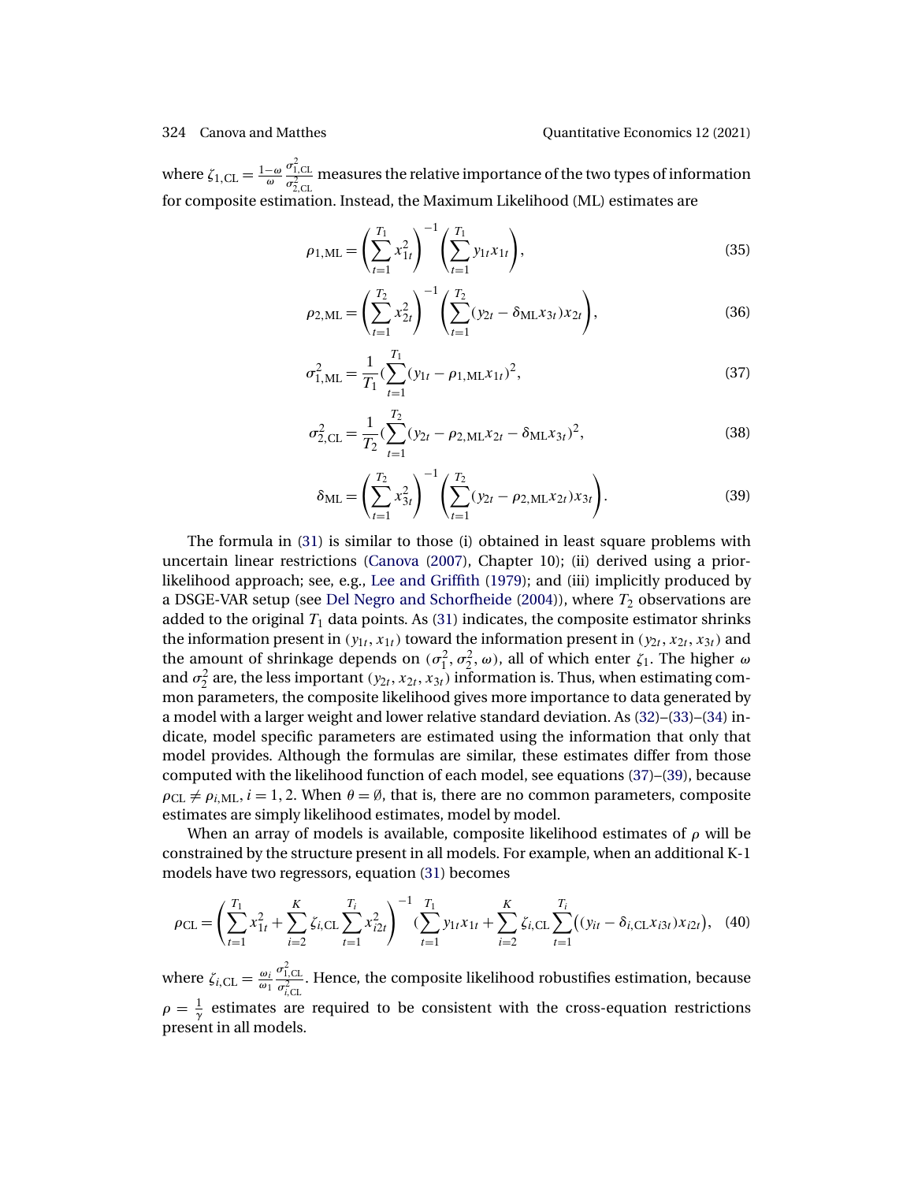where $\zeta_{1,\text{CL}} = \frac{1-\omega}{\omega} \frac{\sigma^2_{1,\text{CL}}}{\sigma^2_{2,\text{CL}}}$ measures the relative importance of the two types of information for composite estimation. Instead, the Maximum Likelihood (ML) estimates are

$$\rho_{1,\text{ML}} = \left( \sum_{t=1}^{T_1} x_{1t}^2 \right)^{-1} \left( \sum_{t=1}^{T_1} y_{1t} x_{1t} \right), \tag{35}$$

$$\rho_{2,\text{ML}} = \left( \sum_{t=1}^{T_2} x_{2t}^2 \right)^{-1} \left( \sum_{t=1}^{T_2} (y_{2t} - \delta_{\text{ML}} x_{3t}) x_{2t} \right), \tag{36}$$

$$\sigma^2_{1,\text{ML}} = \frac{1}{T_1} (\sum_{t=1}^{T_1} (y_{1t} - \rho_{1,\text{ML}} x_{1t})^2, \tag{37}$$

$$\sigma^2_{2,\text{CL}} = \frac{1}{T_2} (\sum_{t=1}^{T_2} (y_{2t} - \rho_{2,\text{ML}} x_{2t} - \delta_{\text{ML}} x_{3t})^2, \tag{38}$$

$$\delta_{\text{ML}} = \left( \sum_{t=1}^{T_2} x_{3t}^2 \right)^{-1} \left( \sum_{t=1}^{T_2} (y_{2t} - \rho_{2,\text{ML}} x_{2t}) x_{3t} \right). \tag{39}$$

The formula in (31) is similar to those (i) obtained in least square problems with uncertain linear restrictions (Canova (2007), Chapter 10); (ii) derived using a prior-likelihood approach; see, e.g., Lee and Griffith (1979); and (iii) implicitly produced by a DSGE-VAR setup (see Del Negro and Schorfheide (2004)), where $T_2$ observations are added to the original $T_1$ data points. As (31) indicates, the composite estimator shrinks the information present in $(y_{1t}, x_{1t})$ toward the information present in $(y_{2t}, x_{2t}, x_{3t})$ and the amount of shrinkage depends on $(\sigma_1^2, \sigma_2^2, \omega)$, all of which enter $\zeta_1$. The higher $\omega$ and $\sigma_2^2$ are, the less important $(y_{2t}, x_{2t}, x_{3t})$ information is. Thus, when estimating common parameters, the composite likelihood gives more importance to data generated by a model with a larger weight and lower relative standard deviation. As (32)–(33)–(34) indicate, model specific parameters are estimated using the information that only that model provides. Although the formulas are similar, these estimates differ from those computed with the likelihood function of each model, see equations (37)–(39), because $\rho_{\text{CL}} \neq \rho_{i,\text{ML}}, i = 1, 2$. When $\theta = \emptyset$, that is, there are no common parameters, composite estimates are simply likelihood estimates, model by model.

When an array of models is available, composite likelihood estimates of $\rho$ will be constrained by the structure present in all models. For example, when an additional K-1 models have two regressors, equation (31) becomes

$$\rho_{\text{CL}} = \left( \sum_{t=1}^{T_1} x_{1t}^2 + \sum_{i=2}^{K} \zeta_{i,\text{CL}} \sum_{t=1}^{T_i} x_{i2t}^2 \right)^{-1} (\sum_{t=1}^{T_1} y_{1t} x_{1t} + \sum_{i=2}^{K} \zeta_{i,\text{CL}} \sum_{t=1}^{T_i} \big( (y_{it} - \delta_{i,\text{CL}} x_{i3t}) x_{i2t} \big), \tag{40}$$

where $\zeta_{i,\text{CL}} = \frac{\omega_i}{\omega_1} \frac{\sigma^2_{1,\text{CL}}}{\sigma^2_{i,\text{CL}}}$. Hence, the composite likelihood robustifies estimation, because $\rho = \frac{1}{\gamma}$ estimates are required to be consistent with the cross-equation restrictions present in all models.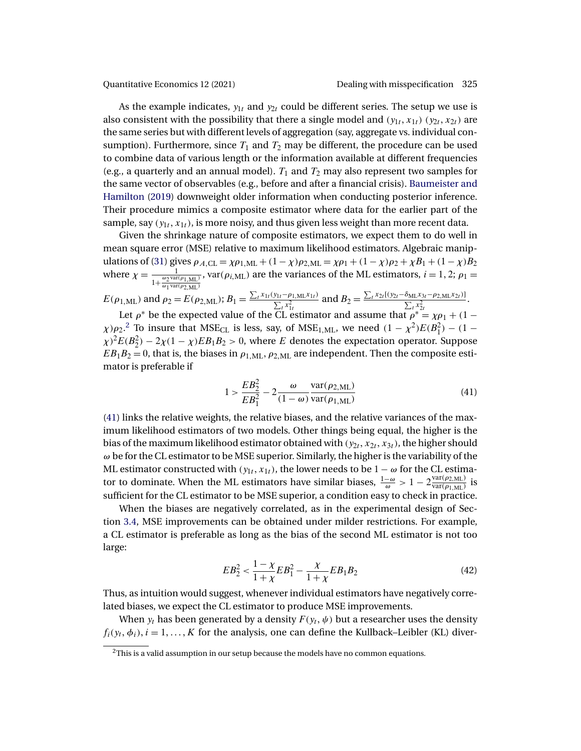As the example indicates, $y_{1t}$ and $y_{2t}$ could be different series. The setup we use is also consistent with the possibility that there a single model and $(y_{1t}, x_{1t})$ $(y_{2t}, x_{2t})$ are the same series but with different levels of aggregation (say, aggregate vs. individual consumption). Furthermore, since $T_1$ and $T_2$ may be different, the procedure can be used to combine data of various length or the information available at different frequencies (e.g., a quarterly and an annual model). $T_1$ and $T_2$ may also represent two samples for the same vector of observables (e.g., before and after a financial crisis). Baumeister and Hamilton (2019) downweight older information when conducting posterior inference. Their procedure mimics a composite estimator where data for the earlier part of the sample, say $(y_{1t}, x_{1t})$, is more noisy, and thus given less weight than more recent data.

Given the shrinkage nature of composite estimators, we expect them to do well in mean square error (MSE) relative to maximum likelihood estimators. Algebraic manipulations of (31) gives $\rho_{A,\text{CL}} = \chi\rho_{1,\text{ML}} + (1-\chi)\rho_{2,\text{ML}} = \chi\rho_1 + (1-\chi)\rho_2 + \chi B_1 + (1-\chi)B_2$ where $\chi = \frac{1}{1+\frac{\omega_2 \text{var}(\rho_{1,\text{ML}})}{\omega_1 \text{var}(\rho_{2,\text{ML}})}}$, $\text{var}(\rho_{i,\text{ML}})$ are the variances of the ML estimators, $i = 1, 2$; $\rho_1 = E(\rho_{1,\text{ML}})$ and $\rho_2 = E(\rho_{2,\text{ML}})$; $B_1 = \frac{\sum_t x_{1t}(y_{1t} - \rho_{1,\text{ML}} x_{1t})}{\sum_t x_{1t}^2}$ and $B_2 = \frac{\sum_t x_{2t}[(y_{2t} - \delta_{\text{ML}} x_{3t} - \rho_{2,\text{ML}} x_{2t})]}{\sum_t x_{2t}^2}$.

Let $\rho^*$ be the expected value of the CL estimator and assume that $\rho^* = \chi\rho_1 + (1-\chi)\rho_2$.[2] To insure that $\text{MSE}_{\text{CL}}$ is less, say, of $\text{MSE}_{1,\text{ML}}$, we need $(1-\chi^2)E(B_1^2) - (1-\chi)^2 E(B_2^2) - 2\chi(1-\chi)EB_1B_2 > 0$, where $E$ denotes the expectation operator. Suppose $EB_1B_2 = 0$, that is, the biases in $\rho_{1,\text{ML}}, \rho_{2,\text{ML}}$ are independent. Then the composite estimator is preferable if

$$1 > \frac{EB_2^2}{EB_1^2} - 2\frac{\omega}{(1-\omega)}\frac{\text{var}(\rho_{2,\text{ML}})}{\text{var}(\rho_{1,\text{ML}})} \tag{41}$$

(41) links the relative weights, the relative biases, and the relative variances of the maximum likelihood estimators of two models. Other things being equal, the higher is the bias of the maximum likelihood estimator obtained with $(y_{2t}, x_{2t}, x_{3t})$, the higher should $\omega$ be for the CL estimator to be MSE superior. Similarly, the higher is the variability of the ML estimator constructed with $(y_{1t}, x_{1t})$, the lower needs to be $1-\omega$ for the CL estimator to dominate. When the ML estimators have similar biases, $\frac{1-\omega}{\omega} > 1 - 2\frac{\text{var}(\rho_{2,\text{ML}})}{\text{var}(\rho_{1,\text{ML}})}$ is sufficient for the CL estimator to be MSE superior, a condition easy to check in practice.

When the biases are negatively correlated, as in the experimental design of Section 3.4, MSE improvements can be obtained under milder restrictions. For example, a CL estimator is preferable as long as the bias of the second ML estimator is not too large:

$$EB_2^2 < \frac{1-\chi}{1+\chi}EB_1^2 - \frac{\chi}{1+\chi}EB_1B_2 \tag{42}$$

Thus, as intuition would suggest, whenever individual estimators have negatively correlated biases, we expect the CL estimator to produce MSE improvements.

When $y_t$ has been generated by a density $F(y_t, \psi)$ but a researcher uses the density $f_i(y_t, \phi_i)$, $i = 1, \ldots, K$ for the analysis, one can define the Kullback–Leibler (KL) diver-

[2]This is a valid assumption in our setup because the models have no common equations.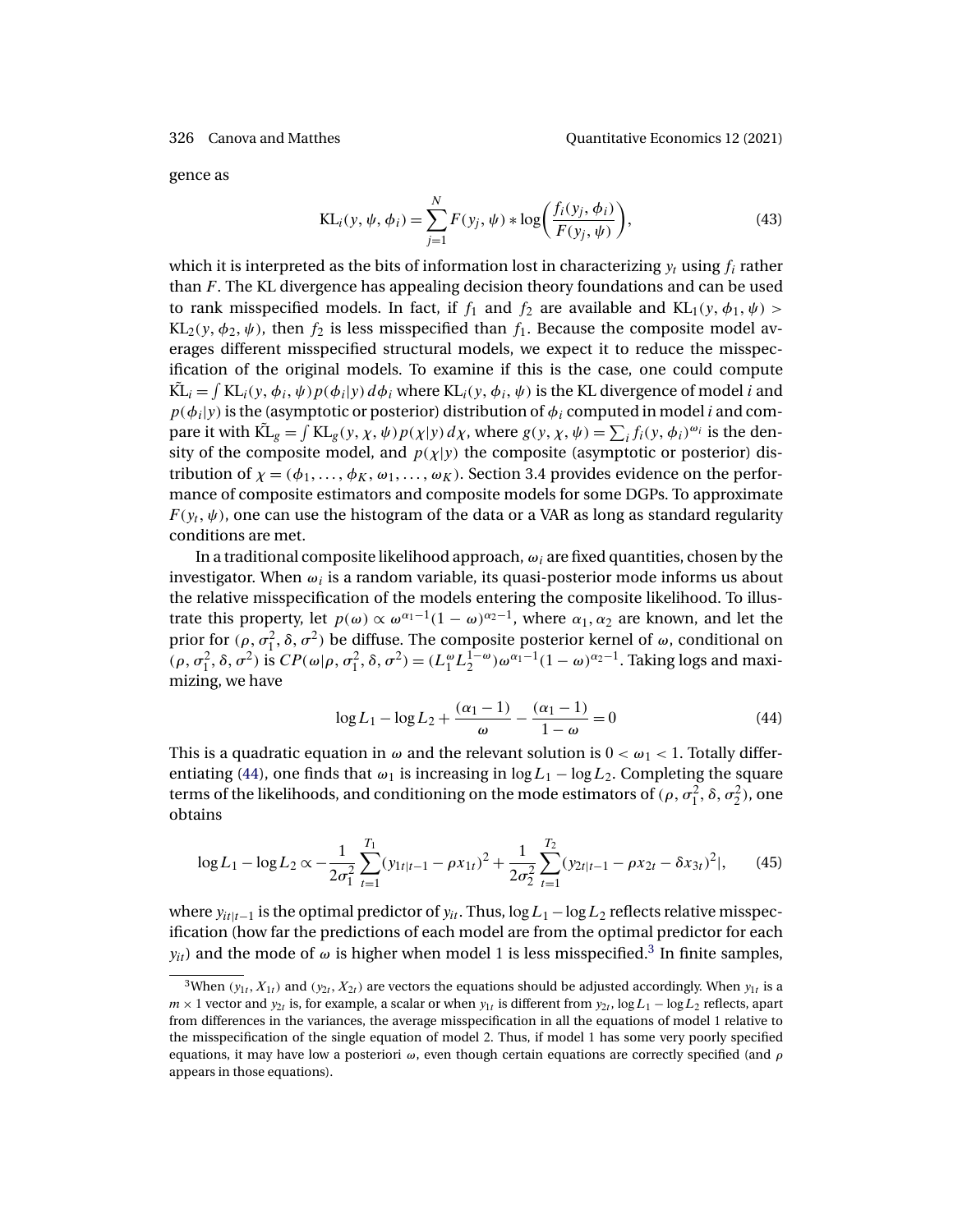gence as

$$\text{KL}_i(y, \psi, \phi_i) = \sum_{j=1}^{N} F(y_j, \psi) * \log\left(\frac{f_i(y_j, \phi_i)}{F(y_j, \psi)}\right), \tag{43}$$

which it is interpreted as the bits of information lost in characterizing $y_t$ using $f_i$ rather than $F$. The KL divergence has appealing decision theory foundations and can be used to rank misspecified models. In fact, if $f_1$ and $f_2$ are available and $\text{KL}_1(y, \phi_1, \psi) > \text{KL}_2(y, \phi_2, \psi)$, then $f_2$ is less misspecified than $f_1$. Because the composite model averages different misspecified structural models, we expect it to reduce the misspecification of the original models. To examine if this is the case, one could compute $\tilde{\text{KL}}_i = \int \text{KL}_i(y, \phi_i, \psi) p(\phi_i|y) \, d\phi_i$ where $\text{KL}_i(y, \phi_i, \psi)$ is the KL divergence of model $i$ and $p(\phi_i|y)$ is the (asymptotic or posterior) distribution of $\phi_i$ computed in model $i$ and compare it with $\tilde{\text{KL}}_g = \int \text{KL}_g(y, \chi, \psi) p(\chi|y) \, d\chi$, where $g(y, \chi, \psi) = \sum_i f_i(y, \phi_i)^{\omega_i}$ is the density of the composite model, and $p(\chi|y)$ the composite (asymptotic or posterior) distribution of $\chi = (\phi_1, \ldots, \phi_K, \omega_1, \ldots, \omega_K)$. Section 3.4 provides evidence on the performance of composite estimators and composite models for some DGPs. To approximate $F(y_t, \psi)$, one can use the histogram of the data or a VAR as long as standard regularity conditions are met.

In a traditional composite likelihood approach, $\omega_i$ are fixed quantities, chosen by the investigator. When $\omega_i$ is a random variable, its quasi-posterior mode informs us about the relative misspecification of the models entering the composite likelihood. To illustrate this property, let $p(\omega) \propto \omega^{\alpha_1 - 1}(1 - \omega)^{\alpha_2 - 1}$, where $\alpha_1, \alpha_2$ are known, and let the prior for $(\rho, \sigma_1^2, \delta, \sigma^2)$ be diffuse. The composite posterior kernel of $\omega$, conditional on $(\rho, \sigma_1^2, \delta, \sigma^2)$ is $CP(\omega|\rho, \sigma_1^2, \delta, \sigma^2) = (L_1^{\omega} L_2^{1-\omega})\omega^{\alpha_1 - 1}(1 - \omega)^{\alpha_2 - 1}$. Taking logs and maximizing, we have

$$\log L_1 - \log L_2 + \frac{(\alpha_1 - 1)}{\omega} - \frac{(\alpha_1 - 1)}{1 - \omega} = 0 \tag{44}$$

This is a quadratic equation in $\omega$ and the relevant solution is $0 < \omega_1 < 1$. Totally differentiating (44), one finds that $\omega_1$ is increasing in $\log L_1 - \log L_2$. Completing the square terms of the likelihoods, and conditioning on the mode estimators of $(\rho, \sigma_1^2, \delta, \sigma_2^2)$, one obtains

$$\log L_1 - \log L_2 \propto -\frac{1}{2\sigma_1^2} \sum_{t=1}^{T_1} (y_{1t|t-1} - \rho x_{1t})^2 + \frac{1}{2\sigma_2^2} \sum_{t=1}^{T_2} (y_{2t|t-1} - \rho x_{2t} - \delta x_{3t})^2|, \tag{45}$$

where $y_{it|t-1}$ is the optimal predictor of $y_{it}$. Thus, $\log L_1 - \log L_2$ reflects relative misspecification (how far the predictions of each model are from the optimal predictor for each $y_{it}$) and the mode of $\omega$ is higher when model 1 is less misspecified.[3] In finite samples,

[3]When $(y_{1t}, X_{1t})$ and $(y_{2t}, X_{2t})$ are vectors the equations should be adjusted accordingly. When $y_{1t}$ is a $m \times 1$ vector and $y_{2t}$ is, for example, a scalar or when $y_{1t}$ is different from $y_{2t}$, $\log L_1 - \log L_2$ reflects, apart from differences in the variances, the average misspecification in all the equations of model 1 relative to the misspecification of the single equation of model 2. Thus, if model 1 has some very poorly specified equations, it may have low a posteriori $\omega$, even though certain equations are correctly specified (and $\rho$ appears in those equations).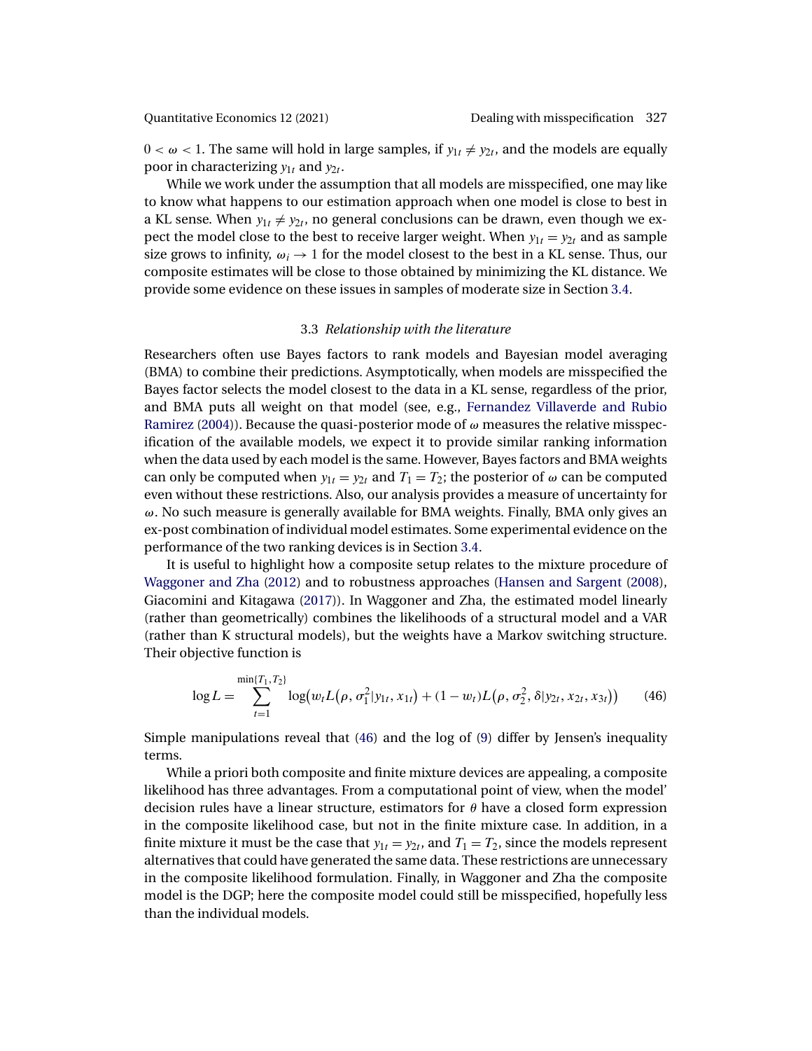$0 < \omega < 1$. The same will hold in large samples, if $y_{1t} \neq y_{2t}$, and the models are equally poor in characterizing $y_{1t}$ and $y_{2t}$.

While we work under the assumption that all models are misspecified, one may like to know what happens to our estimation approach when one model is close to best in a KL sense. When $y_{1t} \neq y_{2t}$, no general conclusions can be drawn, even though we expect the model close to the best to receive larger weight. When $y_{1t} = y_{2t}$ and as sample size grows to infinity, $\omega_i \to 1$ for the model closest to the best in a KL sense. Thus, our composite estimates will be close to those obtained by minimizing the KL distance. We provide some evidence on these issues in samples of moderate size in Section 3.4.

### 3.3 *Relationship with the literature*

Researchers often use Bayes factors to rank models and Bayesian model averaging (BMA) to combine their predictions. Asymptotically, when models are misspecified the Bayes factor selects the model closest to the data in a KL sense, regardless of the prior, and BMA puts all weight on that model (see, e.g., Fernandez Villaverde and Rubio Ramirez (2004)). Because the quasi-posterior mode of $\omega$ measures the relative misspecification of the available models, we expect it to provide similar ranking information when the data used by each model is the same. However, Bayes factors and BMA weights can only be computed when $y_{1t} = y_{2t}$ and $T_1 = T_2$; the posterior of $\omega$ can be computed even without these restrictions. Also, our analysis provides a measure of uncertainty for $\omega$. No such measure is generally available for BMA weights. Finally, BMA only gives an ex-post combination of individual model estimates. Some experimental evidence on the performance of the two ranking devices is in Section 3.4.

It is useful to highlight how a composite setup relates to the mixture procedure of Waggoner and Zha (2012) and to robustness approaches (Hansen and Sargent (2008), Giacomini and Kitagawa (2017)). In Waggoner and Zha, the estimated model linearly (rather than geometrically) combines the likelihoods of a structural model and a VAR (rather than K structural models), but the weights have a Markov switching structure. Their objective function is

$$\log L = \sum_{t=1}^{\min\{T_1, T_2\}} \log\bigl(w_t L\bigl(\rho, \sigma_1^2 | y_{1t}, x_{1t}\bigr) + (1 - w_t) L\bigl(\rho, \sigma_2^2, \delta | y_{2t}, x_{2t}, x_{3t}\bigr)\bigr) \tag{46}$$

Simple manipulations reveal that (46) and the log of (9) differ by Jensen's inequality terms.

While a priori both composite and finite mixture devices are appealing, a composite likelihood has three advantages. From a computational point of view, when the model' decision rules have a linear structure, estimators for $\theta$ have a closed form expression in the composite likelihood case, but not in the finite mixture case. In addition, in a finite mixture it must be the case that $y_{1t} = y_{2t}$, and $T_1 = T_2$, since the models represent alternatives that could have generated the same data. These restrictions are unnecessary in the composite likelihood formulation. Finally, in Waggoner and Zha the composite model is the DGP; here the composite model could still be misspecified, hopefully less than the individual models.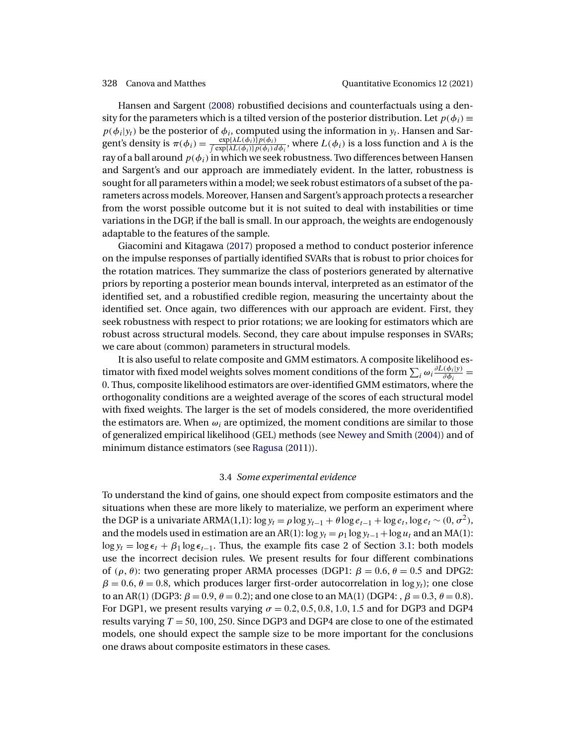Hansen and Sargent (2008) robustified decisions and counterfactuals using a density for the parameters which is a tilted version of the posterior distribution. Let $p(\phi_i) \equiv p(\phi_i|y_t)$ be the posterior of $\phi_i$, computed using the information in $y_t$. Hansen and Sargent's density is $\pi(\phi_i) = \frac{\exp\{\lambda L(\phi_i)\} p(\phi_i)}{\int \exp\{\lambda L(\phi_i)\} p(\phi_i)\, d\phi_i}$, where $L(\phi_i)$ is a loss function and $\lambda$ is the ray of a ball around $p(\phi_i)$ in which we seek robustness. Two differences between Hansen and Sargent's and our approach are immediately evident. In the latter, robustness is sought for all parameters within a model; we seek robust estimators of a subset of the parameters across models. Moreover, Hansen and Sargent's approach protects a researcher from the worst possible outcome but it is not suited to deal with instabilities or time variations in the DGP, if the ball is small. In our approach, the weights are endogenously adaptable to the features of the sample.

Giacomini and Kitagawa (2017) proposed a method to conduct posterior inference on the impulse responses of partially identified SVARs that is robust to prior choices for the rotation matrices. They summarize the class of posteriors generated by alternative priors by reporting a posterior mean bounds interval, interpreted as an estimator of the identified set, and a robustified credible region, measuring the uncertainty about the identified set. Once again, two differences with our approach are evident. First, they seek robustness with respect to prior rotations; we are looking for estimators which are robust across structural models. Second, they care about impulse responses in SVARs; we care about (common) parameters in structural models.

It is also useful to relate composite and GMM estimators. A composite likelihood estimator with fixed model weights solves moment conditions of the form $\sum_i \omega_i \frac{\partial L(\phi_i|y)}{\partial \phi_i} = 0$. Thus, composite likelihood estimators are over-identified GMM estimators, where the orthogonality conditions are a weighted average of the scores of each structural model with fixed weights. The larger is the set of models considered, the more overidentified the estimators are. When $\omega_i$ are optimized, the moment conditions are similar to those of generalized empirical likelihood (GEL) methods (see Newey and Smith (2004)) and of minimum distance estimators (see Ragusa (2011)).

### 3.4 *Some experimental evidence*

To understand the kind of gains, one should expect from composite estimators and the situations when these are more likely to materialize, we perform an experiment where the DGP is a univariate ARMA(1,1): $\log y_t = \rho \log y_{t-1} + \theta \log e_{t-1} + \log e_t$, $\log e_t \sim (0, \sigma^2)$, and the models used in estimation are an AR(1): $\log y_t = \rho_1 \log y_{t-1} + \log u_t$ and an MA(1): $\log y_t = \log \epsilon_t + \beta_1 \log \epsilon_{t-1}$. Thus, the example fits case 2 of Section 3.1: both models use the incorrect decision rules. We present results for four different combinations of $(\rho, \theta)$: two generating proper ARMA processes (DGP1: $\beta = 0.6$, $\theta = 0.5$ and DPG2: $\beta = 0.6$, $\theta = 0.8$, which produces larger first-order autocorrelation in $\log y_t$); one close to an AR(1) (DGP3: $\beta = 0.9$, $\theta = 0.2$); and one close to an MA(1) (DGP4: , $\beta = 0.3$, $\theta = 0.8$). For DGP1, we present results varying $\sigma = 0.2, 0.5, 0.8, 1.0, 1.5$ and for DGP3 and DGP4 results varying $T = 50, 100, 250$. Since DGP3 and DGP4 are close to one of the estimated models, one should expect the sample size to be more important for the conclusions one draws about composite estimators in these cases.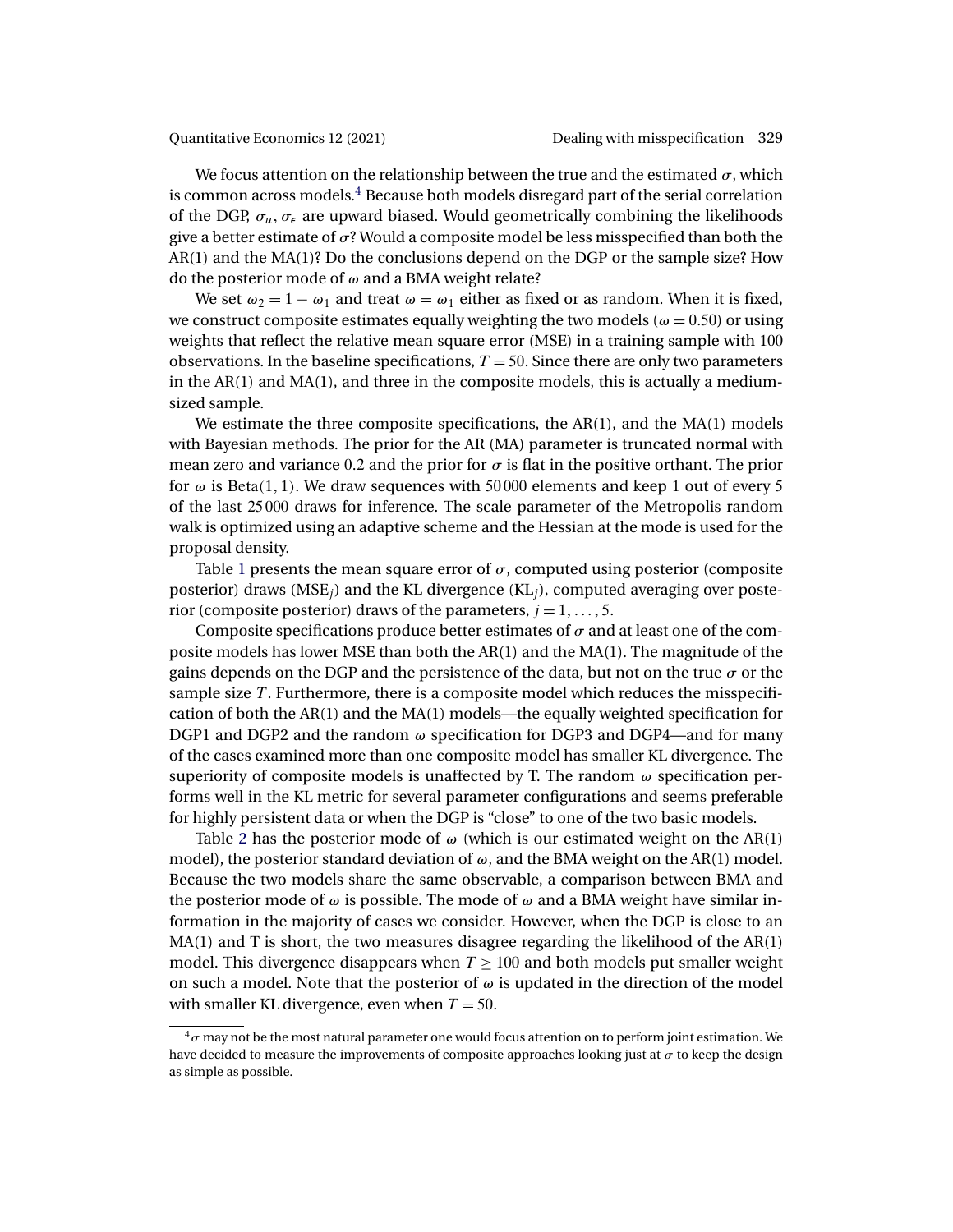We focus attention on the relationship between the true and the estimated $\sigma$, which is common across models.[4] Because both models disregard part of the serial correlation of the DGP, $\sigma_u, \sigma_\epsilon$ are upward biased. Would geometrically combining the likelihoods give a better estimate of $\sigma$? Would a composite model be less misspecified than both the AR(1) and the MA(1)? Do the conclusions depend on the DGP or the sample size? How do the posterior mode of $\omega$ and a BMA weight relate?

We set $\omega_2 = 1 - \omega_1$ and treat $\omega = \omega_1$ either as fixed or as random. When it is fixed, we construct composite estimates equally weighting the two models ($\omega = 0.50$) or using weights that reflect the relative mean square error (MSE) in a training sample with 100 observations. In the baseline specifications, $T = 50$. Since there are only two parameters in the AR(1) and MA(1), and three in the composite models, this is actually a medium-sized sample.

We estimate the three composite specifications, the AR(1), and the MA(1) models with Bayesian methods. The prior for the AR (MA) parameter is truncated normal with mean zero and variance 0.2 and the prior for $\sigma$ is flat in the positive orthant. The prior for $\omega$ is $\text{Beta}(1, 1)$. We draw sequences with 50 000 elements and keep 1 out of every 5 of the last 25 000 draws for inference. The scale parameter of the Metropolis random walk is optimized using an adaptive scheme and the Hessian at the mode is used for the proposal density.

Table 1 presents the mean square error of $\sigma$, computed using posterior (composite posterior) draws ($\text{MSE}_j$) and the KL divergence ($\text{KL}_j$), computed averaging over posterior (composite posterior) draws of the parameters, $j = 1, \ldots, 5$.

Composite specifications produce better estimates of $\sigma$ and at least one of the composite models has lower MSE than both the AR(1) and the MA(1). The magnitude of the gains depends on the DGP and the persistence of the data, but not on the true $\sigma$ or the sample size $T$. Furthermore, there is a composite model which reduces the misspecification of both the AR(1) and the MA(1) models—the equally weighted specification for DGP1 and DGP2 and the random $\omega$ specification for DGP3 and DGP4—and for many of the cases examined more than one composite model has smaller KL divergence. The superiority of composite models is unaffected by T. The random $\omega$ specification performs well in the KL metric for several parameter configurations and seems preferable for highly persistent data or when the DGP is "close" to one of the two basic models.

Table 2 has the posterior mode of $\omega$ (which is our estimated weight on the AR(1) model), the posterior standard deviation of $\omega$, and the BMA weight on the AR(1) model. Because the two models share the same observable, a comparison between BMA and the posterior mode of $\omega$ is possible. The mode of $\omega$ and a BMA weight have similar information in the majority of cases we consider. However, when the DGP is close to an MA(1) and T is short, the two measures disagree regarding the likelihood of the AR(1) model. This divergence disappears when $T \geq 100$ and both models put smaller weight on such a model. Note that the posterior of $\omega$ is updated in the direction of the model with smaller KL divergence, even when $T = 50$.

[4] $\sigma$ may not be the most natural parameter one would focus attention on to perform joint estimation. We have decided to measure the improvements of composite approaches looking just at $\sigma$ to keep the design as simple as possible.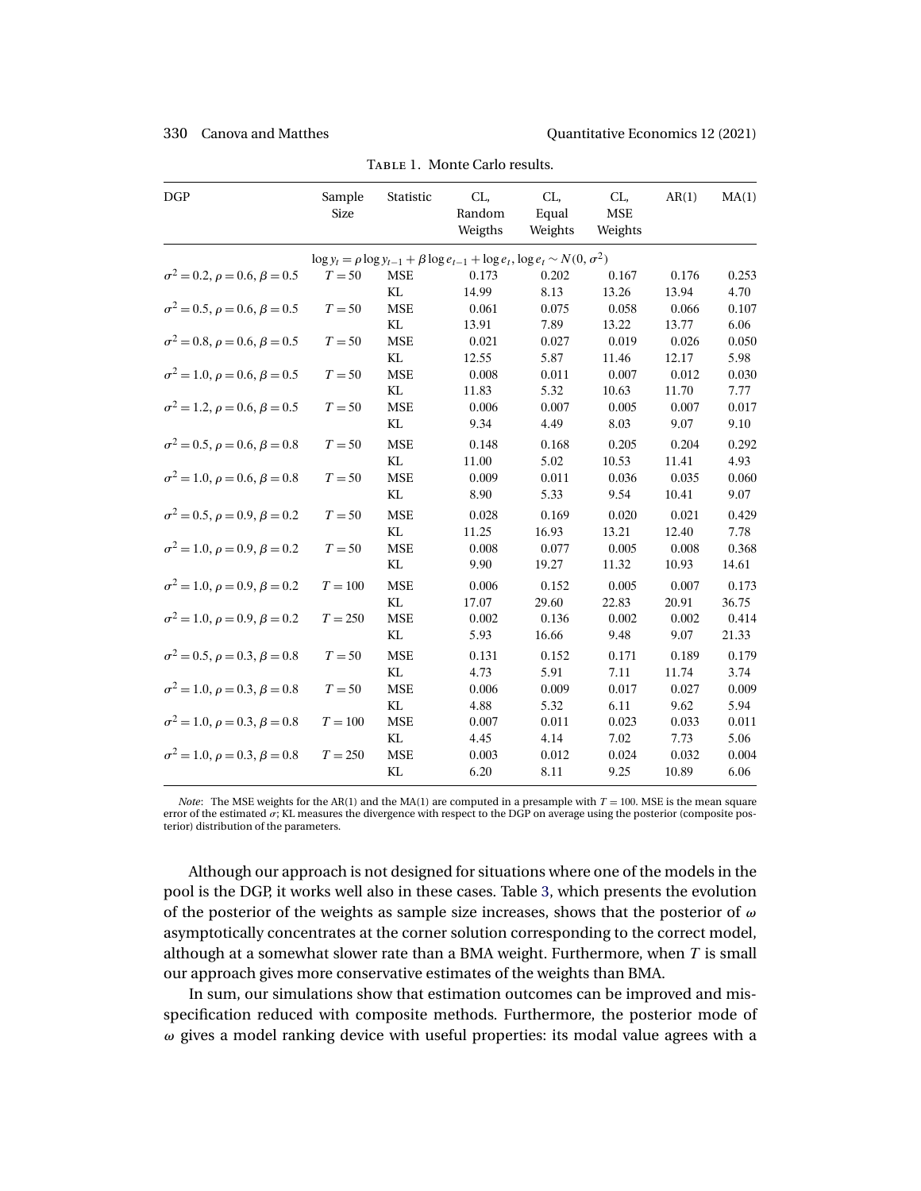Table 1. Monte Carlo results.

| DGP | Sample Size | Statistic | CL, Random Weigths | CL, Equal Weights | CL, MSE Weights | AR(1) | MA(1) |
|---|---|---|---|---|---|---|---|
| $\log y_t = \rho \log y_{t-1} + \beta \log e_{t-1} + \log e_t, \log e_t \sim N(0, \sigma^2)$ | | | | | | | |
| $\sigma^2 = 0.2, \rho = 0.6, \beta = 0.5$ | $T = 50$ | MSE | 0.173 | 0.202 | 0.167 | 0.176 | 0.253 |
| | | KL | 14.99 | 8.13 | 13.26 | 13.94 | 4.70 |
| $\sigma^2 = 0.5, \rho = 0.6, \beta = 0.5$ | $T = 50$ | MSE | 0.061 | 0.075 | 0.058 | 0.066 | 0.107 |
| | | KL | 13.91 | 7.89 | 13.22 | 13.77 | 6.06 |
| $\sigma^2 = 0.8, \rho = 0.6, \beta = 0.5$ | $T = 50$ | MSE | 0.021 | 0.027 | 0.019 | 0.026 | 0.050 |
| | | KL | 12.55 | 5.87 | 11.46 | 12.17 | 5.98 |
| $\sigma^2 = 1.0, \rho = 0.6, \beta = 0.5$ | $T = 50$ | MSE | 0.008 | 0.011 | 0.007 | 0.012 | 0.030 |
| | | KL | 11.83 | 5.32 | 10.63 | 11.70 | 7.77 |
| $\sigma^2 = 1.2, \rho = 0.6, \beta = 0.5$ | $T = 50$ | MSE | 0.006 | 0.007 | 0.005 | 0.007 | 0.017 |
| | | KL | 9.34 | 4.49 | 8.03 | 9.07 | 9.10 |
| $\sigma^2 = 0.5, \rho = 0.6, \beta = 0.8$ | $T = 50$ | MSE | 0.148 | 0.168 | 0.205 | 0.204 | 0.292 |
| | | KL | 11.00 | 5.02 | 10.53 | 11.41 | 4.93 |
| $\sigma^2 = 1.0, \rho = 0.6, \beta = 0.8$ | $T = 50$ | MSE | 0.009 | 0.011 | 0.036 | 0.035 | 0.060 |
| | | KL | 8.90 | 5.33 | 9.54 | 10.41 | 9.07 |
| $\sigma^2 = 0.5, \rho = 0.9, \beta = 0.2$ | $T = 50$ | MSE | 0.028 | 0.169 | 0.020 | 0.021 | 0.429 |
| | | KL | 11.25 | 16.93 | 13.21 | 12.40 | 7.78 |
| $\sigma^2 = 1.0, \rho = 0.9, \beta = 0.2$ | $T = 50$ | MSE | 0.008 | 0.077 | 0.005 | 0.008 | 0.368 |
| | | KL | 9.90 | 19.27 | 11.32 | 10.93 | 14.61 |
| $\sigma^2 = 1.0, \rho = 0.9, \beta = 0.2$ | $T = 100$ | MSE | 0.006 | 0.152 | 0.005 | 0.007 | 0.173 |
| | | KL | 17.07 | 29.60 | 22.83 | 20.91 | 36.75 |
| $\sigma^2 = 1.0, \rho = 0.9, \beta = 0.2$ | $T = 250$ | MSE | 0.002 | 0.136 | 0.002 | 0.002 | 0.414 |
| | | KL | 5.93 | 16.66 | 9.48 | 9.07 | 21.33 |
| $\sigma^2 = 0.5, \rho = 0.3, \beta = 0.8$ | $T = 50$ | MSE | 0.131 | 0.152 | 0.171 | 0.189 | 0.179 |
| | | KL | 4.73 | 5.91 | 7.11 | 11.74 | 3.74 |
| $\sigma^2 = 1.0, \rho = 0.3, \beta = 0.8$ | $T = 50$ | MSE | 0.006 | 0.009 | 0.017 | 0.027 | 0.009 |
| | | KL | 4.88 | 5.32 | 6.11 | 9.62 | 5.94 |
| $\sigma^2 = 1.0, \rho = 0.3, \beta = 0.8$ | $T = 100$ | MSE | 0.007 | 0.011 | 0.023 | 0.033 | 0.011 |
| | | KL | 4.45 | 4.14 | 7.02 | 7.73 | 5.06 |
| $\sigma^2 = 1.0, \rho = 0.3, \beta = 0.8$ | $T = 250$ | MSE | 0.003 | 0.012 | 0.024 | 0.032 | 0.004 |
| | | KL | 6.20 | 8.11 | 9.25 | 10.89 | 6.06 |

*Note*: The MSE weights for the AR(1) and the MA(1) are computed in a presample with $T = 100$. MSE is the mean square error of the estimated $\sigma$; KL measures the divergence with respect to the DGP on average using the posterior (composite posterior) distribution of the parameters.

Although our approach is not designed for situations where one of the models in the pool is the DGP, it works well also in these cases. Table 3, which presents the evolution of the posterior of the weights as sample size increases, shows that the posterior of $\omega$ asymptotically concentrates at the corner solution corresponding to the correct model, although at a somewhat slower rate than a BMA weight. Furthermore, when $T$ is small our approach gives more conservative estimates of the weights than BMA.

In sum, our simulations show that estimation outcomes can be improved and misspecification reduced with composite methods. Furthermore, the posterior mode of $\omega$ gives a model ranking device with useful properties: its modal value agrees with a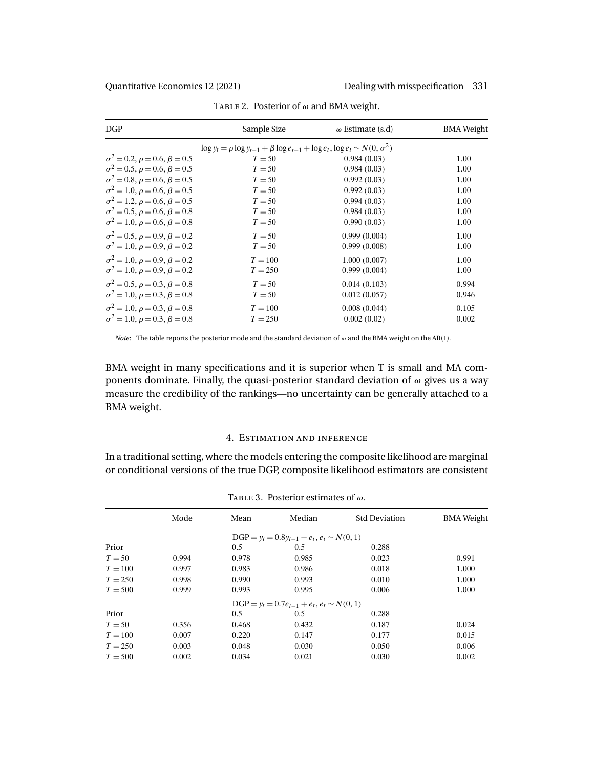Table 2. Posterior of $\omega$ and BMA weight.

| DGP | Sample Size | $\omega$ Estimate (s.d) | BMA Weight |
|---|---|---|---|
| | $\log y_t = \rho \log y_{t-1} + \beta \log e_{t-1} + \log e_t, \log e_t \sim N(0, \sigma^2)$ | | |
| $\sigma^2 = 0.2, \rho = 0.6, \beta = 0.5$ | $T = 50$ | 0.984 (0.03) | 1.00 |
| $\sigma^2 = 0.5, \rho = 0.6, \beta = 0.5$ | $T = 50$ | 0.984 (0.03) | 1.00 |
| $\sigma^2 = 0.8, \rho = 0.6, \beta = 0.5$ | $T = 50$ | 0.992 (0.03) | 1.00 |
| $\sigma^2 = 1.0, \rho = 0.6, \beta = 0.5$ | $T = 50$ | 0.992 (0.03) | 1.00 |
| $\sigma^2 = 1.2, \rho = 0.6, \beta = 0.5$ | $T = 50$ | 0.994 (0.03) | 1.00 |
| $\sigma^2 = 0.5, \rho = 0.6, \beta = 0.8$ | $T = 50$ | 0.984 (0.03) | 1.00 |
| $\sigma^2 = 1.0, \rho = 0.6, \beta = 0.8$ | $T = 50$ | 0.990 (0.03) | 1.00 |
| $\sigma^2 = 0.5, \rho = 0.9, \beta = 0.2$ | $T = 50$ | 0.999 (0.004) | 1.00 |
| $\sigma^2 = 1.0, \rho = 0.9, \beta = 0.2$ | $T = 50$ | 0.999 (0.008) | 1.00 |
| $\sigma^2 = 1.0, \rho = 0.9, \beta = 0.2$ | $T = 100$ | 1.000 (0.007) | 1.00 |
| $\sigma^2 = 1.0, \rho = 0.9, \beta = 0.2$ | $T = 250$ | 0.999 (0.004) | 1.00 |
| $\sigma^2 = 0.5, \rho = 0.3, \beta = 0.8$ | $T = 50$ | 0.014 (0.103) | 0.994 |
| $\sigma^2 = 1.0, \rho = 0.3, \beta = 0.8$ | $T = 50$ | 0.012 (0.057) | 0.946 |
| $\sigma^2 = 1.0, \rho = 0.3, \beta = 0.8$ | $T = 100$ | 0.008 (0.044) | 0.105 |
| $\sigma^2 = 1.0, \rho = 0.3, \beta = 0.8$ | $T = 250$ | 0.002 (0.02) | 0.002 |

*Note*: The table reports the posterior mode and the standard deviation of $\omega$ and the BMA weight on the AR(1).

BMA weight in many specifications and it is superior when T is small and MA components dominate. Finally, the quasi-posterior standard deviation of $\omega$ gives us a way measure the credibility of the rankings—no uncertainty can be generally attached to a BMA weight.

## 4. Estimation and inference

In a traditional setting, where the models entering the composite likelihood are marginal or conditional versions of the true DGP, composite likelihood estimators are consistent

Table 3. Posterior estimates of $\omega$.

| | Mode | Mean | Median | Std Deviation | BMA Weight |
|---|---|---|---|---|---|
| | | | DGP $= y_t = 0.8y_{t-1} + e_t, e_t \sim N(0, 1)$ | | |
| Prior | | 0.5 | 0.5 | 0.288 | |
| $T = 50$ | 0.994 | 0.978 | 0.985 | 0.023 | 0.991 |
| $T = 100$ | 0.997 | 0.983 | 0.986 | 0.018 | 1.000 |
| $T = 250$ | 0.998 | 0.990 | 0.993 | 0.010 | 1.000 |
| $T = 500$ | 0.999 | 0.993 | 0.995 | 0.006 | 1.000 |
| | | | DGP $= y_t = 0.7e_{t-1} + e_t, e_t \sim N(0, 1)$ | | |
| Prior | | 0.5 | 0.5 | 0.288 | |
| $T = 50$ | 0.356 | 0.468 | 0.432 | 0.187 | 0.024 |
| $T = 100$ | 0.007 | 0.220 | 0.147 | 0.177 | 0.015 |
| $T = 250$ | 0.003 | 0.048 | 0.030 | 0.050 | 0.006 |
| $T = 500$ | 0.002 | 0.034 | 0.021 | 0.030 | 0.002 |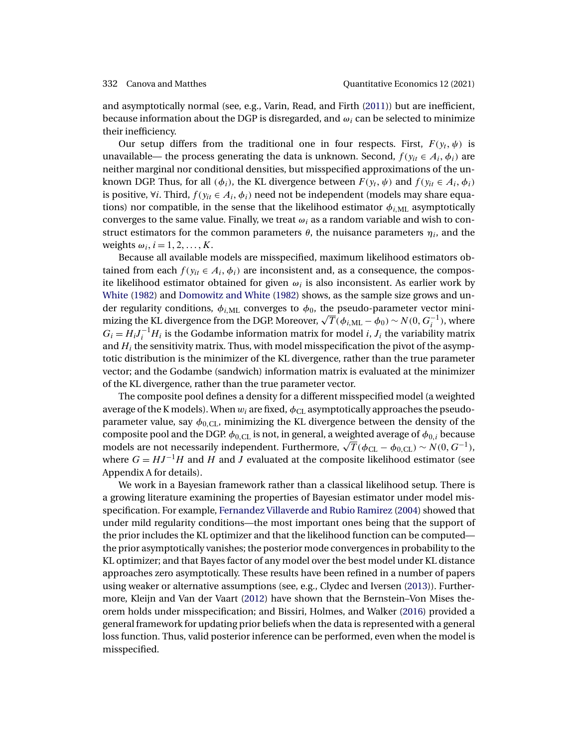and asymptotically normal (see, e.g., Varin, Read, and Firth (2011)) but are inefficient, because information about the DGP is disregarded, and $\omega_i$ can be selected to minimize their inefficiency.

Our setup differs from the traditional one in four respects. First, $F(y_t, \psi)$ is unavailable— the process generating the data is unknown. Second, $f(y_{it} \in A_i, \phi_i)$ are neither marginal nor conditional densities, but misspecified approximations of the unknown DGP. Thus, for all $(\phi_i)$, the KL divergence between $F(y_t, \psi)$ and $f(y_{it} \in A_i, \phi_i)$ is positive, $\forall i$. Third, $f(y_{it} \in A_i, \phi_i)$ need not be independent (models may share equations) nor compatible, in the sense that the likelihood estimator $\phi_{i,\text{ML}}$ asymptotically converges to the same value. Finally, we treat $\omega_i$ as a random variable and wish to construct estimators for the common parameters $\theta$, the nuisance parameters $\eta_i$, and the weights $\omega_i$, $i = 1, 2, \dots, K$.

Because all available models are misspecified, maximum likelihood estimators obtained from each $f(y_{it} \in A_i, \phi_i)$ are inconsistent and, as a consequence, the composite likelihood estimator obtained for given $\omega_i$ is also inconsistent. As earlier work by White (1982) and Domowitz and White (1982) shows, as the sample size grows and under regularity conditions, $\phi_{i,\text{ML}}$ converges to $\phi_0$, the pseudo-parameter vector minimizing the KL divergence from the DGP. Moreover, $\sqrt{T}(\phi_{i,\text{ML}} - \phi_0) \sim N(0, G_i^{-1})$, where $G_i = H_i J_i^{-1} H_i$ is the Godambe information matrix for model $i$, $J_i$ the variability matrix and $H_i$ the sensitivity matrix. Thus, with model misspecification the pivot of the asymptotic distribution is the minimizer of the KL divergence, rather than the true parameter vector; and the Godambe (sandwich) information matrix is evaluated at the minimizer of the KL divergence, rather than the true parameter vector.

The composite pool defines a density for a different misspecified model (a weighted average of the K models). When $w_i$ are fixed, $\phi_{\text{CL}}$ asymptotically approaches the pseudo-parameter value, say $\phi_{0,\text{CL}}$, minimizing the KL divergence between the density of the composite pool and the DGP. $\phi_{0,\text{CL}}$ is not, in general, a weighted average of $\phi_{0,i}$ because models are not necessarily independent. Furthermore, $\sqrt{T}(\phi_{\text{CL}} - \phi_{0,\text{CL}}) \sim N(0, G^{-1})$, where $G = HJ^{-1}H$ and $H$ and $J$ evaluated at the composite likelihood estimator (see Appendix A for details).

We work in a Bayesian framework rather than a classical likelihood setup. There is a growing literature examining the properties of Bayesian estimator under model misspecification. For example, Fernandez Villaverde and Rubio Ramirez (2004) showed that under mild regularity conditions—the most important ones being that the support of the prior includes the KL optimizer and that the likelihood function can be computed—the prior asymptotically vanishes; the posterior mode convergences in probability to the KL optimizer; and that Bayes factor of any model over the best model under KL distance approaches zero asymptotically. These results have been refined in a number of papers using weaker or alternative assumptions (see, e.g., Clydec and Iversen (2013)). Furthermore, Kleijn and Van der Vaart (2012) have shown that the Bernstein–Von Mises theorem holds under misspecification; and Bissiri, Holmes, and Walker (2016) provided a general framework for updating prior beliefs when the data is represented with a general loss function. Thus, valid posterior inference can be performed, even when the model is misspecified.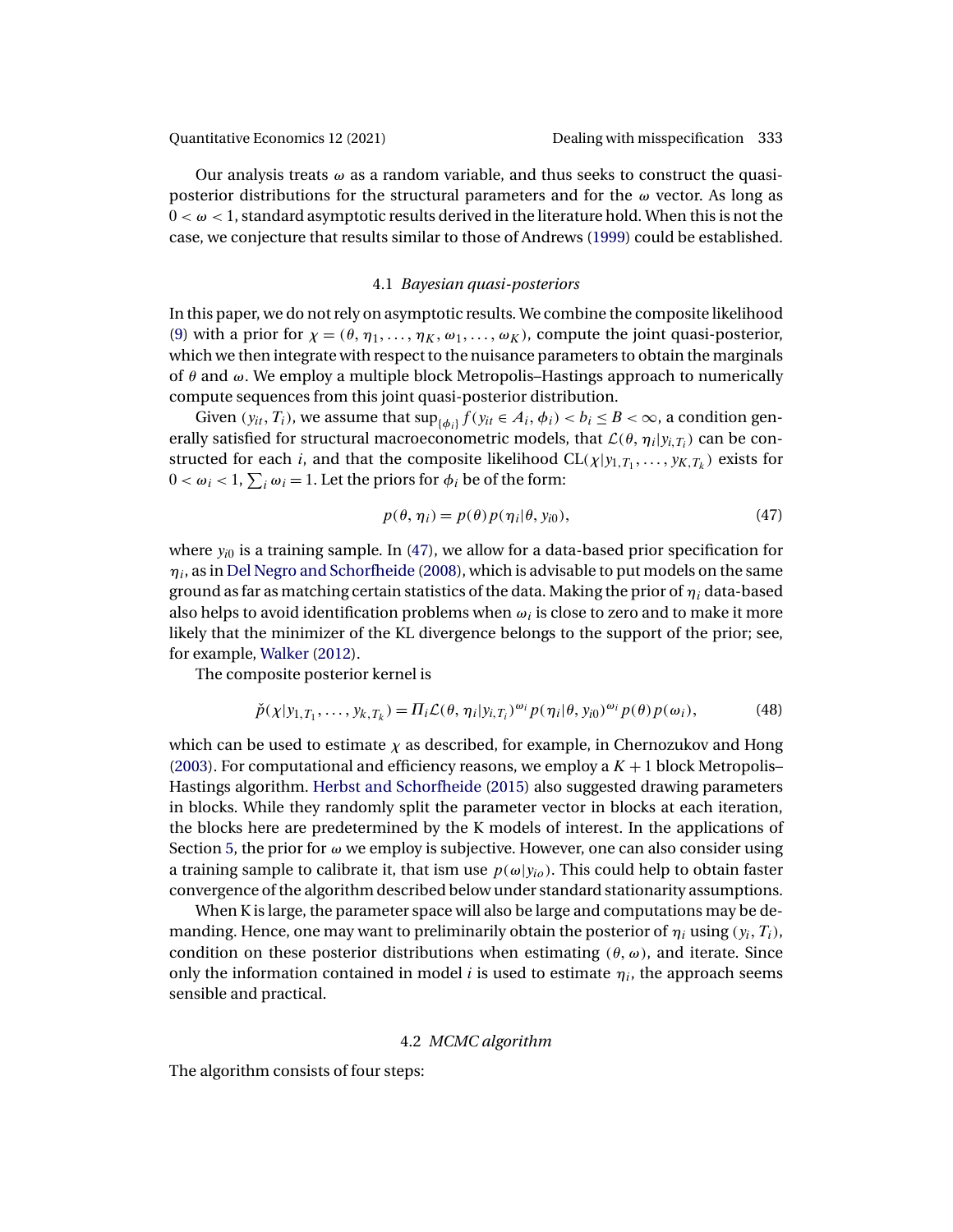Our analysis treats $\omega$ as a random variable, and thus seeks to construct the quasi-posterior distributions for the structural parameters and for the $\omega$ vector. As long as $0 < \omega < 1$, standard asymptotic results derived in the literature hold. When this is not the case, we conjecture that results similar to those of Andrews (1999) could be established.

### 4.1 *Bayesian quasi-posteriors*

In this paper, we do not rely on asymptotic results. We combine the composite likelihood (9) with a prior for $\chi = (\theta, \eta_1, \dots, \eta_K, \omega_1, \dots, \omega_K)$, compute the joint quasi-posterior, which we then integrate with respect to the nuisance parameters to obtain the marginals of $\theta$ and $\omega$. We employ a multiple block Metropolis–Hastings approach to numerically compute sequences from this joint quasi-posterior distribution.

Given $(y_{it}, T_i)$, we assume that $\sup_{\{\phi_i\}} f(y_{it} \in A_i, \phi_i) < b_i \le B < \infty$, a condition generally satisfied for structural macroeconometric models, that $\mathcal{L}(\theta, \eta_i | y_{i,T_i})$ can be constructed for each $i$, and that the composite likelihood $\mathrm{CL}(\chi | y_{1,T_1}, \dots, y_{K,T_k})$ exists for $0 < \omega_i < 1$, $\sum_i \omega_i = 1$. Let the priors for $\phi_i$ be of the form:

$$p(\theta, \eta_i) = p(\theta) p(\eta_i | \theta, y_{i0}), \tag{47}$$

where $y_{i0}$ is a training sample. In (47), we allow for a data-based prior specification for $\eta_i$, as in Del Negro and Schorfheide (2008), which is advisable to put models on the same ground as far as matching certain statistics of the data. Making the prior of $\eta_i$ data-based also helps to avoid identification problems when $\omega_i$ is close to zero and to make it more likely that the minimizer of the KL divergence belongs to the support of the prior; see, for example, Walker (2012).

The composite posterior kernel is

$$\check{p}(\chi | y_{1,T_1}, \dots, y_{k,T_k}) = \Pi_i \mathcal{L}(\theta, \eta_i | y_{i,T_i})^{\omega_i} p(\eta_i | \theta, y_{i0})^{\omega_i} p(\theta) p(\omega_i), \tag{48}$$

which can be used to estimate $\chi$ as described, for example, in Chernozukov and Hong (2003). For computational and efficiency reasons, we employ a $K+1$ block Metropolis–Hastings algorithm. Herbst and Schorfheide (2015) also suggested drawing parameters in blocks. While they randomly split the parameter vector in blocks at each iteration, the blocks here are predetermined by the K models of interest. In the applications of Section 5, the prior for $\omega$ we employ is subjective. However, one can also consider using a training sample to calibrate it, that ism use $p(\omega | y_{io})$. This could help to obtain faster convergence of the algorithm described below under standard stationarity assumptions.

When K is large, the parameter space will also be large and computations may be demanding. Hence, one may want to preliminarily obtain the posterior of $\eta_i$ using $(y_i, T_i)$, condition on these posterior distributions when estimating $(\theta, \omega)$, and iterate. Since only the information contained in model $i$ is used to estimate $\eta_i$, the approach seems sensible and practical.

### 4.2 *MCMC algorithm*

The algorithm consists of four steps: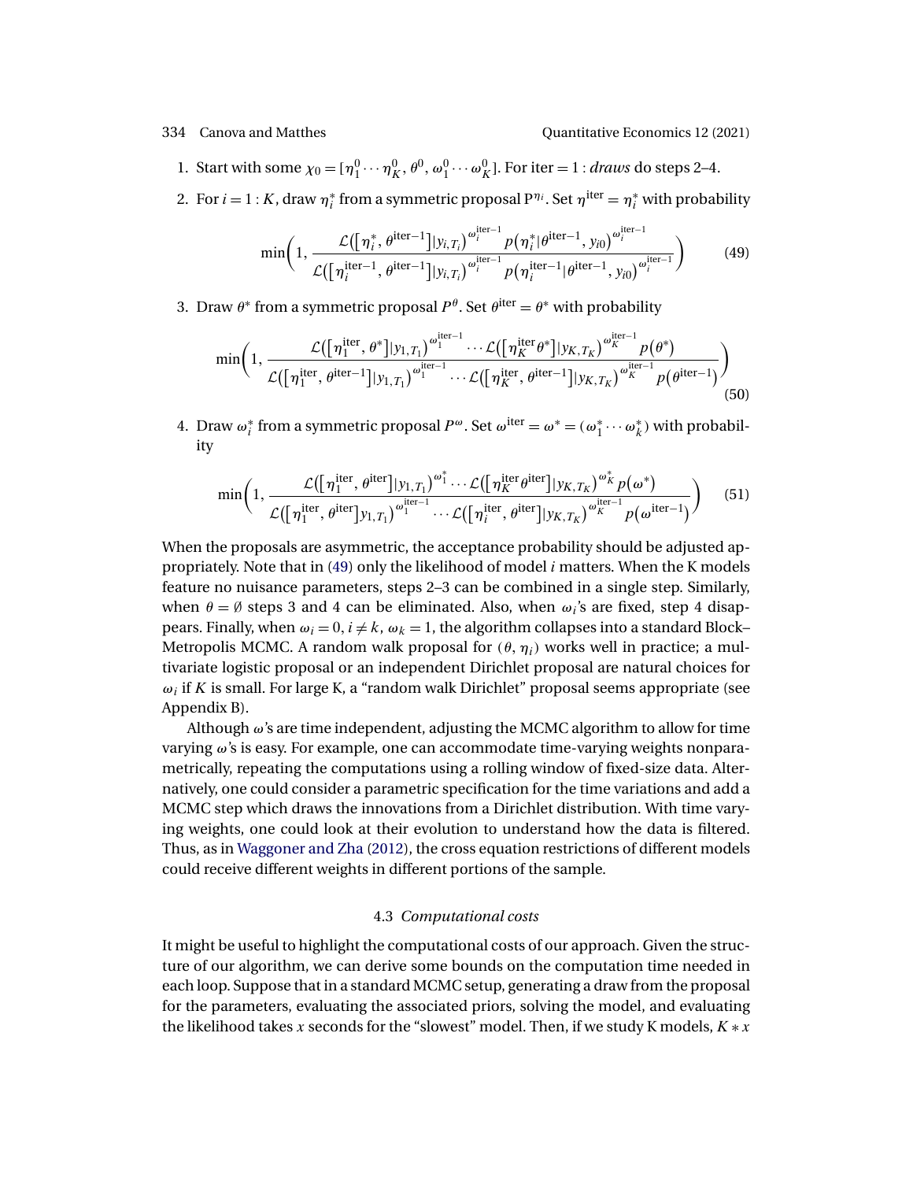1. Start with some $\chi_0 = [\eta_1^0 \cdots \eta_K^0, \theta^0, \omega_1^0 \cdots \omega_K^0]$. For iter $= 1$ : *draws* do steps 2–4.
2. For $i = 1 : K$, draw $\eta_i^*$ from a symmetric proposal $\mathrm{P}^{\eta_i}$. Set $\eta^{\text{iter}} = \eta_i^*$ with probability

$$\min\left(1, \frac{\mathcal{L}\big(\big[\eta_i^*, \theta^{\text{iter}-1}\big]|y_{i,T_i}\big)^{\omega_i^{\text{iter}-1}} p\big(\eta_i^*|\theta^{\text{iter}-1}, y_{i0}\big)^{\omega_i^{\text{iter}-1}}}{\mathcal{L}\big(\big[\eta_i^{\text{iter}-1}, \theta^{\text{iter}-1}\big]|y_{i,T_i}\big)^{\omega_i^{\text{iter}-1}} p\big(\eta_i^{\text{iter}-1}|\theta^{\text{iter}-1}, y_{i0}\big)^{\omega_i^{\text{iter}-1}}}\right) \tag{49}$$

3. Draw $\theta^*$ from a symmetric proposal $P^\theta$. Set $\theta^{\text{iter}} = \theta^*$ with probability

$$\min\left(1, \frac{\mathcal{L}\big(\big[\eta_1^{\text{iter}}, \theta^*\big]|y_{1,T_1}\big)^{\omega_1^{\text{iter}-1}} \cdots \mathcal{L}\big(\big[\eta_K^{\text{iter}}\theta^*\big]|y_{K,T_K}\big)^{\omega_K^{\text{iter}-1}} p\big(\theta^*\big)}{\mathcal{L}\big(\big[\eta_1^{\text{iter}}, \theta^{\text{iter}-1}\big]|y_{1,T_1}\big)^{\omega_1^{\text{iter}-1}} \cdots \mathcal{L}\big(\big[\eta_K^{\text{iter}}, \theta^{\text{iter}-1}\big]|y_{K,T_K}\big)^{\omega_K^{\text{iter}-1}} p\big(\theta^{\text{iter}-1}\big)}\right) \tag{50}$$

4. Draw $\omega_i^*$ from a symmetric proposal $P^\omega$. Set $\omega^{\text{iter}} = \omega^* = (\omega_1^* \cdots \omega_k^*)$ with probability

$$\min\left(1, \frac{\mathcal{L}\big(\big[\eta_1^{\text{iter}}, \theta^{\text{iter}}\big]|y_{1,T_1}\big)^{\omega_1^*} \cdots \mathcal{L}\big(\big[\eta_K^{\text{iter}}\theta^{\text{iter}}\big]|y_{K,T_K}\big)^{\omega_K^*} p\big(\omega^*\big)}{\mathcal{L}\big(\big[\eta_1^{\text{iter}}, \theta^{\text{iter}}\big]y_{1,T_1}\big)^{\omega_1^{\text{iter}-1}} \cdots \mathcal{L}\big(\big[\eta_i^{\text{iter}}, \theta^{\text{iter}}\big]|y_{K,T_K}\big)^{\omega_K^{\text{iter}-1}} p\big(\omega^{\text{iter}-1}\big)}\right) \tag{51}$$

When the proposals are asymmetric, the acceptance probability should be adjusted appropriately. Note that in (49) only the likelihood of model $i$ matters. When the K models feature no nuisance parameters, steps 2–3 can be combined in a single step. Similarly, when $\theta = \emptyset$ steps 3 and 4 can be eliminated. Also, when $\omega_i$'s are fixed, step 4 disappears. Finally, when $\omega_i = 0$, $i \neq k$, $\omega_k = 1$, the algorithm collapses into a standard Block–Metropolis MCMC. A random walk proposal for $(\theta, \eta_i)$ works well in practice; a multivariate logistic proposal or an independent Dirichlet proposal are natural choices for $\omega_i$ if $K$ is small. For large K, a "random walk Dirichlet" proposal seems appropriate (see Appendix B).

Although $\omega$'s are time independent, adjusting the MCMC algorithm to allow for time varying $\omega$'s is easy. For example, one can accommodate time-varying weights nonparametrically, repeating the computations using a rolling window of fixed-size data. Alternatively, one could consider a parametric specification for the time variations and add a MCMC step which draws the innovations from a Dirichlet distribution. With time varying weights, one could look at their evolution to understand how the data is filtered. Thus, as in Waggoner and Zha (2012), the cross equation restrictions of different models could receive different weights in different portions of the sample.

### 4.3 *Computational costs*

It might be useful to highlight the computational costs of our approach. Given the structure of our algorithm, we can derive some bounds on the computation time needed in each loop. Suppose that in a standard MCMC setup, generating a draw from the proposal for the parameters, evaluating the associated priors, solving the model, and evaluating the likelihood takes $x$ seconds for the "slowest" model. Then, if we study K models, $K * x$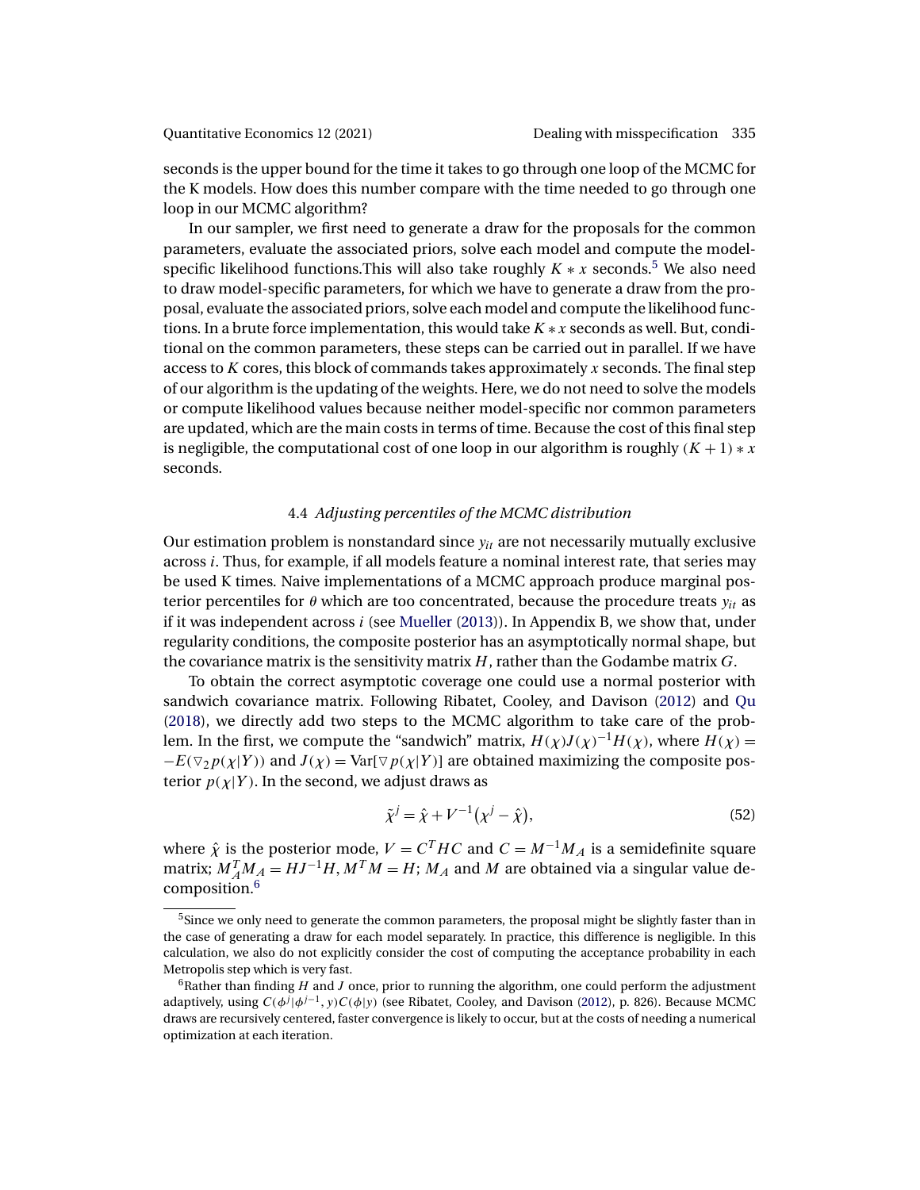seconds is the upper bound for the time it takes to go through one loop of the MCMC for the K models. How does this number compare with the time needed to go through one loop in our MCMC algorithm?

In our sampler, we first need to generate a draw for the proposals for the common parameters, evaluate the associated priors, solve each model and compute the model-specific likelihood functions.This will also take roughly $K * x$ seconds.[5] We also need to draw model-specific parameters, for which we have to generate a draw from the proposal, evaluate the associated priors, solve each model and compute the likelihood functions. In a brute force implementation, this would take $K * x$ seconds as well. But, conditional on the common parameters, these steps can be carried out in parallel. If we have access to $K$ cores, this block of commands takes approximately $x$ seconds. The final step of our algorithm is the updating of the weights. Here, we do not need to solve the models or compute likelihood values because neither model-specific nor common parameters are updated, which are the main costs in terms of time. Because the cost of this final step is negligible, the computational cost of one loop in our algorithm is roughly $(K + 1) * x$ seconds.

### 4.4 *Adjusting percentiles of the MCMC distribution*

Our estimation problem is nonstandard since $y_{it}$ are not necessarily mutually exclusive across $i$. Thus, for example, if all models feature a nominal interest rate, that series may be used K times. Naive implementations of a MCMC approach produce marginal posterior percentiles for $\theta$ which are too concentrated, because the procedure treats $y_{it}$ as if it was independent across $i$ (see Mueller (2013)). In Appendix B, we show that, under regularity conditions, the composite posterior has an asymptotically normal shape, but the covariance matrix is the sensitivity matrix $H$, rather than the Godambe matrix $G$.

To obtain the correct asymptotic coverage one could use a normal posterior with sandwich covariance matrix. Following Ribatet, Cooley, and Davison (2012) and Qu (2018), we directly add two steps to the MCMC algorithm to take care of the problem. In the first, we compute the "sandwich" matrix, $H(\chi)J(\chi)^{-1}H(\chi)$, where $H(\chi) = -E(\triangledown_2 p(\chi|Y))$ and $J(\chi) = \text{Var}[\triangledown p(\chi|Y)]$ are obtained maximizing the composite posterior $p(\chi|Y)$. In the second, we adjust draws as

$$\tilde{\chi}^j = \hat{\chi} + V^{-1}(\chi^j - \hat{\chi}), \tag{52}$$

where $\hat{\chi}$ is the posterior mode, $V = C^T HC$ and $C = M^{-1}M_A$ is a semidefinite square matrix; $M_A^T M_A = HJ^{-1}H$, $M^T M = H$; $M_A$ and $M$ are obtained via a singular value decomposition.[6]

---

[5] Since we only need to generate the common parameters, the proposal might be slightly faster than in the case of generating a draw for each model separately. In practice, this difference is negligible. In this calculation, we also do not explicitly consider the cost of computing the acceptance probability in each Metropolis step which is very fast.

[6] Rather than finding $H$ and $J$ once, prior to running the algorithm, one could perform the adjustment adaptively, using $C(\phi^j|\phi^{j-1}, y)C(\phi|y)$ (see Ribatet, Cooley, and Davison (2012), p. 826). Because MCMC draws are recursively centered, faster convergence is likely to occur, but at the costs of needing a numerical optimization at each iteration.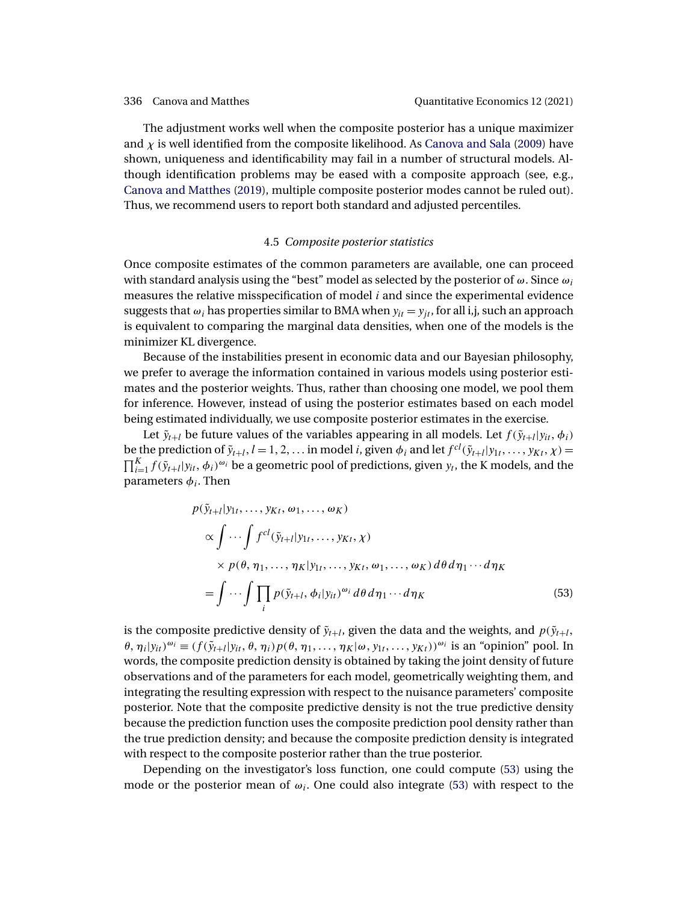The adjustment works well when the composite posterior has a unique maximizer and $\chi$ is well identified from the composite likelihood. As Canova and Sala (2009) have shown, uniqueness and identificability may fail in a number of structural models. Although identification problems may be eased with a composite approach (see, e.g., Canova and Matthes (2019), multiple composite posterior modes cannot be ruled out). Thus, we recommend users to report both standard and adjusted percentiles.

### 4.5 *Composite posterior statistics*

Once composite estimates of the common parameters are available, one can proceed with standard analysis using the "best" model as selected by the posterior of $\omega$. Since $\omega_i$ measures the relative misspecification of model $i$ and since the experimental evidence suggests that $\omega_i$ has properties similar to BMA when $y_{it} = y_{jt}$, for all i,j, such an approach is equivalent to comparing the marginal data densities, when one of the models is the minimizer KL divergence.

Because of the instabilities present in economic data and our Bayesian philosophy, we prefer to average the information contained in various models using posterior estimates and the posterior weights. Thus, rather than choosing one model, we pool them for inference. However, instead of using the posterior estimates based on each model being estimated individually, we use composite posterior estimates in the exercise.

Let $\tilde{y}_{t+l}$ be future values of the variables appearing in all models. Let $f(\tilde{y}_{t+l}|y_{it}, \phi_i)$ be the prediction of $\tilde{y}_{t+l}$, $l = 1, 2, \ldots$ in model $i$, given $\phi_i$ and let $f^{cl}(\tilde{y}_{t+l}|y_{1t}, \ldots, y_{Kt}, \chi) = \prod_{i=1}^{K} f(\tilde{y}_{t+l}|y_{it}, \phi_i)^{\omega_i}$ be a geometric pool of predictions, given $y_t$, the K models, and the parameters $\phi_i$. Then

$$
\begin{aligned}
& p(\tilde{y}_{t+l}|y_{1t}, \ldots, y_{Kt}, \omega_1, \ldots, \omega_K) \\
& \quad \propto \int \cdots \int f^{cl}(\tilde{y}_{t+l}|y_{1t}, \ldots, y_{Kt}, \chi) \\
& \qquad \times p(\theta, \eta_1, \ldots, \eta_K|y_{1t}, \ldots, y_{Kt}, \omega_1, \ldots, \omega_K)\, d\theta\, d\eta_1 \cdots d\eta_K \\
& \quad = \int \cdots \int \prod_i p(\tilde{y}_{t+l}, \phi_i|y_{it})^{\omega_i}\, d\theta\, d\eta_1 \cdots d\eta_K
\end{aligned}
\tag{53}
$$

is the composite predictive density of $\tilde{y}_{t+l}$, given the data and the weights, and $p(\tilde{y}_{t+l}, \theta, \eta_i|y_{it})^{\omega_i} \equiv (f(\tilde{y}_{t+l}|y_{it}, \theta, \eta_i)p(\theta, \eta_1, \ldots, \eta_K|\omega, y_{1t}, \ldots, y_{Kt}))^{\omega_i}$ is an "opinion" pool. In words, the composite prediction density is obtained by taking the joint density of future observations and of the parameters for each model, geometrically weighting them, and integrating the resulting expression with respect to the nuisance parameters' composite posterior. Note that the composite predictive density is not the true predictive density because the prediction function uses the composite prediction pool density rather than the true prediction density; and because the composite prediction density is integrated with respect to the composite posterior rather than the true posterior.

Depending on the investigator's loss function, one could compute (53) using the mode or the posterior mean of $\omega_i$. One could also integrate (53) with respect to the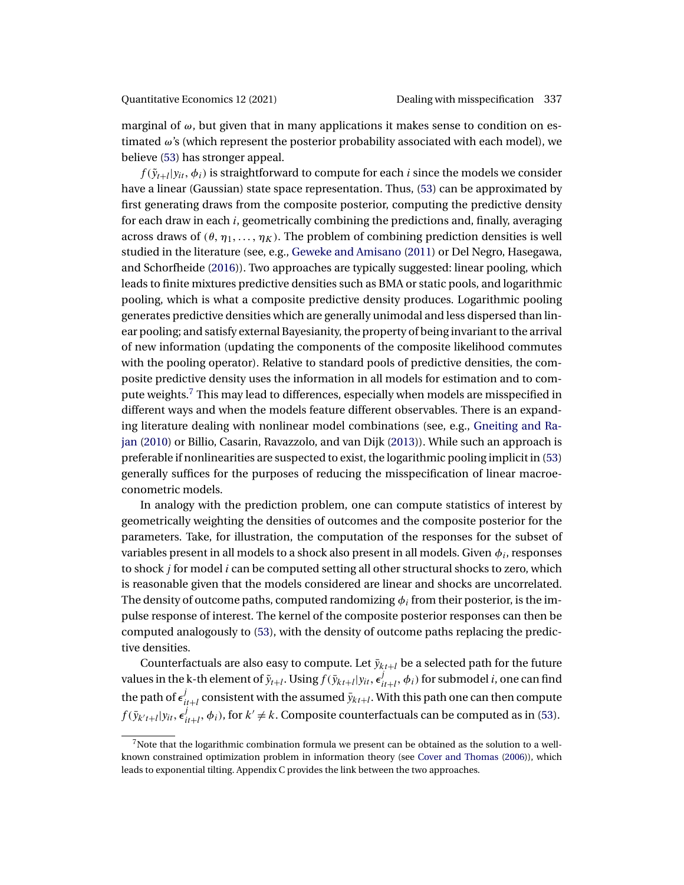marginal of $\omega$, but given that in many applications it makes sense to condition on estimated $\omega$'s (which represent the posterior probability associated with each model), we believe (53) has stronger appeal.

$f(\tilde{y}_{t+l}|y_{it}, \phi_i)$ is straightforward to compute for each $i$ since the models we consider have a linear (Gaussian) state space representation. Thus, (53) can be approximated by first generating draws from the composite posterior, computing the predictive density for each draw in each $i$, geometrically combining the predictions and, finally, averaging across draws of $(\theta, \eta_1, \dots, \eta_K)$. The problem of combining prediction densities is well studied in the literature (see, e.g., Geweke and Amisano (2011) or Del Negro, Hasegawa, and Schorfheide (2016)). Two approaches are typically suggested: linear pooling, which leads to finite mixtures predictive densities such as BMA or static pools, and logarithmic pooling, which is what a composite predictive density produces. Logarithmic pooling generates predictive densities which are generally unimodal and less dispersed than linear pooling; and satisfy external Bayesianity, the property of being invariant to the arrival of new information (updating the components of the composite likelihood commutes with the pooling operator). Relative to standard pools of predictive densities, the composite predictive density uses the information in all models for estimation and to compute weights.[7] This may lead to differences, especially when models are misspecified in different ways and when the models feature different observables. There is an expanding literature dealing with nonlinear model combinations (see, e.g., Gneiting and Ranjan (2010) or Billio, Casarin, Ravazzolo, and van Dijk (2013)). While such an approach is preferable if nonlinearities are suspected to exist, the logarithmic pooling implicit in (53) generally suffices for the purposes of reducing the misspecification of linear macroeconometric models.

In analogy with the prediction problem, one can compute statistics of interest by geometrically weighting the densities of outcomes and the composite posterior for the parameters. Take, for illustration, the computation of the responses for the subset of variables present in all models to a shock also present in all models. Given $\phi_i$, responses to shock $j$ for model $i$ can be computed setting all other structural shocks to zero, which is reasonable given that the models considered are linear and shocks are uncorrelated. The density of outcome paths, computed randomizing $\phi_i$ from their posterior, is the impulse response of interest. The kernel of the composite posterior responses can then be computed analogously to (53), with the density of outcome paths replacing the predictive densities.

Counterfactuals are also easy to compute. Let $\bar{y}_{kt+l}$ be a selected path for the future values in the k-th element of $\tilde{y}_{t+l}$. Using $f(\bar{y}_{kt+l}|y_{it}, \epsilon^j_{it+l}, \phi_i)$ for submodel $i$, one can find the path of $\epsilon^j_{it+l}$ consistent with the assumed $\bar{y}_{kt+l}$. With this path one can then compute $f(\bar{y}_{k't+l}|y_{it}, \epsilon^j_{it+l}, \phi_i)$, for $k' \neq k$. Composite counterfactuals can be computed as in (53).

[7] Note that the logarithmic combination formula we present can be obtained as the solution to a well-known constrained optimization problem in information theory (see Cover and Thomas (2006)), which leads to exponential tilting. Appendix C provides the link between the two approaches.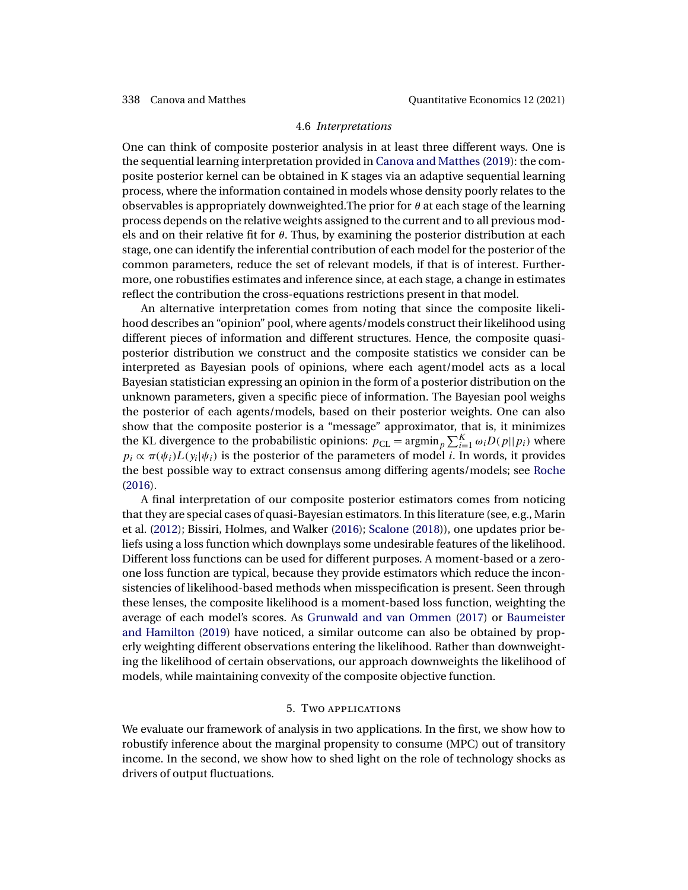### 4.6 *Interpretations*

One can think of composite posterior analysis in at least three different ways. One is the sequential learning interpretation provided in Canova and Matthes (2019): the composite posterior kernel can be obtained in K stages via an adaptive sequential learning process, where the information contained in models whose density poorly relates to the observables is appropriately downweighted.The prior for $\theta$ at each stage of the learning process depends on the relative weights assigned to the current and to all previous models and on their relative fit for $\theta$. Thus, by examining the posterior distribution at each stage, one can identify the inferential contribution of each model for the posterior of the common parameters, reduce the set of relevant models, if that is of interest. Furthermore, one robustifies estimates and inference since, at each stage, a change in estimates reflect the contribution the cross-equations restrictions present in that model.

An alternative interpretation comes from noting that since the composite likelihood describes an "opinion" pool, where agents/models construct their likelihood using different pieces of information and different structures. Hence, the composite quasi-posterior distribution we construct and the composite statistics we consider can be interpreted as Bayesian pools of opinions, where each agent/model acts as a local Bayesian statistician expressing an opinion in the form of a posterior distribution on the unknown parameters, given a specific piece of information. The Bayesian pool weighs the posterior of each agents/models, based on their posterior weights. One can also show that the composite posterior is a "message" approximator, that is, it minimizes the KL divergence to the probabilistic opinions: $p_{\text{CL}} = \text{argmin}_p \sum_{i=1}^{K} \omega_i D(p||p_i)$ where $p_i \propto \pi(\psi_i) L(y_i|\psi_i)$ is the posterior of the parameters of model $i$. In words, it provides the best possible way to extract consensus among differing agents/models; see Roche (2016).

A final interpretation of our composite posterior estimators comes from noticing that they are special cases of quasi-Bayesian estimators. In this literature (see, e.g., Marin et al. (2012); Bissiri, Holmes, and Walker (2016); Scalone (2018)), one updates prior beliefs using a loss function which downplays some undesirable features of the likelihood. Different loss functions can be used for different purposes. A moment-based or a zero-one loss function are typical, because they provide estimators which reduce the inconsistencies of likelihood-based methods when misspecification is present. Seen through these lenses, the composite likelihood is a moment-based loss function, weighting the average of each model's scores. As Grunwald and van Ommen (2017) or Baumeister and Hamilton (2019) have noticed, a similar outcome can also be obtained by properly weighting different observations entering the likelihood. Rather than downweighting the likelihood of certain observations, our approach downweights the likelihood of models, while maintaining convexity of the composite objective function.

## 5. Two applications

We evaluate our framework of analysis in two applications. In the first, we show how to robustify inference about the marginal propensity to consume (MPC) out of transitory income. In the second, we show how to shed light on the role of technology shocks as drivers of output fluctuations.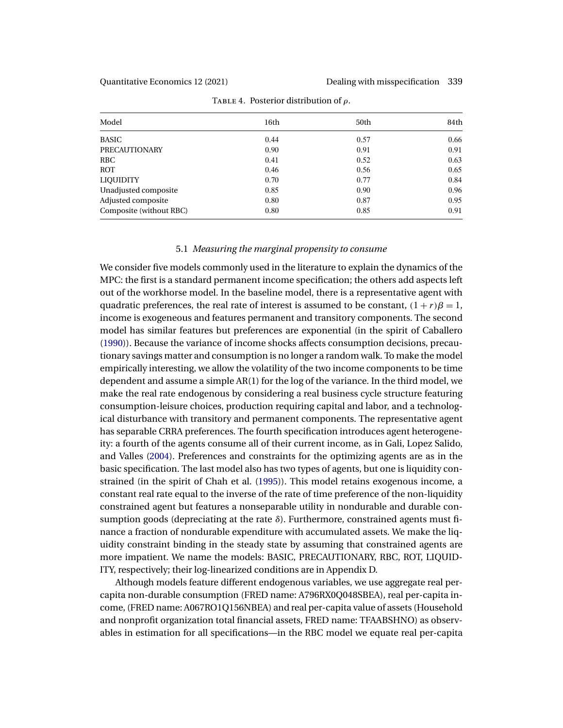Table 4. Posterior distribution of $\rho$.

| Model | 16th | 50th | 84th |
|---|---|---|---|
| BASIC | 0.44 | 0.57 | 0.66 |
| PRECAUTIONARY | 0.90 | 0.91 | 0.91 |
| RBC | 0.41 | 0.52 | 0.63 |
| ROT | 0.46 | 0.56 | 0.65 |
| LIQUIDITY | 0.70 | 0.77 | 0.84 |
| Unadjusted composite | 0.85 | 0.90 | 0.96 |
| Adjusted composite | 0.80 | 0.87 | 0.95 |
| Composite (without RBC) | 0.80 | 0.85 | 0.91 |

### 5.1 *Measuring the marginal propensity to consume*

We consider five models commonly used in the literature to explain the dynamics of the MPC: the first is a standard permanent income specification; the others add aspects left out of the workhorse model. In the baseline model, there is a representative agent with quadratic preferences, the real rate of interest is assumed to be constant, $(1+r)\beta = 1$, income is exogeneous and features permanent and transitory components. The second model has similar features but preferences are exponential (in the spirit of Caballero (1990)). Because the variance of income shocks affects consumption decisions, precautionary savings matter and consumption is no longer a random walk. To make the model empirically interesting, we allow the volatility of the two income components to be time dependent and assume a simple AR(1) for the log of the variance. In the third model, we make the real rate endogenous by considering a real business cycle structure featuring consumption-leisure choices, production requiring capital and labor, and a technological disturbance with transitory and permanent components. The representative agent has separable CRRA preferences. The fourth specification introduces agent heterogeneity: a fourth of the agents consume all of their current income, as in Gali, Lopez Salido, and Valles (2004). Preferences and constraints for the optimizing agents are as in the basic specification. The last model also has two types of agents, but one is liquidity constrained (in the spirit of Chah et al. (1995)). This model retains exogenous income, a constant real rate equal to the inverse of the rate of time preference of the non-liquidity constrained agent but features a nonseparable utility in nondurable and durable consumption goods (depreciating at the rate $\delta$). Furthermore, constrained agents must finance a fraction of nondurable expenditure with accumulated assets. We make the liquidity constraint binding in the steady state by assuming that constrained agents are more impatient. We name the models: BASIC, PRECAUTIONARY, RBC, ROT, LIQUIDITY, respectively; their log-linearized conditions are in Appendix D.

Although models feature different endogenous variables, we use aggregate real per-capita non-durable consumption (FRED name: A796RX0Q048SBEA), real per-capita income, (FRED name: A067RO1Q156NBEA) and real per-capita value of assets (Household and nonprofit organization total financial assets, FRED name: TFAABSHNO) as observables in estimation for all specifications—in the RBC model we equate real per-capita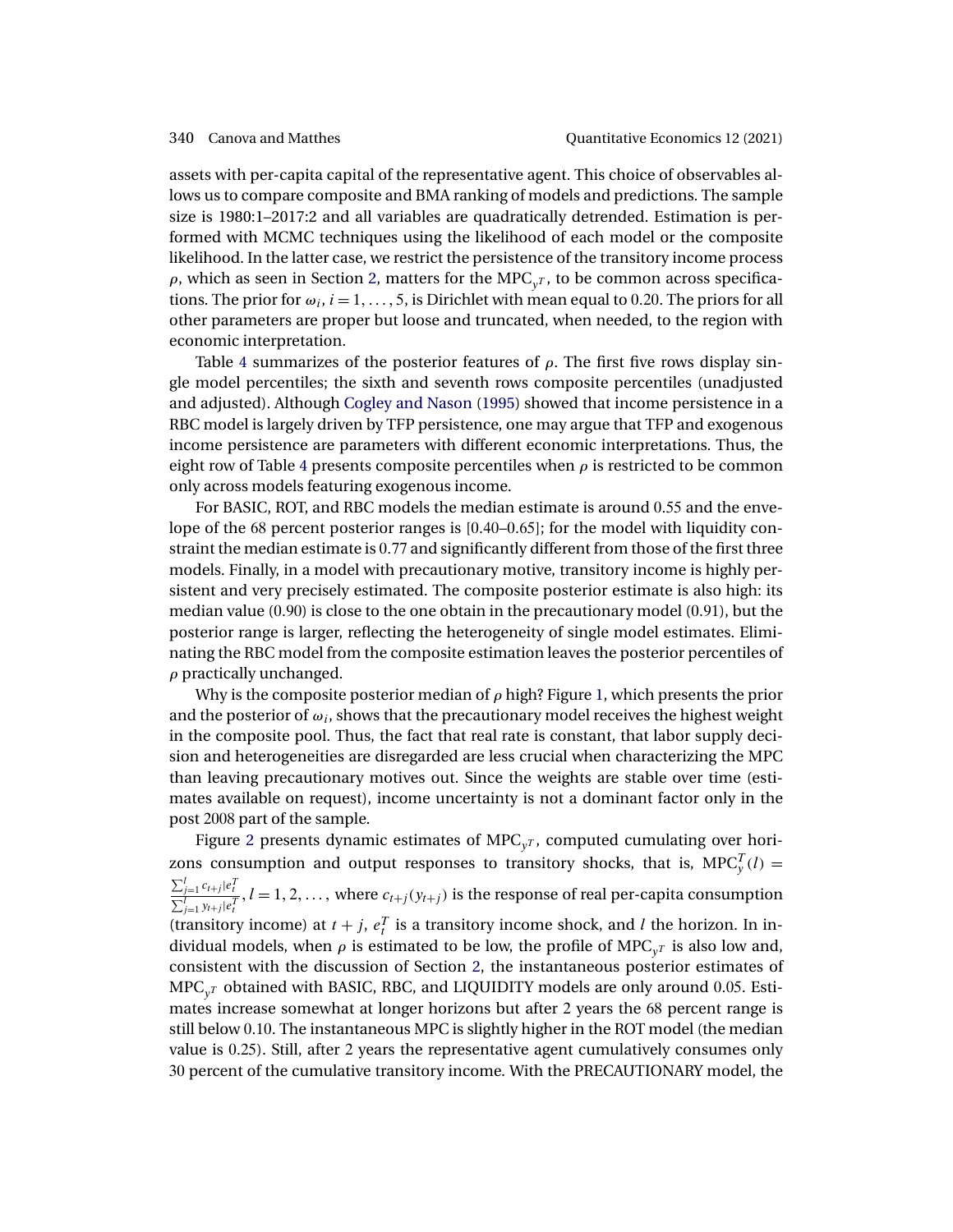assets with per-capita capital of the representative agent. This choice of observables allows us to compare composite and BMA ranking of models and predictions. The sample size is 1980:1–2017:2 and all variables are quadratically detrended. Estimation is performed with MCMC techniques using the likelihood of each model or the composite likelihood. In the latter case, we restrict the persistence of the transitory income process $\rho$, which as seen in Section 2, matters for the $\text{MPC}_{y^T}$, to be common across specifications. The prior for $\omega_i$, $i = 1, \dots, 5$, is Dirichlet with mean equal to 0.20. The priors for all other parameters are proper but loose and truncated, when needed, to the region with economic interpretation.

Table 4 summarizes of the posterior features of $\rho$. The first five rows display single model percentiles; the sixth and seventh rows composite percentiles (unadjusted and adjusted). Although Cogley and Nason (1995) showed that income persistence in a RBC model is largely driven by TFP persistence, one may argue that TFP and exogenous income persistence are parameters with different economic interpretations. Thus, the eight row of Table 4 presents composite percentiles when $\rho$ is restricted to be common only across models featuring exogenous income.

For BASIC, ROT, and RBC models the median estimate is around 0.55 and the envelope of the 68 percent posterior ranges is [0.40–0.65]; for the model with liquidity constraint the median estimate is 0.77 and significantly different from those of the first three models. Finally, in a model with precautionary motive, transitory income is highly persistent and very precisely estimated. The composite posterior estimate is also high: its median value (0.90) is close to the one obtain in the precautionary model (0.91), but the posterior range is larger, reflecting the heterogeneity of single model estimates. Eliminating the RBC model from the composite estimation leaves the posterior percentiles of $\rho$ practically unchanged.

Why is the composite posterior median of $\rho$ high? Figure 1, which presents the prior and the posterior of $\omega_i$, shows that the precautionary model receives the highest weight in the composite pool. Thus, the fact that real rate is constant, that labor supply decision and heterogeneities are disregarded are less crucial when characterizing the MPC than leaving precautionary motives out. Since the weights are stable over time (estimates available on request), income uncertainty is not a dominant factor only in the post 2008 part of the sample.

Figure 2 presents dynamic estimates of $\text{MPC}_{y^T}$, computed cumulating over horizons consumption and output responses to transitory shocks, that is, $\text{MPC}_y^T(l) = \frac{\sum_{j=1}^{l} c_{t+j}|e_t^T}{\sum_{j=1}^{l} y_{t+j}|e_t^T}$, $l = 1, 2, \dots$, where $c_{t+j}(y_{t+j})$ is the response of real per-capita consumption (transitory income) at $t + j$, $e_t^T$ is a transitory income shock, and $l$ the horizon. In individual models, when $\rho$ is estimated to be low, the profile of $\text{MPC}_{y^T}$ is also low and, consistent with the discussion of Section 2, the instantaneous posterior estimates of $\text{MPC}_{y^T}$ obtained with BASIC, RBC, and LIQUIDITY models are only around 0.05. Estimates increase somewhat at longer horizons but after 2 years the 68 percent range is still below 0.10. The instantaneous MPC is slightly higher in the ROT model (the median value is 0.25). Still, after 2 years the representative agent cumulatively consumes only 30 percent of the cumulative transitory income. With the PRECAUTIONARY model, the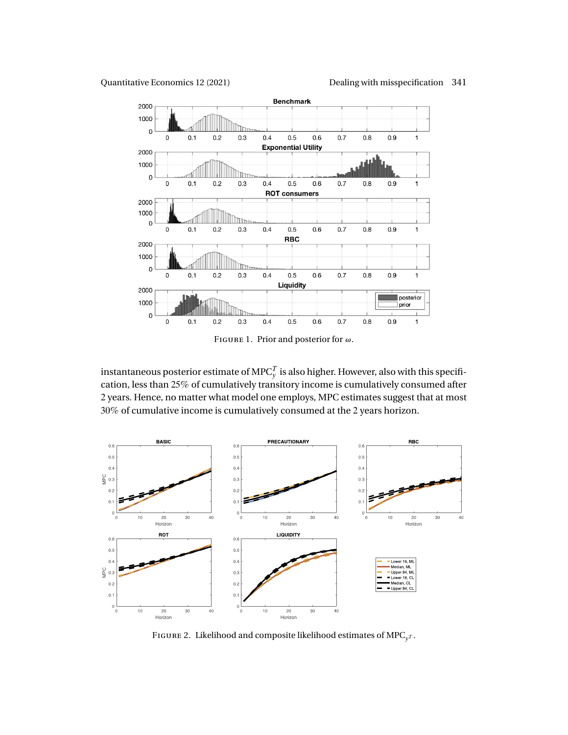FIGURE 1. Prior and posterior for $\omega$.

instantaneous posterior estimate of $\text{MPC}_y^T$ is also higher. However, also with this specification, less than 25% of cumulatively transitory income is cumulatively consumed after 2 years. Hence, no matter what model one employs, MPC estimates suggest that at most 30% of cumulative income is cumulatively consumed at the 2 years horizon.

FIGURE 2. Likelihood and composite likelihood estimates of $\text{MPC}_{y^T}$.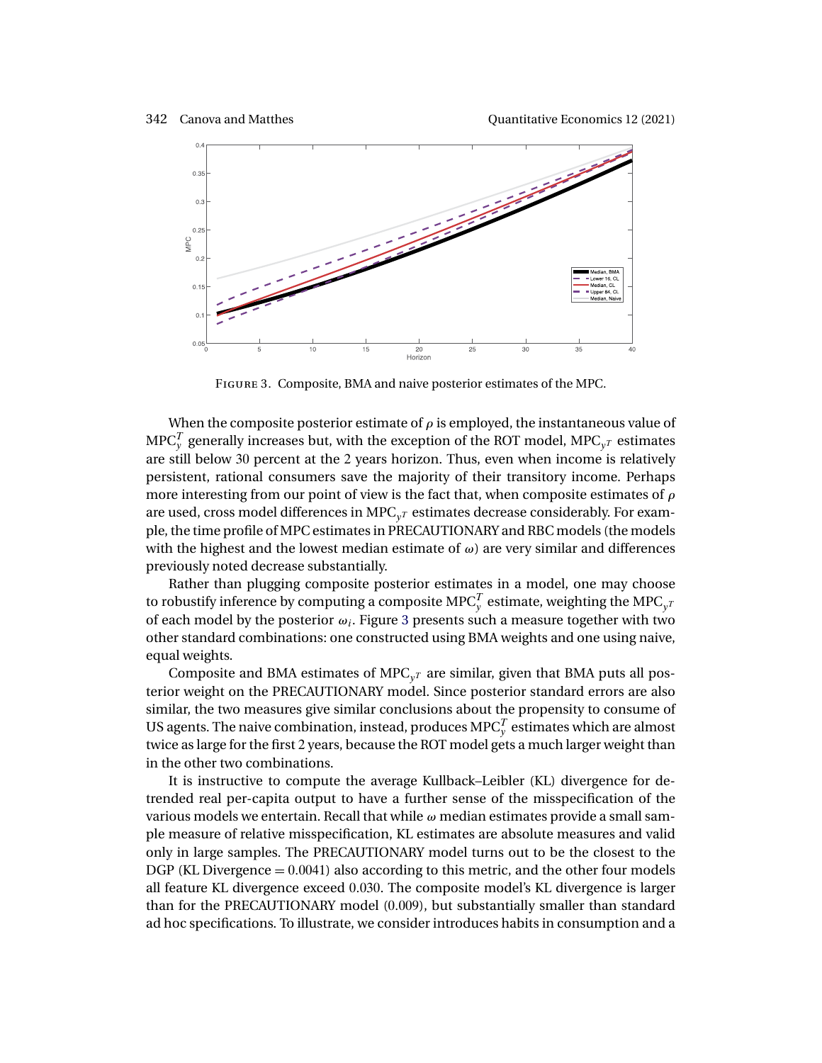FIGURE 3. Composite, BMA and naive posterior estimates of the MPC.

When the composite posterior estimate of $\rho$ is employed, the instantaneous value of $\text{MPC}_y^T$ generally increases but, with the exception of the ROT model, $\text{MPC}_{y^T}$ estimates are still below 30 percent at the 2 years horizon. Thus, even when income is relatively persistent, rational consumers save the majority of their transitory income. Perhaps more interesting from our point of view is the fact that, when composite estimates of $\rho$ are used, cross model differences in $\text{MPC}_{y^T}$ estimates decrease considerably. For example, the time profile of MPC estimates in PRECAUTIONARY and RBC models (the models with the highest and the lowest median estimate of $\omega$) are very similar and differences previously noted decrease substantially.

Rather than plugging composite posterior estimates in a model, one may choose to robustify inference by computing a composite $\text{MPC}_y^T$ estimate, weighting the $\text{MPC}_{y^T}$ of each model by the posterior $\omega_i$. Figure 3 presents such a measure together with two other standard combinations: one constructed using BMA weights and one using naive, equal weights.

Composite and BMA estimates of $\text{MPC}_{y^T}$ are similar, given that BMA puts all posterior weight on the PRECAUTIONARY model. Since posterior standard errors are also similar, the two measures give similar conclusions about the propensity to consume of US agents. The naive combination, instead, produces $\text{MPC}_y^T$ estimates which are almost twice as large for the first 2 years, because the ROT model gets a much larger weight than in the other two combinations.

It is instructive to compute the average Kullback–Leibler (KL) divergence for detrended real per-capita output to have a further sense of the misspecification of the various models we entertain. Recall that while $\omega$ median estimates provide a small sample measure of relative misspecification, KL estimates are absolute measures and valid only in large samples. The PRECAUTIONARY model turns out to be the closest to the DGP (KL Divergence $= 0.0041$) also according to this metric, and the other four models all feature KL divergence exceed 0.030. The composite model's KL divergence is larger than for the PRECAUTIONARY model (0.009), but substantially smaller than standard ad hoc specifications. To illustrate, we consider introduces habits in consumption and a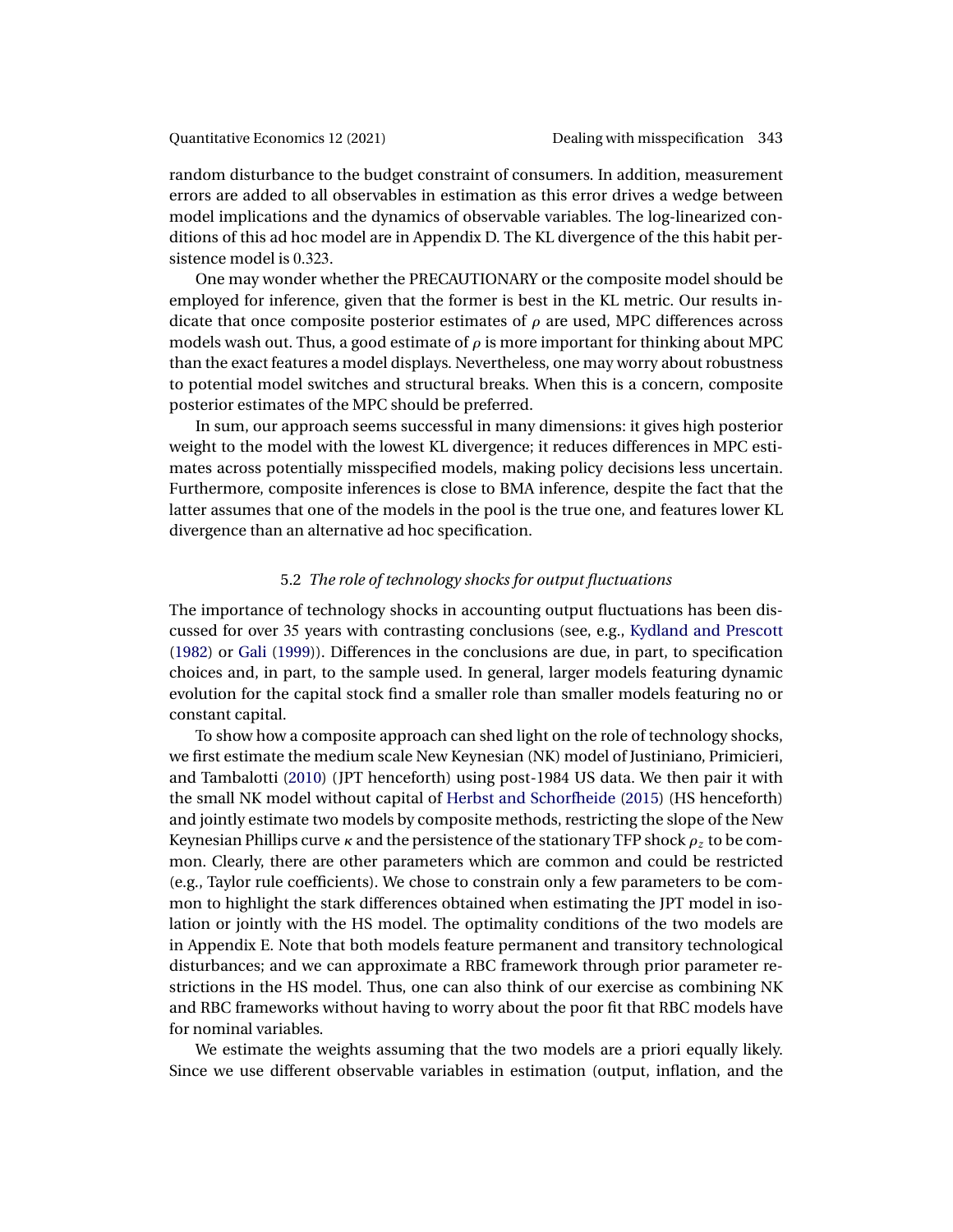random disturbance to the budget constraint of consumers. In addition, measurement errors are added to all observables in estimation as this error drives a wedge between model implications and the dynamics of observable variables. The log-linearized conditions of this ad hoc model are in Appendix D. The KL divergence of the this habit persistence model is 0.323.

One may wonder whether the PRECAUTIONARY or the composite model should be employed for inference, given that the former is best in the KL metric. Our results indicate that once composite posterior estimates of $\rho$ are used, MPC differences across models wash out. Thus, a good estimate of $\rho$ is more important for thinking about MPC than the exact features a model displays. Nevertheless, one may worry about robustness to potential model switches and structural breaks. When this is a concern, composite posterior estimates of the MPC should be preferred.

In sum, our approach seems successful in many dimensions: it gives high posterior weight to the model with the lowest KL divergence; it reduces differences in MPC estimates across potentially misspecified models, making policy decisions less uncertain. Furthermore, composite inferences is close to BMA inference, despite the fact that the latter assumes that one of the models in the pool is the true one, and features lower KL divergence than an alternative ad hoc specification.

### 5.2 *The role of technology shocks for output fluctuations*

The importance of technology shocks in accounting output fluctuations has been discussed for over 35 years with contrasting conclusions (see, e.g., Kydland and Prescott (1982) or Gali (1999)). Differences in the conclusions are due, in part, to specification choices and, in part, to the sample used. In general, larger models featuring dynamic evolution for the capital stock find a smaller role than smaller models featuring no or constant capital.

To show how a composite approach can shed light on the role of technology shocks, we first estimate the medium scale New Keynesian (NK) model of Justiniano, Primicieri, and Tambalotti (2010) (JPT henceforth) using post-1984 US data. We then pair it with the small NK model without capital of Herbst and Schorfheide (2015) (HS henceforth) and jointly estimate two models by composite methods, restricting the slope of the New Keynesian Phillips curve $\kappa$ and the persistence of the stationary TFP shock $\rho_z$ to be common. Clearly, there are other parameters which are common and could be restricted (e.g., Taylor rule coefficients). We chose to constrain only a few parameters to be common to highlight the stark differences obtained when estimating the JPT model in isolation or jointly with the HS model. The optimality conditions of the two models are in Appendix E. Note that both models feature permanent and transitory technological disturbances; and we can approximate a RBC framework through prior parameter restrictions in the HS model. Thus, one can also think of our exercise as combining NK and RBC frameworks without having to worry about the poor fit that RBC models have for nominal variables.

We estimate the weights assuming that the two models are a priori equally likely. Since we use different observable variables in estimation (output, inflation, and the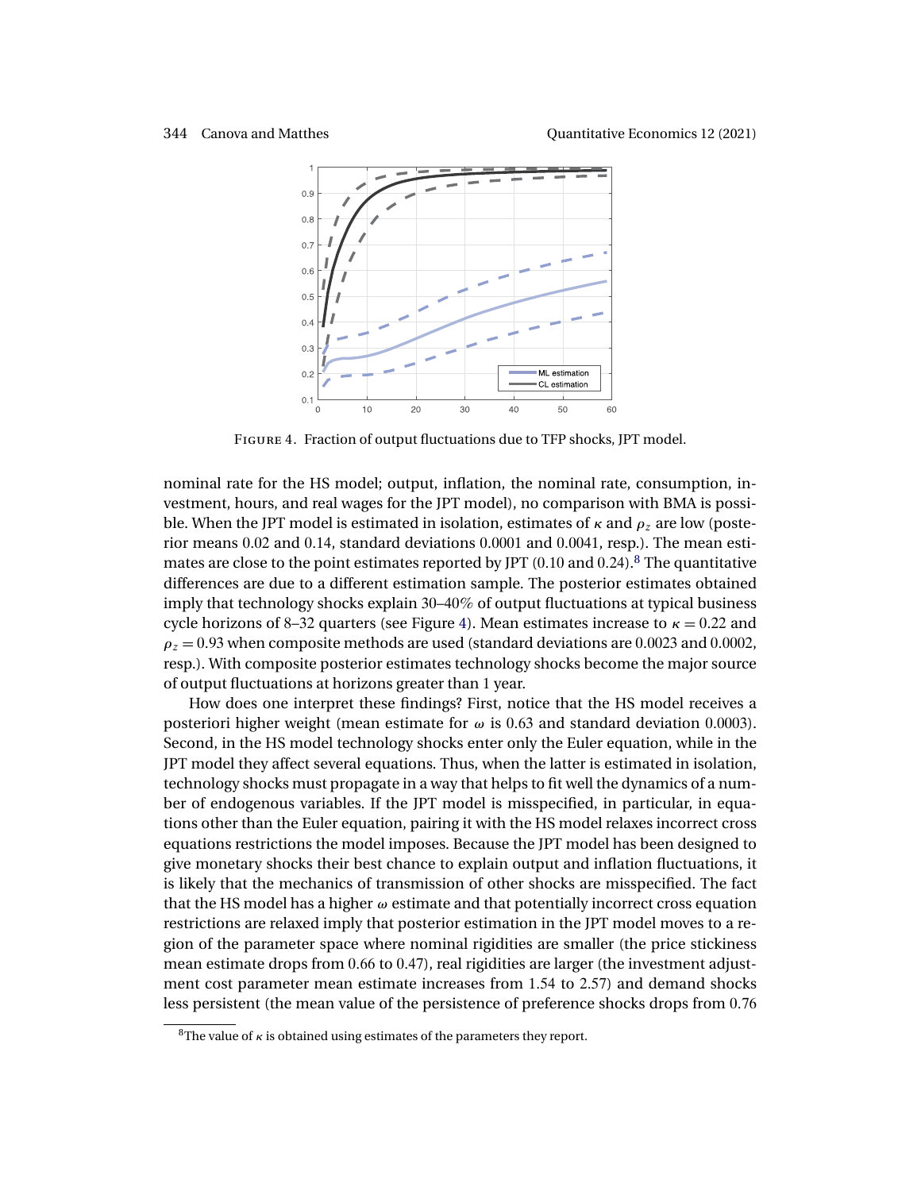FIGURE 4. Fraction of output fluctuations due to TFP shocks, JPT model.

nominal rate for the HS model; output, inflation, the nominal rate, consumption, investment, hours, and real wages for the JPT model), no comparison with BMA is possible. When the JPT model is estimated in isolation, estimates of $\kappa$ and $\rho_z$ are low (posterior means 0.02 and 0.14, standard deviations 0.0001 and 0.0041, resp.). The mean estimates are close to the point estimates reported by JPT (0.10 and 0.24).[8] The quantitative differences are due to a different estimation sample. The posterior estimates obtained imply that technology shocks explain 30–40% of output fluctuations at typical business cycle horizons of 8–32 quarters (see Figure 4). Mean estimates increase to $\kappa = 0.22$ and $\rho_z = 0.93$ when composite methods are used (standard deviations are 0.0023 and 0.0002, resp.). With composite posterior estimates technology shocks become the major source of output fluctuations at horizons greater than 1 year.

How does one interpret these findings? First, notice that the HS model receives a posteriori higher weight (mean estimate for $\omega$ is 0.63 and standard deviation 0.0003). Second, in the HS model technology shocks enter only the Euler equation, while in the JPT model they affect several equations. Thus, when the latter is estimated in isolation, technology shocks must propagate in a way that helps to fit well the dynamics of a number of endogenous variables. If the JPT model is misspecified, in particular, in equations other than the Euler equation, pairing it with the HS model relaxes incorrect cross equations restrictions the model imposes. Because the JPT model has been designed to give monetary shocks their best chance to explain output and inflation fluctuations, it is likely that the mechanics of transmission of other shocks are misspecified. The fact that the HS model has a higher $\omega$ estimate and that potentially incorrect cross equation restrictions are relaxed imply that posterior estimation in the JPT model moves to a region of the parameter space where nominal rigidities are smaller (the price stickiness mean estimate drops from 0.66 to 0.47), real rigidities are larger (the investment adjustment cost parameter mean estimate increases from 1.54 to 2.57) and demand shocks less persistent (the mean value of the persistence of preference shocks drops from 0.76

[8] The value of $\kappa$ is obtained using estimates of the parameters they report.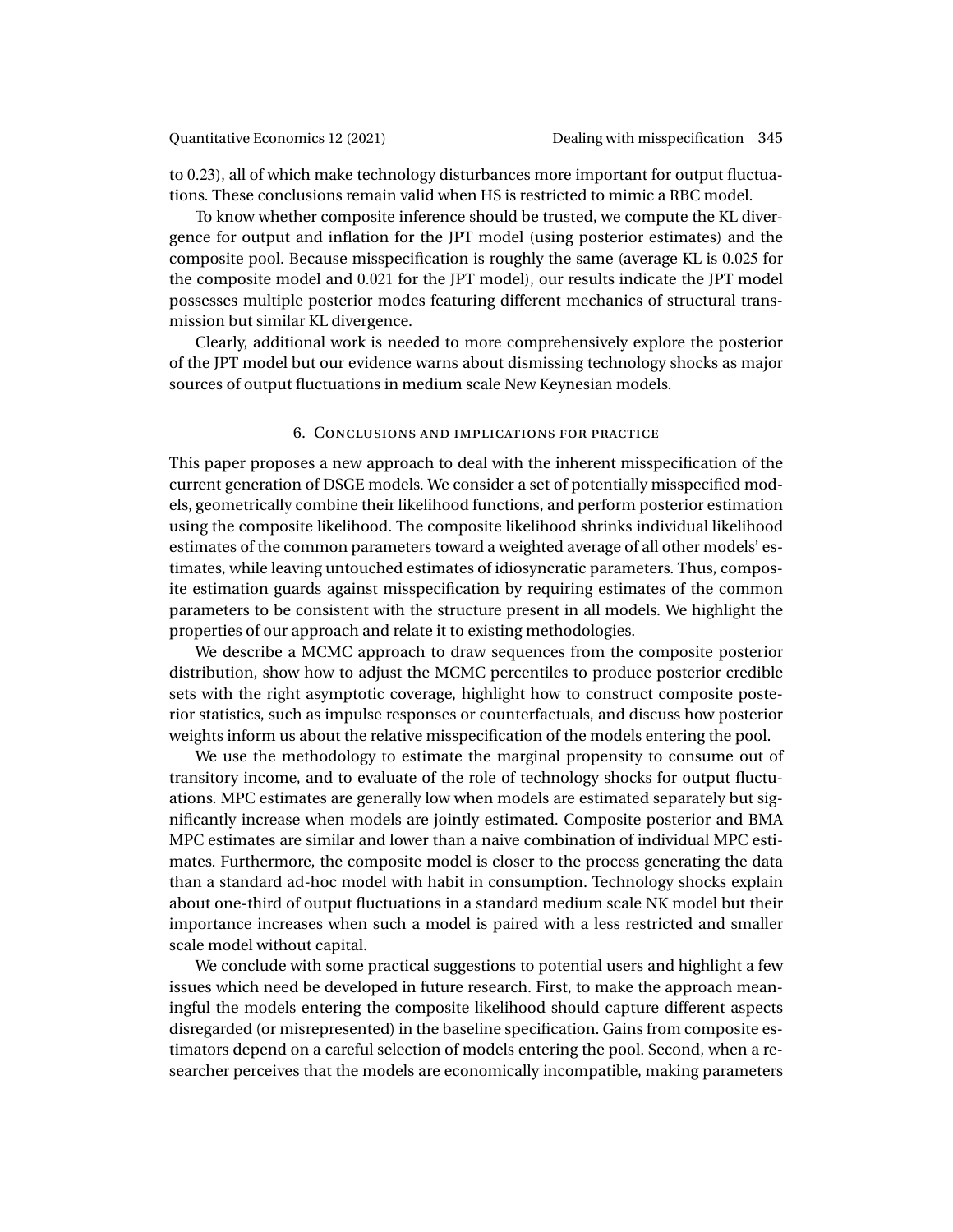to 0.23), all of which make technology disturbances more important for output fluctuations. These conclusions remain valid when HS is restricted to mimic a RBC model.

To know whether composite inference should be trusted, we compute the KL divergence for output and inflation for the JPT model (using posterior estimates) and the composite pool. Because misspecification is roughly the same (average KL is 0.025 for the composite model and 0.021 for the JPT model), our results indicate the JPT model possesses multiple posterior modes featuring different mechanics of structural transmission but similar KL divergence.

Clearly, additional work is needed to more comprehensively explore the posterior of the JPT model but our evidence warns about dismissing technology shocks as major sources of output fluctuations in medium scale New Keynesian models.

## 6. Conclusions and implications for practice

This paper proposes a new approach to deal with the inherent misspecification of the current generation of DSGE models. We consider a set of potentially misspecified models, geometrically combine their likelihood functions, and perform posterior estimation using the composite likelihood. The composite likelihood shrinks individual likelihood estimates of the common parameters toward a weighted average of all other models' estimates, while leaving untouched estimates of idiosyncratic parameters. Thus, composite estimation guards against misspecification by requiring estimates of the common parameters to be consistent with the structure present in all models. We highlight the properties of our approach and relate it to existing methodologies.

We describe a MCMC approach to draw sequences from the composite posterior distribution, show how to adjust the MCMC percentiles to produce posterior credible sets with the right asymptotic coverage, highlight how to construct composite posterior statistics, such as impulse responses or counterfactuals, and discuss how posterior weights inform us about the relative misspecification of the models entering the pool.

We use the methodology to estimate the marginal propensity to consume out of transitory income, and to evaluate of the role of technology shocks for output fluctuations. MPC estimates are generally low when models are estimated separately but significantly increase when models are jointly estimated. Composite posterior and BMA MPC estimates are similar and lower than a naive combination of individual MPC estimates. Furthermore, the composite model is closer to the process generating the data than a standard ad-hoc model with habit in consumption. Technology shocks explain about one-third of output fluctuations in a standard medium scale NK model but their importance increases when such a model is paired with a less restricted and smaller scale model without capital.

We conclude with some practical suggestions to potential users and highlight a few issues which need be developed in future research. First, to make the approach meaningful the models entering the composite likelihood should capture different aspects disregarded (or misrepresented) in the baseline specification. Gains from composite estimators depend on a careful selection of models entering the pool. Second, when a researcher perceives that the models are economically incompatible, making parameters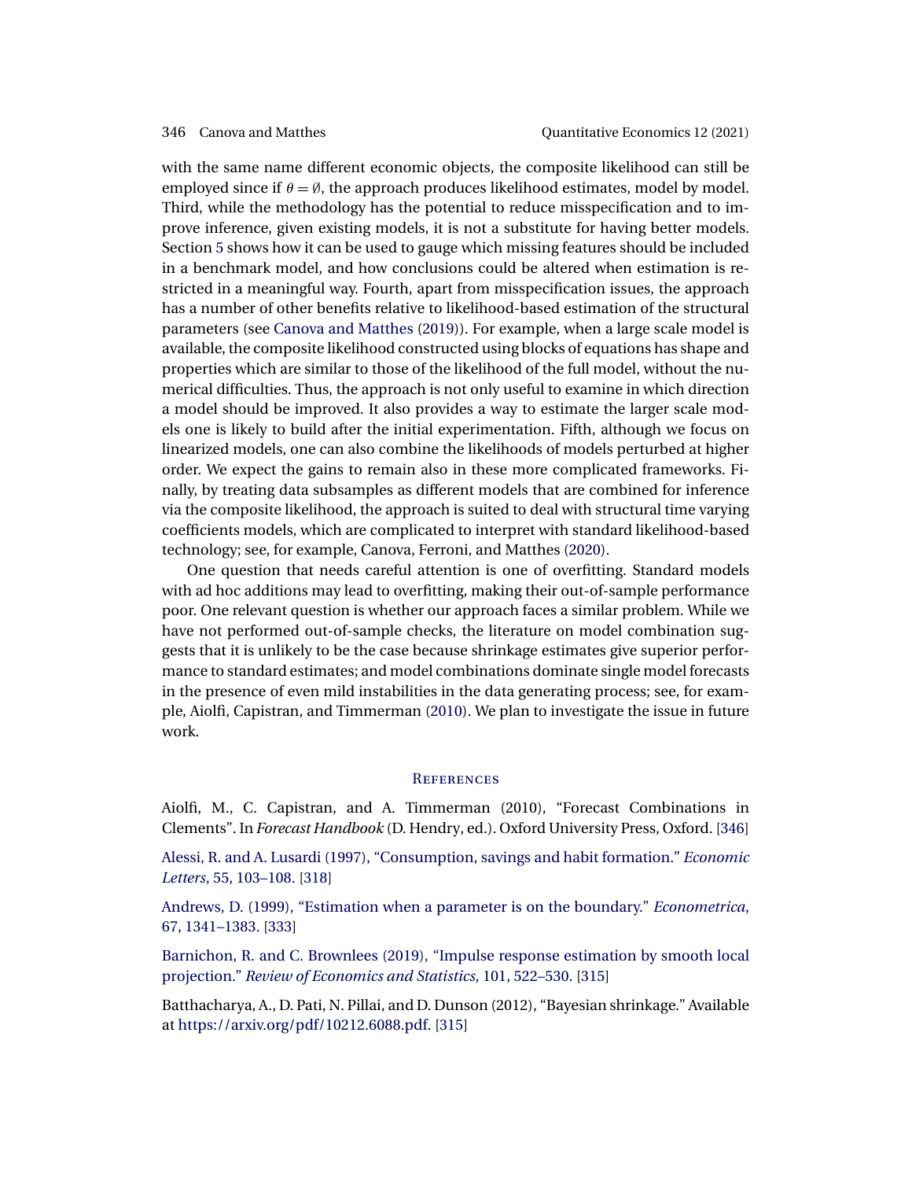with the same name different economic objects, the composite likelihood can still be employed since if $\theta = \emptyset$, the approach produces likelihood estimates, model by model. Third, while the methodology has the potential to reduce misspecification and to improve inference, given existing models, it is not a substitute for having better models. Section 5 shows how it can be used to gauge which missing features should be included in a benchmark model, and how conclusions could be altered when estimation is restricted in a meaningful way. Fourth, apart from misspecification issues, the approach has a number of other benefits relative to likelihood-based estimation of the structural parameters (see Canova and Matthes (2019)). For example, when a large scale model is available, the composite likelihood constructed using blocks of equations has shape and properties which are similar to those of the likelihood of the full model, without the numerical difficulties. Thus, the approach is not only useful to examine in which direction a model should be improved. It also provides a way to estimate the larger scale models one is likely to build after the initial experimentation. Fifth, although we focus on linearized models, one can also combine the likelihoods of models perturbed at higher order. We expect the gains to remain also in these more complicated frameworks. Finally, by treating data subsamples as different models that are combined for inference via the composite likelihood, the approach is suited to deal with structural time varying coefficients models, which are complicated to interpret with standard likelihood-based technology; see, for example, Canova, Ferroni, and Matthes (2020).

One question that needs careful attention is one of overfitting. Standard models with ad hoc additions may lead to overfitting, making their out-of-sample performance poor. One relevant question is whether our approach faces a similar problem. While we have not performed out-of-sample checks, the literature on model combination suggests that it is unlikely to be the case because shrinkage estimates give superior performance to standard estimates; and model combinations dominate single model forecasts in the presence of even mild instabilities in the data generating process; see, for example, Aiolfi, Capistran, and Timmerman (2010). We plan to investigate the issue in future work.

## References

Aiolfi, M., C. Capistran, and A. Timmerman (2010), "Forecast Combinations in Clements". In *Forecast Handbook* (D. Hendry, ed.). Oxford University Press, Oxford. [346]

Alessi, R. and A. Lusardi (1997), "Consumption, savings and habit formation." *Economic Letters*, 55, 103–108. [318]

Andrews, D. (1999), "Estimation when a parameter is on the boundary." *Econometrica*, 67, 1341–1383. [333]

Barnichon, R. and C. Brownlees (2019), "Impulse response estimation by smooth local projection." *Review of Economics and Statistics*, 101, 522–530. [315]

Batthacharya, A., D. Pati, N. Pillai, and D. Dunson (2012), "Bayesian shrinkage." Available at https://arxiv.org/pdf/10212.6088.pdf. [315]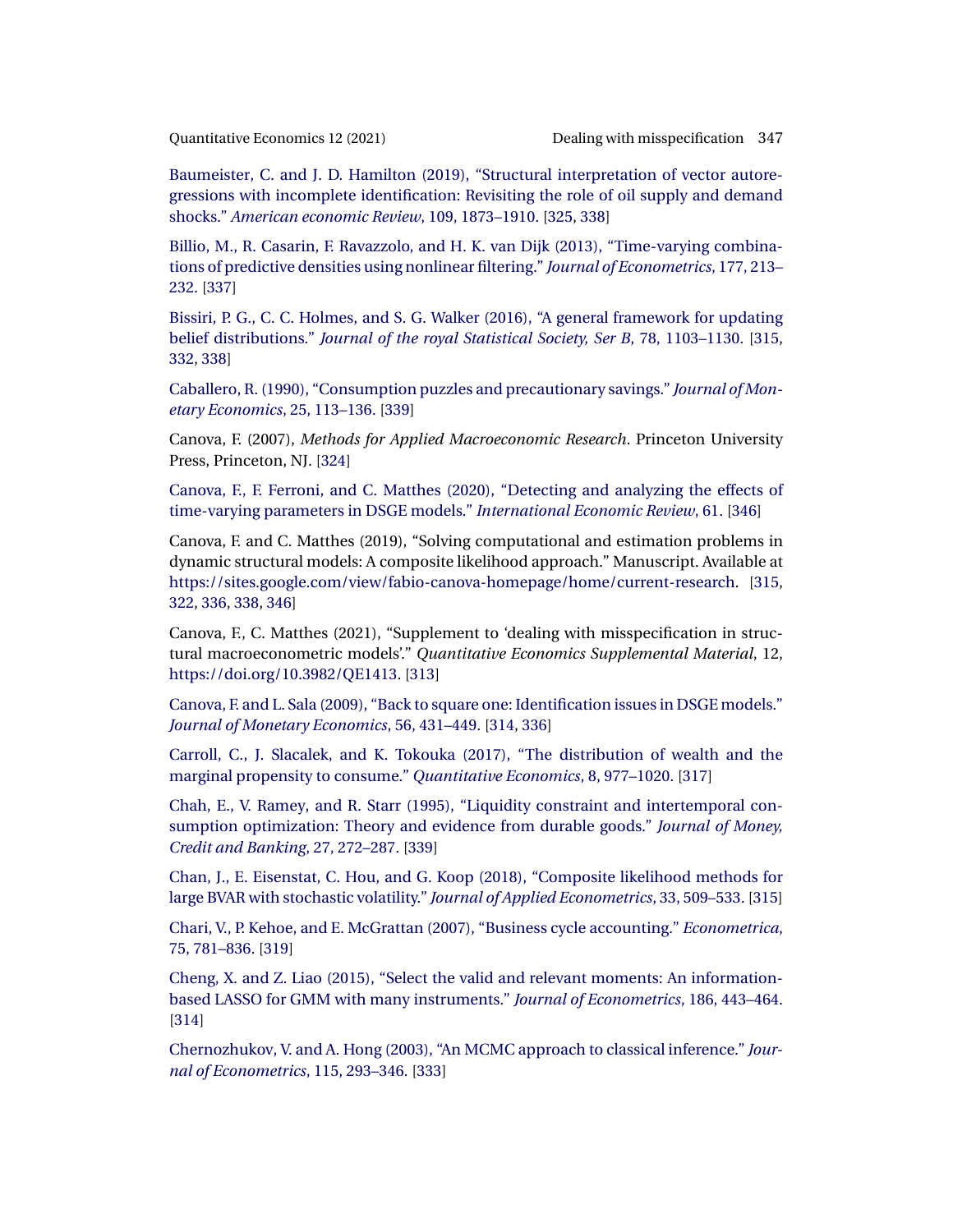Baumeister, C. and J. D. Hamilton (2019), "Structural interpretation of vector autoregressions with incomplete identification: Revisiting the role of oil supply and demand shocks." *American economic Review*, 109, 1873–1910. [325, 338]

Billio, M., R. Casarin, F. Ravazzolo, and H. K. van Dijk (2013), "Time-varying combinations of predictive densities using nonlinear filtering." *Journal of Econometrics*, 177, 213–232. [337]

Bissiri, P. G., C. C. Holmes, and S. G. Walker (2016), "A general framework for updating belief distributions." *Journal of the royal Statistical Society, Ser B*, 78, 1103–1130. [315, 332, 338]

Caballero, R. (1990), "Consumption puzzles and precautionary savings." *Journal of Monetary Economics*, 25, 113–136. [339]

Canova, F. (2007), *Methods for Applied Macroeconomic Research*. Princeton University Press, Princeton, NJ. [324]

Canova, F., F. Ferroni, and C. Matthes (2020), "Detecting and analyzing the effects of time-varying parameters in DSGE models." *International Economic Review*, 61. [346]

Canova, F. and C. Matthes (2019), "Solving computational and estimation problems in dynamic structural models: A composite likelihood approach." Manuscript. Available at https://sites.google.com/view/fabio-canova-homepage/home/current-research. [315, 322, 336, 338, 346]

Canova, F., C. Matthes (2021), "Supplement to 'dealing with misspecification in structural macroeconometric models'." *Quantitative Economics Supplemental Material*, 12, https://doi.org/10.3982/QE1413. [313]

Canova, F. and L. Sala (2009), "Back to square one: Identification issues in DSGE models." *Journal of Monetary Economics*, 56, 431–449. [314, 336]

Carroll, C., J. Slacalek, and K. Tokouka (2017), "The distribution of wealth and the marginal propensity to consume." *Quantitative Economics*, 8, 977–1020. [317]

Chah, E., V. Ramey, and R. Starr (1995), "Liquidity constraint and intertemporal consumption optimization: Theory and evidence from durable goods." *Journal of Money, Credit and Banking*, 27, 272–287. [339]

Chan, J., E. Eisenstat, C. Hou, and G. Koop (2018), "Composite likelihood methods for large BVAR with stochastic volatility." *Journal of Applied Econometrics*, 33, 509–533. [315]

Chari, V., P. Kehoe, and E. McGrattan (2007), "Business cycle accounting." *Econometrica*, 75, 781–836. [319]

Cheng, X. and Z. Liao (2015), "Select the valid and relevant moments: An information-based LASSO for GMM with many instruments." *Journal of Econometrics*, 186, 443–464. [314]

Chernozhukov, V. and A. Hong (2003), "An MCMC approach to classical inference." *Journal of Econometrics*, 115, 293–346. [333]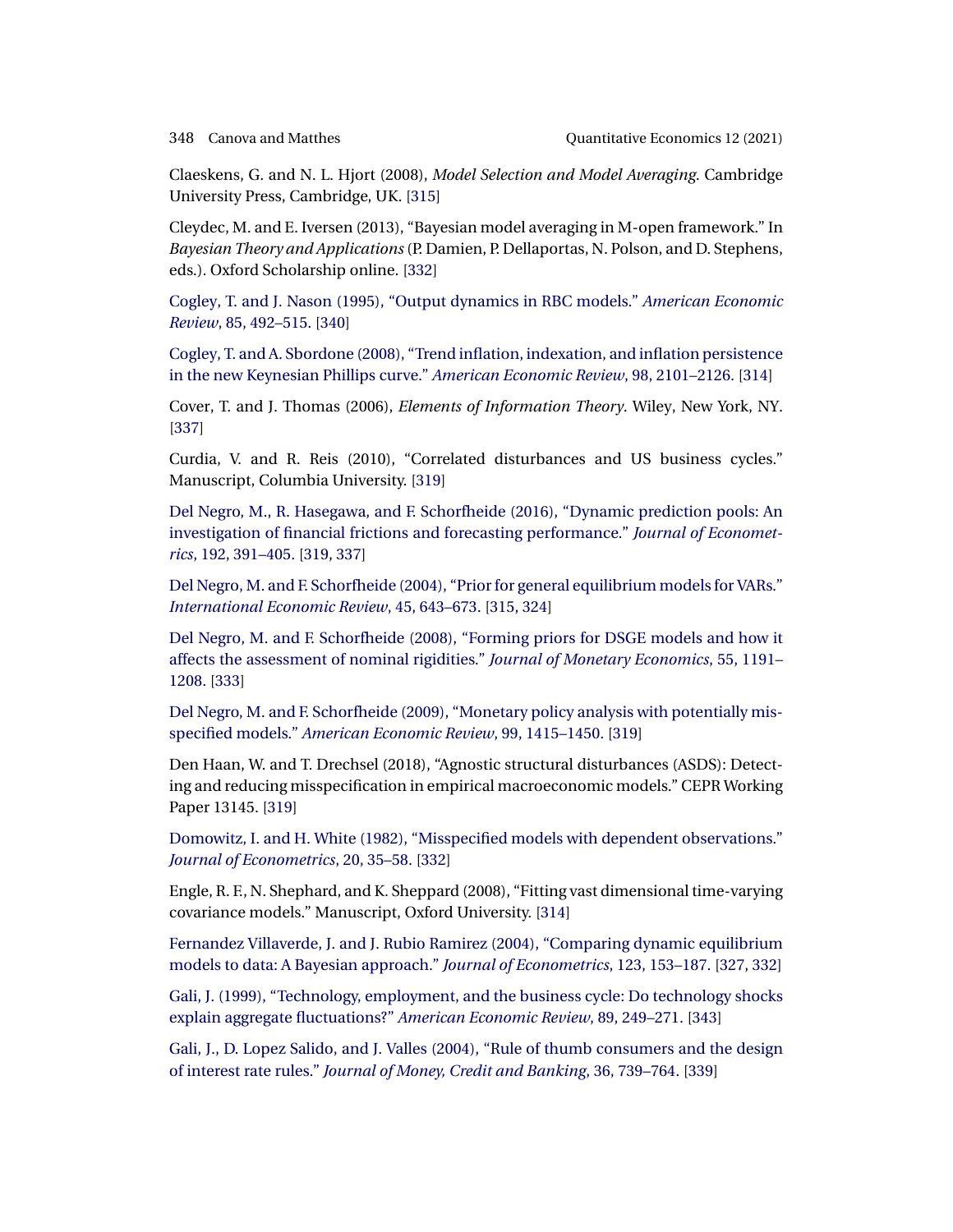Claeskens, G. and N. L. Hjort (2008), *Model Selection and Model Averaging*. Cambridge University Press, Cambridge, UK. [315]

Cleydec, M. and E. Iversen (2013), "Bayesian model averaging in M-open framework." In *Bayesian Theory and Applications* (P. Damien, P. Dellaportas, N. Polson, and D. Stephens, eds.). Oxford Scholarship online. [332]

Cogley, T. and J. Nason (1995), "Output dynamics in RBC models." *American Economic Review*, 85, 492–515. [340]

Cogley, T. and A. Sbordone (2008), "Trend inflation, indexation, and inflation persistence in the new Keynesian Phillips curve." *American Economic Review*, 98, 2101–2126. [314]

Cover, T. and J. Thomas (2006), *Elements of Information Theory*. Wiley, New York, NY. [337]

Curdia, V. and R. Reis (2010), "Correlated disturbances and US business cycles." Manuscript, Columbia University. [319]

Del Negro, M., R. Hasegawa, and F. Schorfheide (2016), "Dynamic prediction pools: An investigation of financial frictions and forecasting performance." *Journal of Econometrics*, 192, 391–405. [319, 337]

Del Negro, M. and F. Schorfheide (2004), "Prior for general equilibrium models for VARs." *International Economic Review*, 45, 643–673. [315, 324]

Del Negro, M. and F. Schorfheide (2008), "Forming priors for DSGE models and how it affects the assessment of nominal rigidities." *Journal of Monetary Economics*, 55, 1191–1208. [333]

Del Negro, M. and F. Schorfheide (2009), "Monetary policy analysis with potentially misspecified models." *American Economic Review*, 99, 1415–1450. [319]

Den Haan, W. and T. Drechsel (2018), "Agnostic structural disturbances (ASDS): Detecting and reducing misspecification in empirical macroeconomic models." CEPR Working Paper 13145. [319]

Domowitz, I. and H. White (1982), "Misspecified models with dependent observations." *Journal of Econometrics*, 20, 35–58. [332]

Engle, R. F., N. Shephard, and K. Sheppard (2008), "Fitting vast dimensional time-varying covariance models." Manuscript, Oxford University. [314]

Fernandez Villaverde, J. and J. Rubio Ramirez (2004), "Comparing dynamic equilibrium models to data: A Bayesian approach." *Journal of Econometrics*, 123, 153–187. [327, 332]

Gali, J. (1999), "Technology, employment, and the business cycle: Do technology shocks explain aggregate fluctuations?" *American Economic Review*, 89, 249–271. [343]

Gali, J., D. Lopez Salido, and J. Valles (2004), "Rule of thumb consumers and the design of interest rate rules." *Journal of Money, Credit and Banking*, 36, 739–764. [339]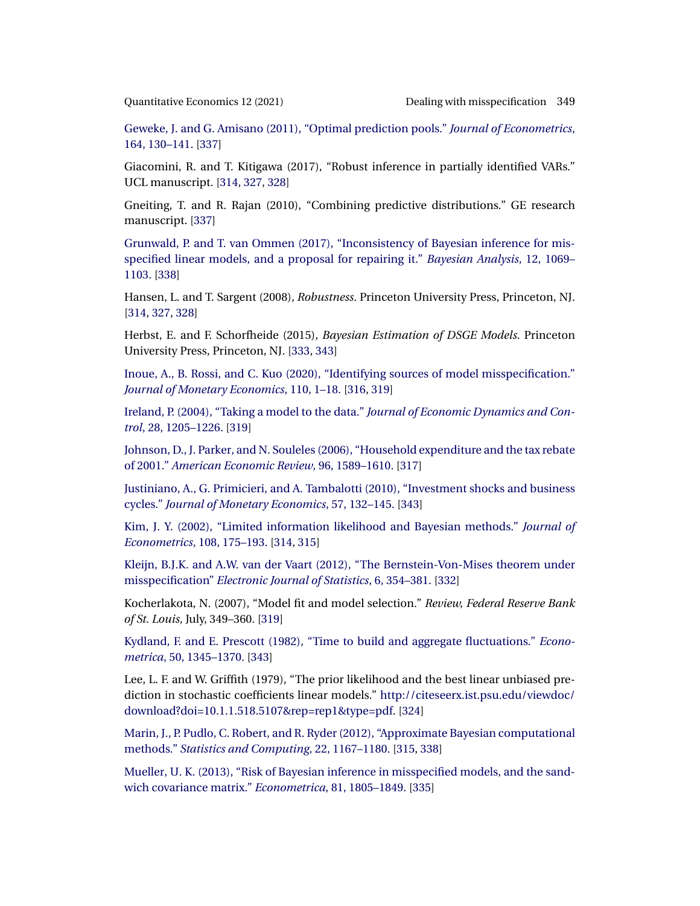Geweke, J. and G. Amisano (2011), "Optimal prediction pools." *Journal of Econometrics*, 164, 130–141. [337]

Giacomini, R. and T. Kitigawa (2017), "Robust inference in partially identified VARs." UCL manuscript. [314, 327, 328]

Gneiting, T. and R. Rajan (2010), "Combining predictive distributions." GE research manuscript. [337]

Grunwald, P. and T. van Ommen (2017), "Inconsistency of Bayesian inference for misspecified linear models, and a proposal for repairing it." *Bayesian Analysis*, 12, 1069–1103. [338]

Hansen, L. and T. Sargent (2008), *Robustness*. Princeton University Press, Princeton, NJ. [314, 327, 328]

Herbst, E. and F. Schorfheide (2015), *Bayesian Estimation of DSGE Models*. Princeton University Press, Princeton, NJ. [333, 343]

Inoue, A., B. Rossi, and C. Kuo (2020), "Identifying sources of model misspecification." *Journal of Monetary Economics*, 110, 1–18. [316, 319]

Ireland, P. (2004), "Taking a model to the data." *Journal of Economic Dynamics and Control*, 28, 1205–1226. [319]

Johnson, D., J. Parker, and N. Souleles (2006), "Household expenditure and the tax rebate of 2001." *American Economic Review*, 96, 1589–1610. [317]

Justiniano, A., G. Primicieri, and A. Tambalotti (2010), "Investment shocks and business cycles." *Journal of Monetary Economics*, 57, 132–145. [343]

Kim, J. Y. (2002), "Limited information likelihood and Bayesian methods." *Journal of Econometrics*, 108, 175–193. [314, 315]

Kleijn, B.J.K. and A.W. van der Vaart (2012), "The Bernstein-Von-Mises theorem under misspecification" *Electronic Journal of Statistics*, 6, 354–381. [332]

Kocherlakota, N. (2007), "Model fit and model selection." *Review, Federal Reserve Bank of St. Louis*, July, 349–360. [319]

Kydland, F. and E. Prescott (1982), "Time to build and aggregate fluctuations." *Econometrica*, 50, 1345–1370. [343]

Lee, L. F. and W. Griffith (1979), "The prior likelihood and the best linear unbiased prediction in stochastic coefficients linear models." http://citeseerx.ist.psu.edu/viewdoc/download?doi=10.1.1.518.5107&rep=rep1&type=pdf. [324]

Marin, J., P. Pudlo, C. Robert, and R. Ryder (2012), "Approximate Bayesian computational methods." *Statistics and Computing*, 22, 1167–1180. [315, 338]

Mueller, U. K. (2013), "Risk of Bayesian inference in misspecified models, and the sandwich covariance matrix." *Econometrica*, 81, 1805–1849. [335]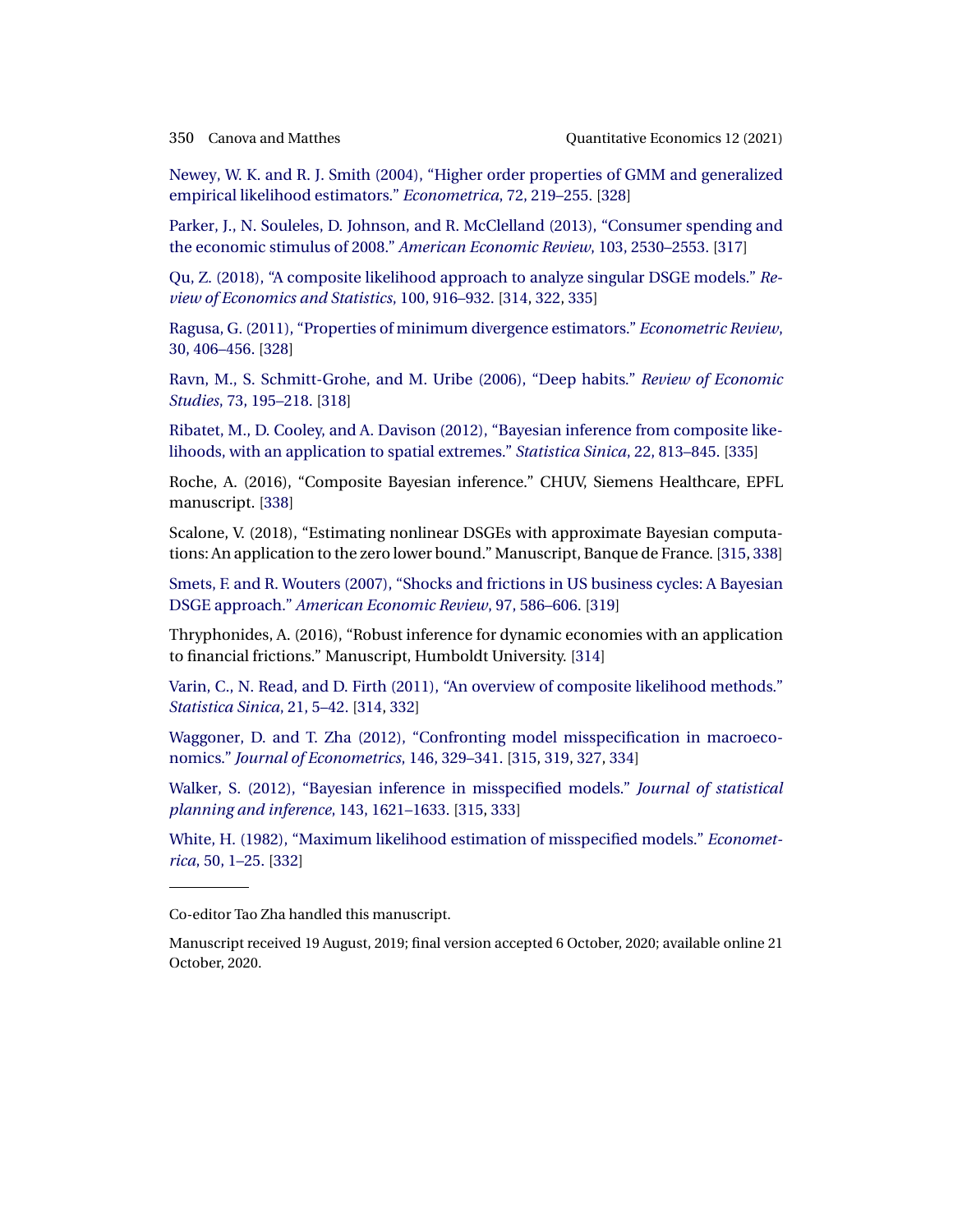Newey, W. K. and R. J. Smith (2004), "Higher order properties of GMM and generalized empirical likelihood estimators." *Econometrica*, 72, 219–255. [328]

Parker, J., N. Souleles, D. Johnson, and R. McClelland (2013), "Consumer spending and the economic stimulus of 2008." *American Economic Review*, 103, 2530–2553. [317]

Qu, Z. (2018), "A composite likelihood approach to analyze singular DSGE models." *Review of Economics and Statistics*, 100, 916–932. [314, 322, 335]

Ragusa, G. (2011), "Properties of minimum divergence estimators." *Econometric Review*, 30, 406–456. [328]

Ravn, M., S. Schmitt-Grohe, and M. Uribe (2006), "Deep habits." *Review of Economic Studies*, 73, 195–218. [318]

Ribatet, M., D. Cooley, and A. Davison (2012), "Bayesian inference from composite likelihoods, with an application to spatial extremes." *Statistica Sinica*, 22, 813–845. [335]

Roche, A. (2016), "Composite Bayesian inference." CHUV, Siemens Healthcare, EPFL manuscript. [338]

Scalone, V. (2018), "Estimating nonlinear DSGEs with approximate Bayesian computations: An application to the zero lower bound." Manuscript, Banque de France. [315, 338]

Smets, F. and R. Wouters (2007), "Shocks and frictions in US business cycles: A Bayesian DSGE approach." *American Economic Review*, 97, 586–606. [319]

Thryphonides, A. (2016), "Robust inference for dynamic economies with an application to financial frictions." Manuscript, Humboldt University. [314]

Varin, C., N. Read, and D. Firth (2011), "An overview of composite likelihood methods." *Statistica Sinica*, 21, 5–42. [314, 332]

Waggoner, D. and T. Zha (2012), "Confronting model misspecification in macroeconomics." *Journal of Econometrics*, 146, 329–341. [315, 319, 327, 334]

Walker, S. (2012), "Bayesian inference in misspecified models." *Journal of statistical planning and inference*, 143, 1621–1633. [315, 333]

White, H. (1982), "Maximum likelihood estimation of misspecified models." *Econometrica*, 50, 1–25. [332]

---

Co-editor Tao Zha handled this manuscript.

Manuscript received 19 August, 2019; final version accepted 6 October, 2020; available online 21 October, 2020.